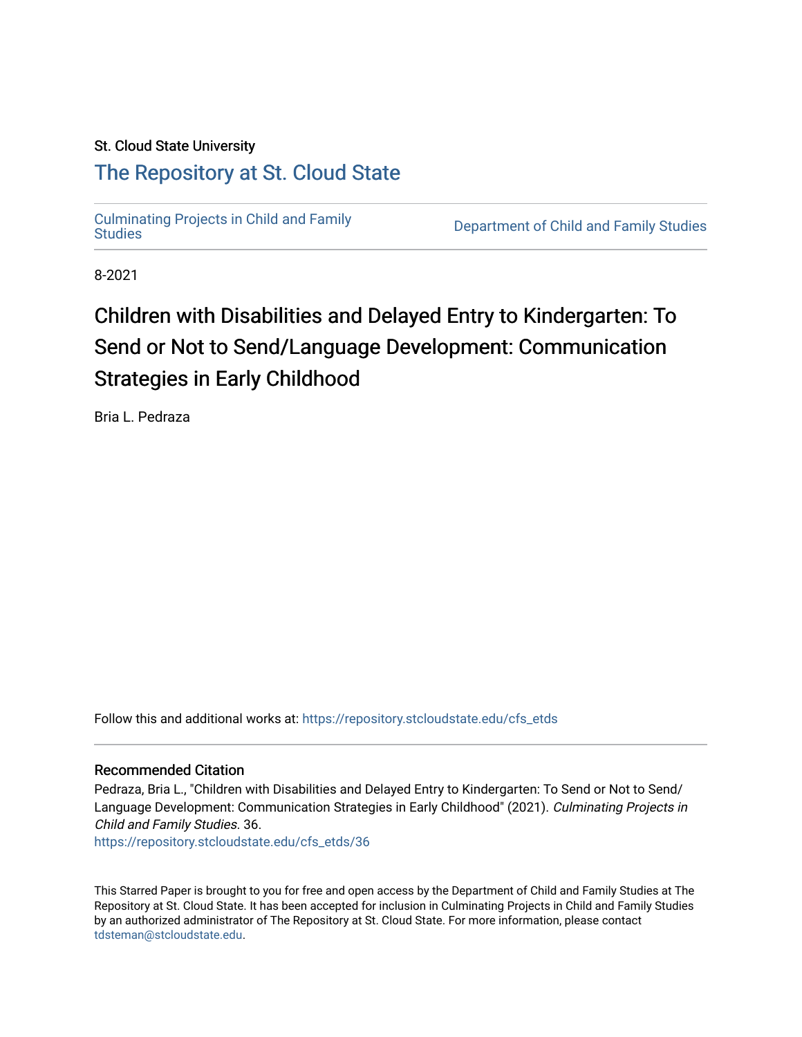St. Cloud State University

# The Repository at St. Cloud State

Culminating Projects in Child and Family Studies

Department of Child and Family Studies

8-2021

# Children with Disabilities and Delayed Entry to Kindergarten: To Send or Not to Send/Language Development: Communication Strategies in Early Childhood

Bria L. Pedraza

Follow this and additional works at: https://repository.stcloudstate.edu/cfs_etds

## Recommended Citation

Pedraza, Bria L., "Children with Disabilities and Delayed Entry to Kindergarten: To Send or Not to Send/Language Development: Communication Strategies in Early Childhood" (2021). *Culminating Projects in Child and Family Studies*. 36.
https://repository.stcloudstate.edu/cfs_etds/36

This Starred Paper is brought to you for free and open access by the Department of Child and Family Studies at The Repository at St. Cloud State. It has been accepted for inclusion in Culminating Projects in Child and Family Studies by an authorized administrator of The Repository at St. Cloud State. For more information, please contact tdsteman@stcloudstate.edu.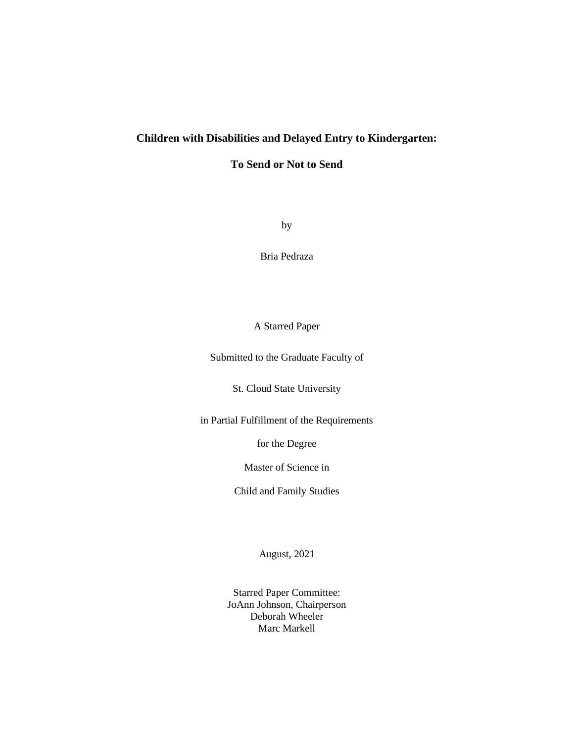**Children with Disabilities and Delayed Entry to Kindergarten:**

**To Send or Not to Send**

by

Bria Pedraza

A Starred Paper

Submitted to the Graduate Faculty of

St. Cloud State University

in Partial Fulfillment of the Requirements

for the Degree

Master of Science in

Child and Family Studies

August, 2021

Starred Paper Committee:
JoAnn Johnson, Chairperson
Deborah Wheeler
Marc Markell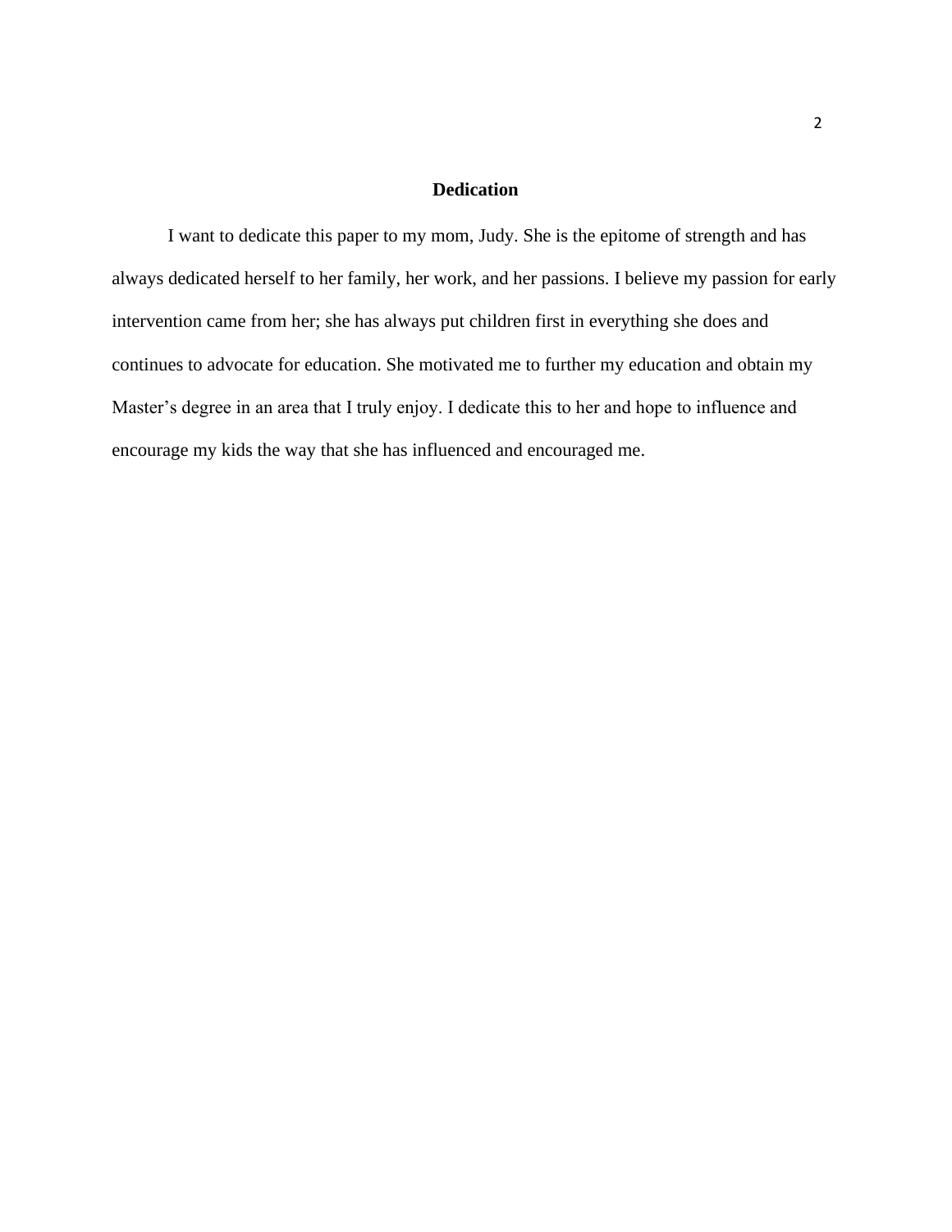# Dedication

I want to dedicate this paper to my mom, Judy. She is the epitome of strength and has always dedicated herself to her family, her work, and her passions. I believe my passion for early intervention came from her; she has always put children first in everything she does and continues to advocate for education. She motivated me to further my education and obtain my Master's degree in an area that I truly enjoy. I dedicate this to her and hope to influence and encourage my kids the way that she has influenced and encouraged me.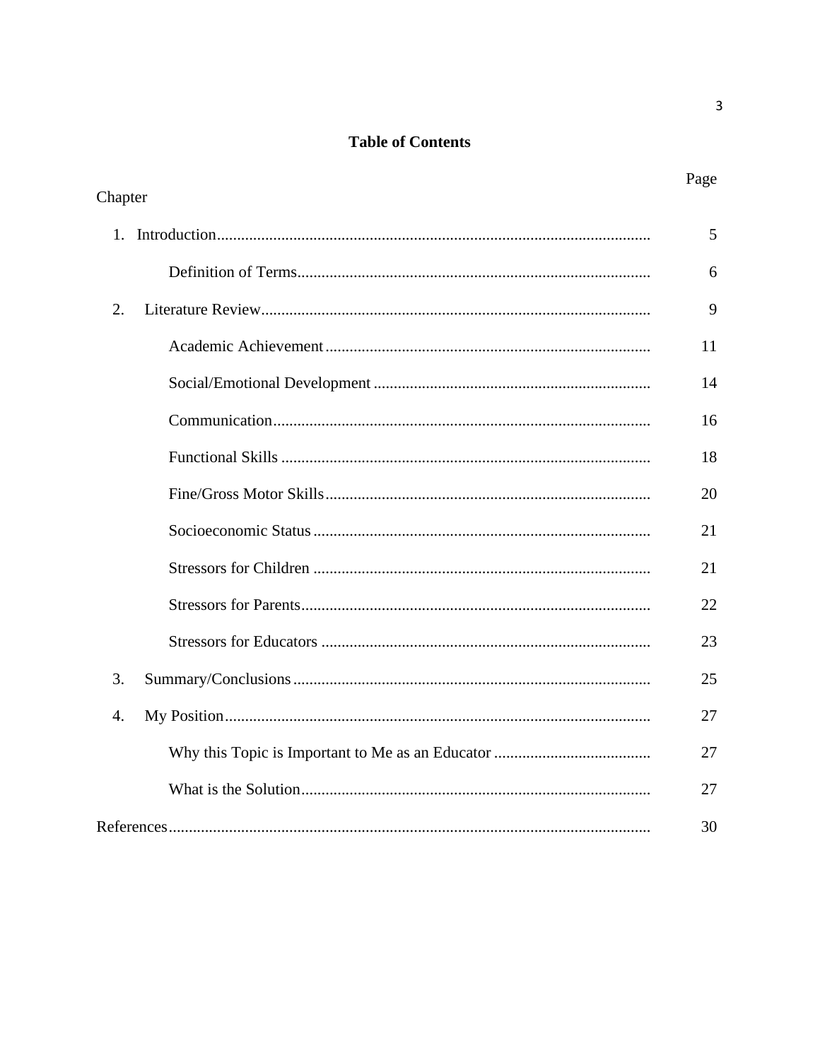**Table of Contents**

| Chapter | Page |
|---|---|
| 1. Introduction | 5 |
| Definition of Terms | 6 |
| 2. Literature Review | 9 |
| Academic Achievement | 11 |
| Social/Emotional Development | 14 |
| Communication | 16 |
| Functional Skills | 18 |
| Fine/Gross Motor Skills | 20 |
| Socioeconomic Status | 21 |
| Stressors for Children | 21 |
| Stressors for Parents | 22 |
| Stressors for Educators | 23 |
| 3. Summary/Conclusions | 25 |
| 4. My Position | 27 |
| Why this Topic is Important to Me as an Educator | 27 |
| What is the Solution | 27 |
| References | 30 |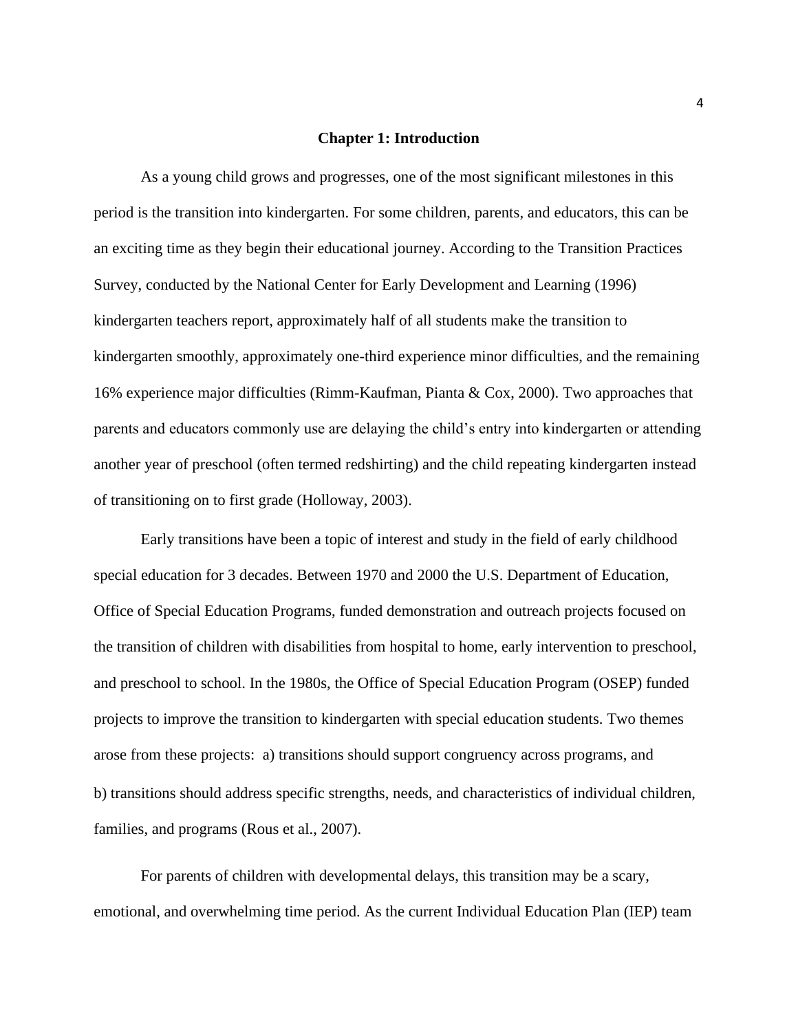# Chapter 1: Introduction

As a young child grows and progresses, one of the most significant milestones in this period is the transition into kindergarten. For some children, parents, and educators, this can be an exciting time as they begin their educational journey. According to the Transition Practices Survey, conducted by the National Center for Early Development and Learning (1996) kindergarten teachers report, approximately half of all students make the transition to kindergarten smoothly, approximately one-third experience minor difficulties, and the remaining 16% experience major difficulties (Rimm-Kaufman, Pianta & Cox, 2000). Two approaches that parents and educators commonly use are delaying the child's entry into kindergarten or attending another year of preschool (often termed redshirting) and the child repeating kindergarten instead of transitioning on to first grade (Holloway, 2003).

Early transitions have been a topic of interest and study in the field of early childhood special education for 3 decades. Between 1970 and 2000 the U.S. Department of Education, Office of Special Education Programs, funded demonstration and outreach projects focused on the transition of children with disabilities from hospital to home, early intervention to preschool, and preschool to school. In the 1980s, the Office of Special Education Program (OSEP) funded projects to improve the transition to kindergarten with special education students. Two themes arose from these projects: a) transitions should support congruency across programs, and b) transitions should address specific strengths, needs, and characteristics of individual children, families, and programs (Rous et al., 2007).

For parents of children with developmental delays, this transition may be a scary, emotional, and overwhelming time period. As the current Individual Education Plan (IEP) team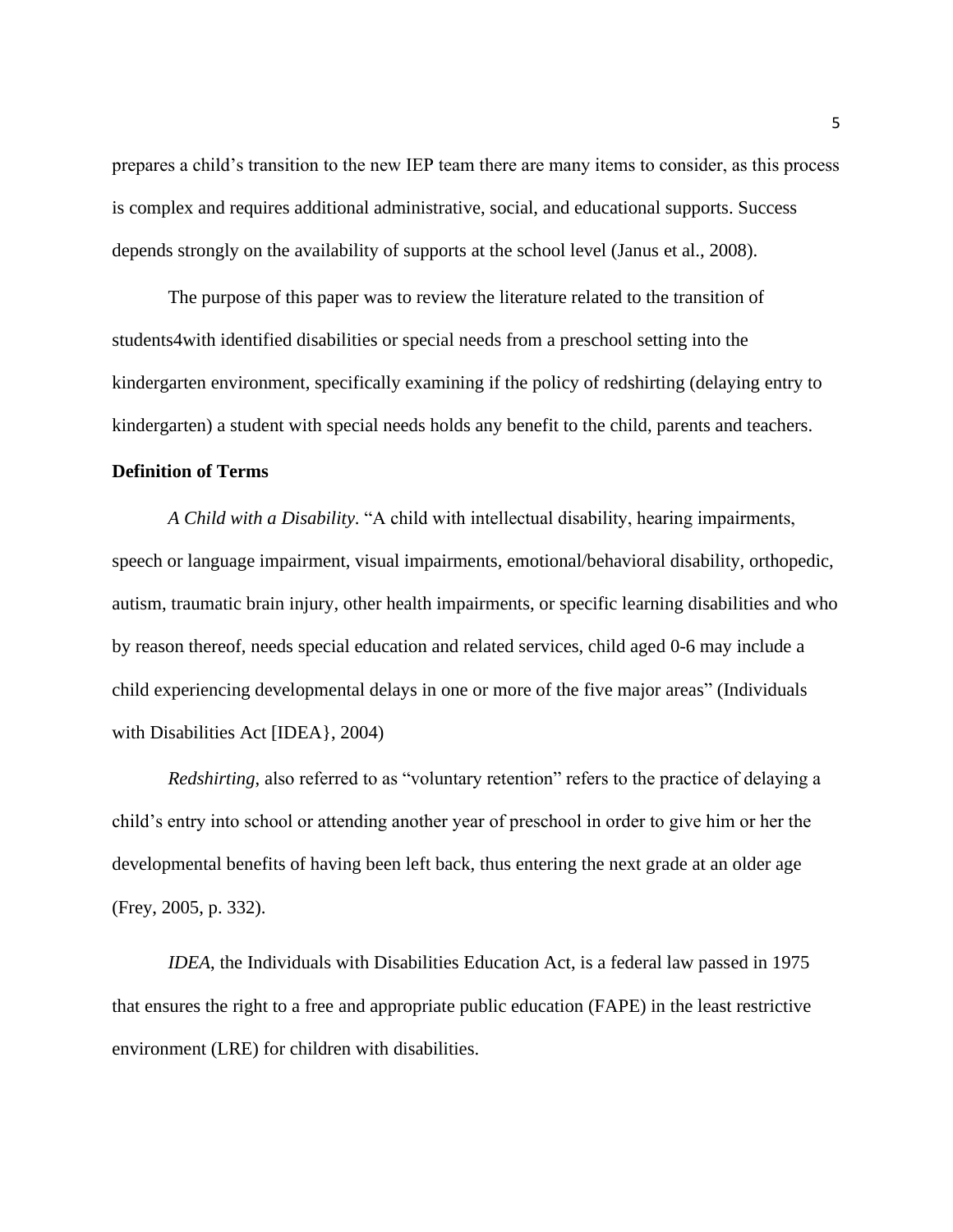prepares a child's transition to the new IEP team there are many items to consider, as this process is complex and requires additional administrative, social, and educational supports. Success depends strongly on the availability of supports at the school level (Janus et al., 2008).

The purpose of this paper was to review the literature related to the transition of students4with identified disabilities or special needs from a preschool setting into the kindergarten environment, specifically examining if the policy of redshirting (delaying entry to kindergarten) a student with special needs holds any benefit to the child, parents and teachers.

**Definition of Terms**

*A Child with a Disability*. "A child with intellectual disability, hearing impairments, speech or language impairment, visual impairments, emotional/behavioral disability, orthopedic, autism, traumatic brain injury, other health impairments, or specific learning disabilities and who by reason thereof, needs special education and related services, child aged 0-6 may include a child experiencing developmental delays in one or more of the five major areas" (Individuals with Disabilities Act [IDEA}, 2004)

*Redshirting*, also referred to as "voluntary retention" refers to the practice of delaying a child's entry into school or attending another year of preschool in order to give him or her the developmental benefits of having been left back, thus entering the next grade at an older age (Frey, 2005, p. 332).

*IDEA*, the Individuals with Disabilities Education Act, is a federal law passed in 1975 that ensures the right to a free and appropriate public education (FAPE) in the least restrictive environment (LRE) for children with disabilities.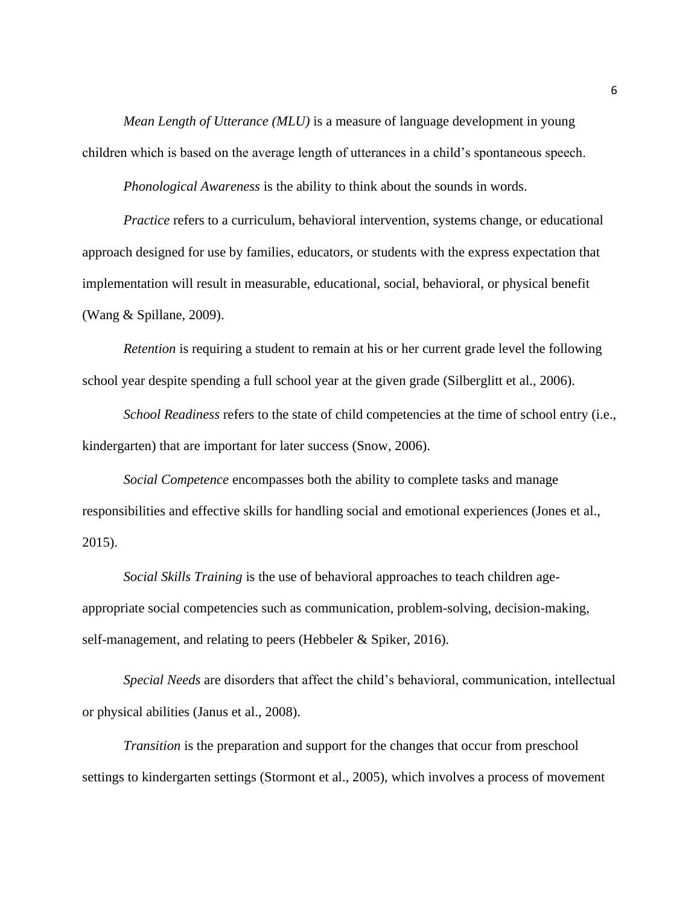*Mean Length of Utterance (MLU)* is a measure of language development in young children which is based on the average length of utterances in a child's spontaneous speech.

*Phonological Awareness* is the ability to think about the sounds in words.

*Practice* refers to a curriculum, behavioral intervention, systems change, or educational approach designed for use by families, educators, or students with the express expectation that implementation will result in measurable, educational, social, behavioral, or physical benefit (Wang & Spillane, 2009).

*Retention* is requiring a student to remain at his or her current grade level the following school year despite spending a full school year at the given grade (Silberglitt et al., 2006).

*School Readiness* refers to the state of child competencies at the time of school entry (i.e., kindergarten) that are important for later success (Snow, 2006).

*Social Competence* encompasses both the ability to complete tasks and manage responsibilities and effective skills for handling social and emotional experiences (Jones et al., 2015).

*Social Skills Training* is the use of behavioral approaches to teach children age-appropriate social competencies such as communication, problem-solving, decision-making, self-management, and relating to peers (Hebbeler & Spiker, 2016).

*Special Needs* are disorders that affect the child's behavioral, communication, intellectual or physical abilities (Janus et al., 2008).

*Transition* is the preparation and support for the changes that occur from preschool settings to kindergarten settings (Stormont et al., 2005), which involves a process of movement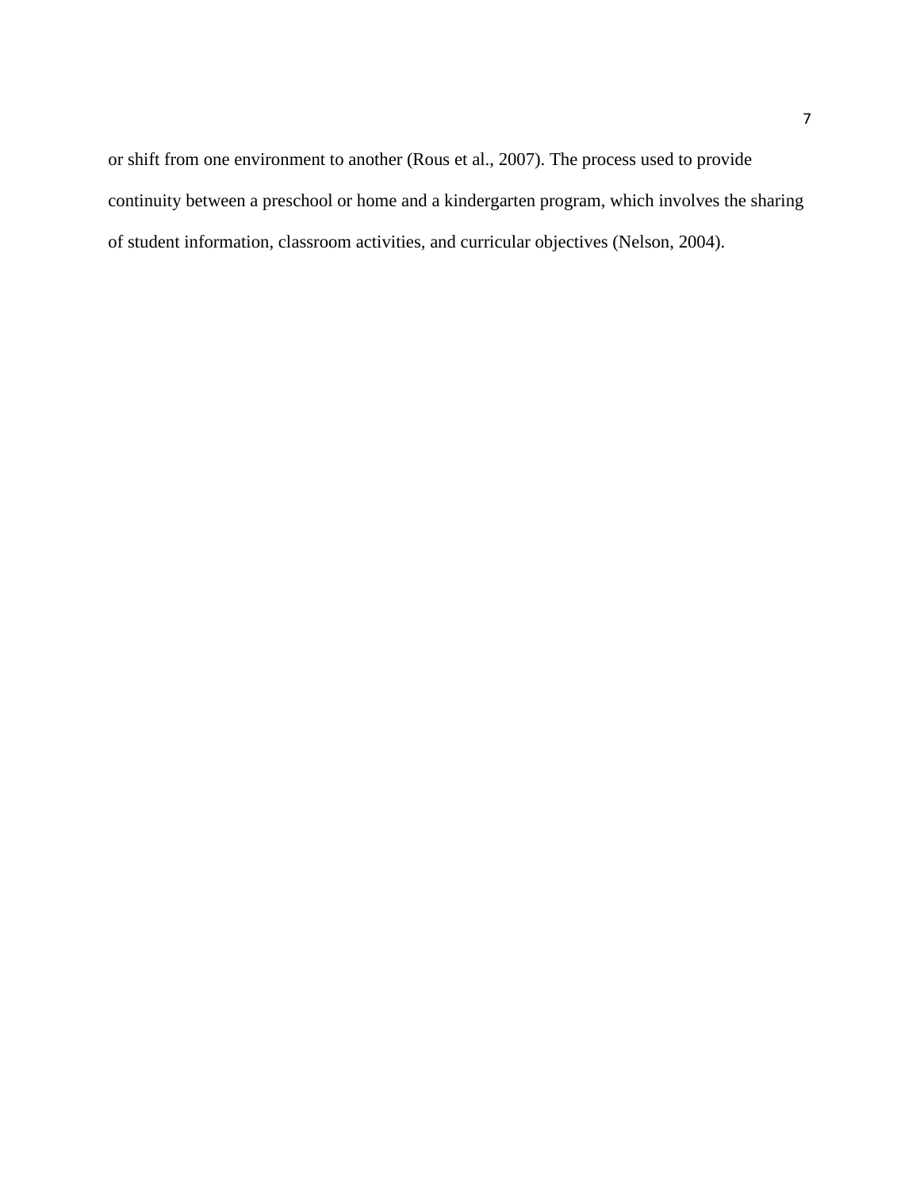or shift from one environment to another (Rous et al., 2007). The process used to provide continuity between a preschool or home and a kindergarten program, which involves the sharing of student information, classroom activities, and curricular objectives (Nelson, 2004).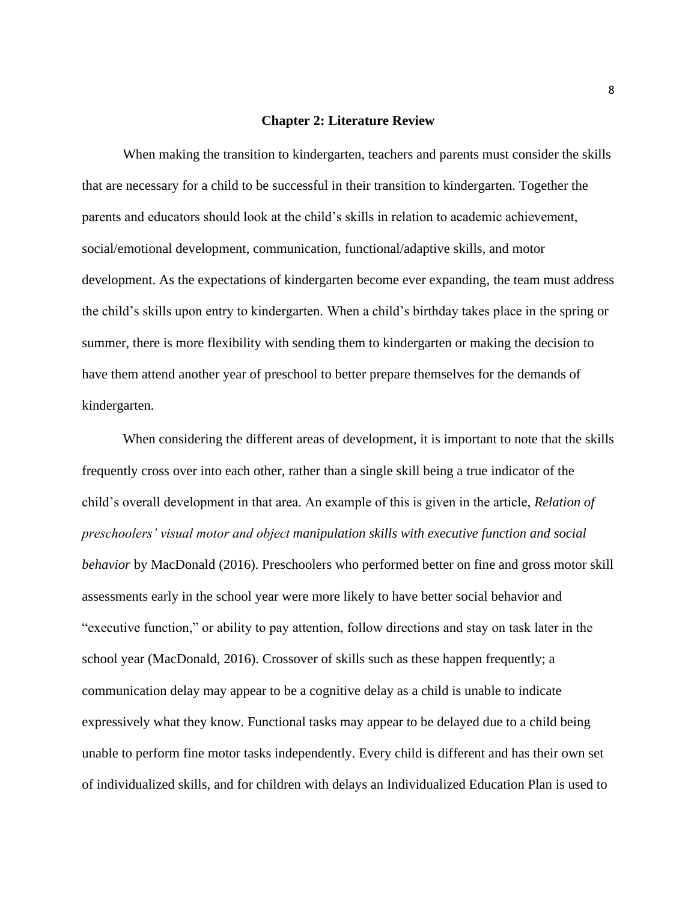# Chapter 2: Literature Review

When making the transition to kindergarten, teachers and parents must consider the skills that are necessary for a child to be successful in their transition to kindergarten. Together the parents and educators should look at the child's skills in relation to academic achievement, social/emotional development, communication, functional/adaptive skills, and motor development. As the expectations of kindergarten become ever expanding, the team must address the child's skills upon entry to kindergarten. When a child's birthday takes place in the spring or summer, there is more flexibility with sending them to kindergarten or making the decision to have them attend another year of preschool to better prepare themselves for the demands of kindergarten.

When considering the different areas of development, it is important to note that the skills frequently cross over into each other, rather than a single skill being a true indicator of the child's overall development in that area. An example of this is given in the article, *Relation of preschoolers' visual motor and object manipulation skills with executive function and social behavior* by MacDonald (2016). Preschoolers who performed better on fine and gross motor skill assessments early in the school year were more likely to have better social behavior and "executive function," or ability to pay attention, follow directions and stay on task later in the school year (MacDonald, 2016). Crossover of skills such as these happen frequently; a communication delay may appear to be a cognitive delay as a child is unable to indicate expressively what they know. Functional tasks may appear to be delayed due to a child being unable to perform fine motor tasks independently. Every child is different and has their own set of individualized skills, and for children with delays an Individualized Education Plan is used to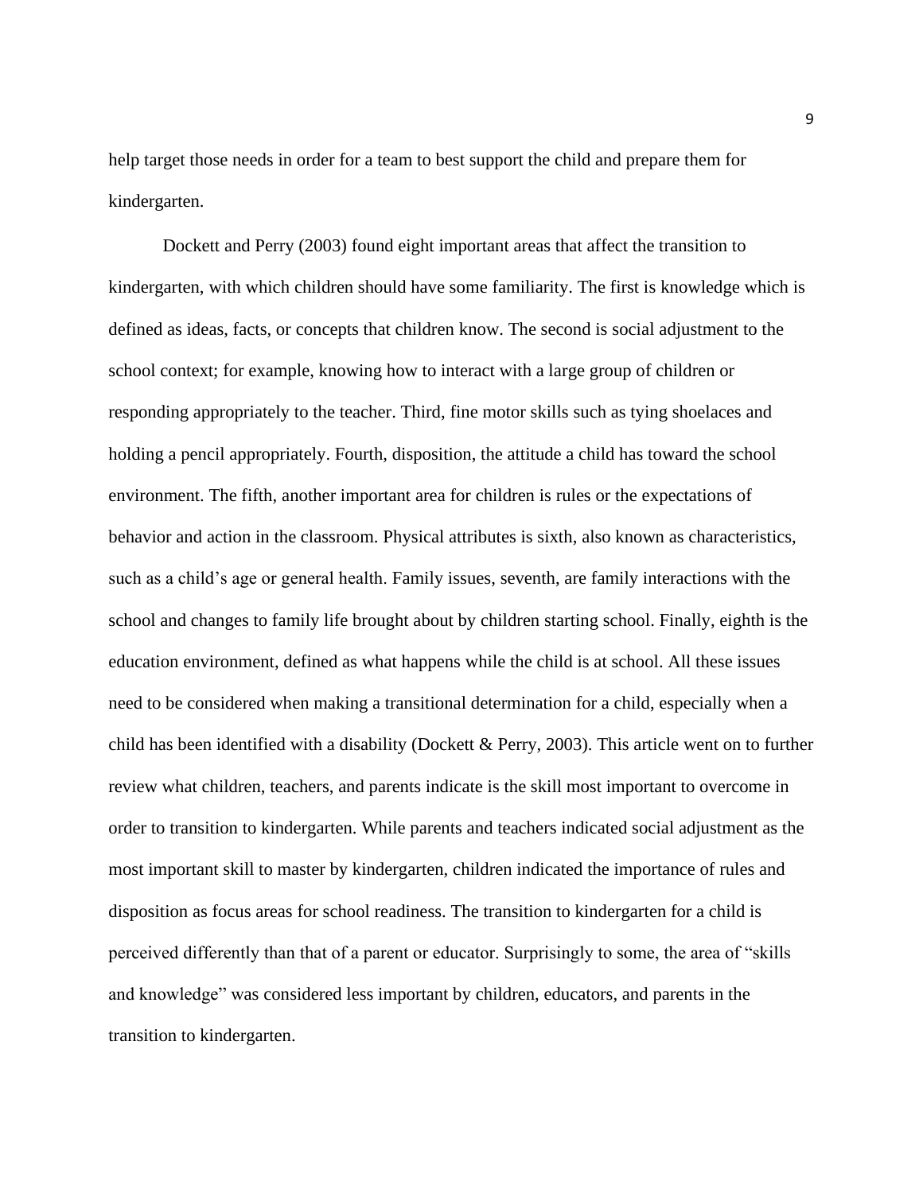help target those needs in order for a team to best support the child and prepare them for kindergarten.

Dockett and Perry (2003) found eight important areas that affect the transition to kindergarten, with which children should have some familiarity. The first is knowledge which is defined as ideas, facts, or concepts that children know. The second is social adjustment to the school context; for example, knowing how to interact with a large group of children or responding appropriately to the teacher. Third, fine motor skills such as tying shoelaces and holding a pencil appropriately. Fourth, disposition, the attitude a child has toward the school environment. The fifth, another important area for children is rules or the expectations of behavior and action in the classroom. Physical attributes is sixth, also known as characteristics, such as a child's age or general health. Family issues, seventh, are family interactions with the school and changes to family life brought about by children starting school. Finally, eighth is the education environment, defined as what happens while the child is at school. All these issues need to be considered when making a transitional determination for a child, especially when a child has been identified with a disability (Dockett & Perry, 2003). This article went on to further review what children, teachers, and parents indicate is the skill most important to overcome in order to transition to kindergarten. While parents and teachers indicated social adjustment as the most important skill to master by kindergarten, children indicated the importance of rules and disposition as focus areas for school readiness. The transition to kindergarten for a child is perceived differently than that of a parent or educator. Surprisingly to some, the area of "skills and knowledge" was considered less important by children, educators, and parents in the transition to kindergarten.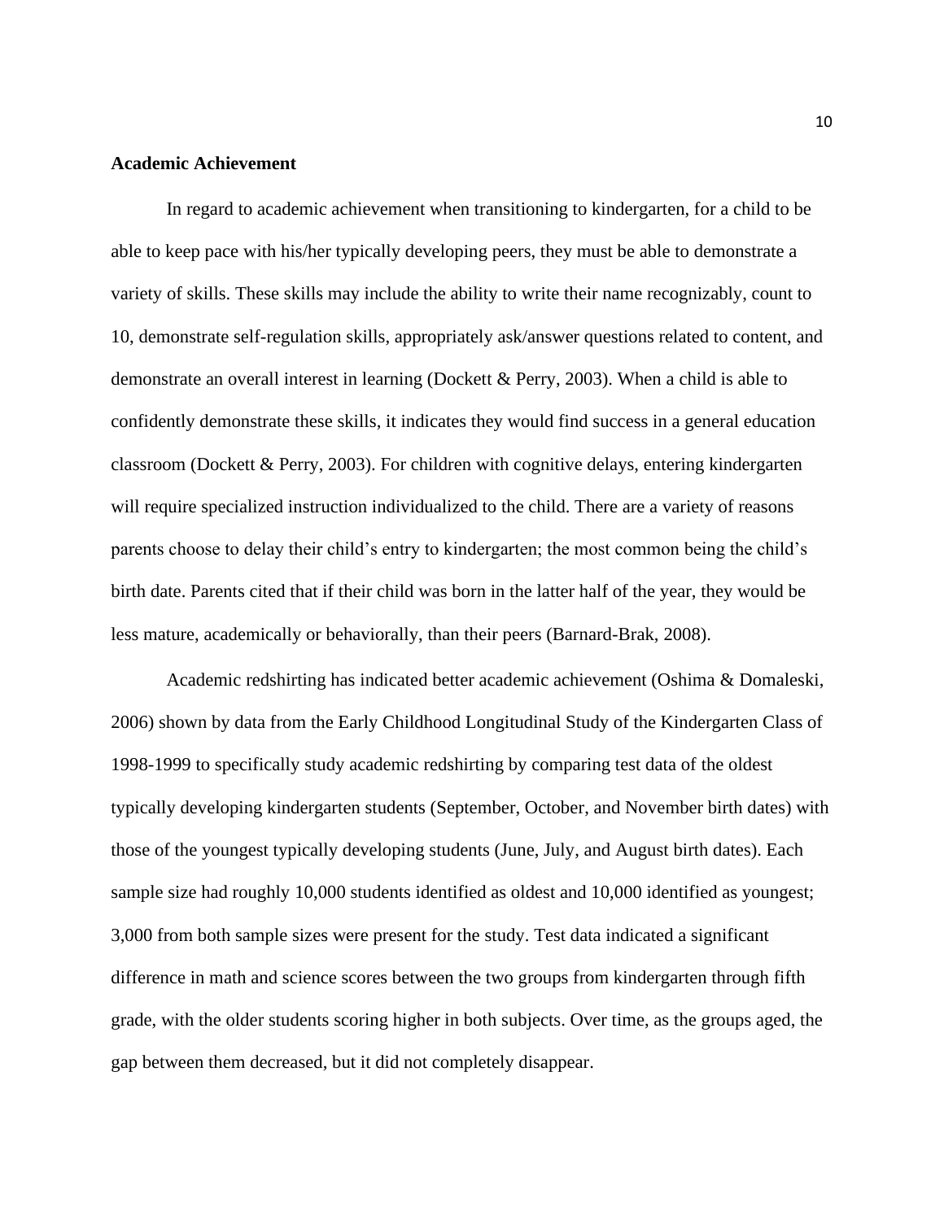**Academic Achievement**

In regard to academic achievement when transitioning to kindergarten, for a child to be able to keep pace with his/her typically developing peers, they must be able to demonstrate a variety of skills. These skills may include the ability to write their name recognizably, count to 10, demonstrate self-regulation skills, appropriately ask/answer questions related to content, and demonstrate an overall interest in learning (Dockett & Perry, 2003). When a child is able to confidently demonstrate these skills, it indicates they would find success in a general education classroom (Dockett & Perry, 2003). For children with cognitive delays, entering kindergarten will require specialized instruction individualized to the child. There are a variety of reasons parents choose to delay their child's entry to kindergarten; the most common being the child's birth date. Parents cited that if their child was born in the latter half of the year, they would be less mature, academically or behaviorally, than their peers (Barnard-Brak, 2008).

Academic redshirting has indicated better academic achievement (Oshima & Domaleski, 2006) shown by data from the Early Childhood Longitudinal Study of the Kindergarten Class of 1998-1999 to specifically study academic redshirting by comparing test data of the oldest typically developing kindergarten students (September, October, and November birth dates) with those of the youngest typically developing students (June, July, and August birth dates). Each sample size had roughly 10,000 students identified as oldest and 10,000 identified as youngest; 3,000 from both sample sizes were present for the study. Test data indicated a significant difference in math and science scores between the two groups from kindergarten through fifth grade, with the older students scoring higher in both subjects. Over time, as the groups aged, the gap between them decreased, but it did not completely disappear.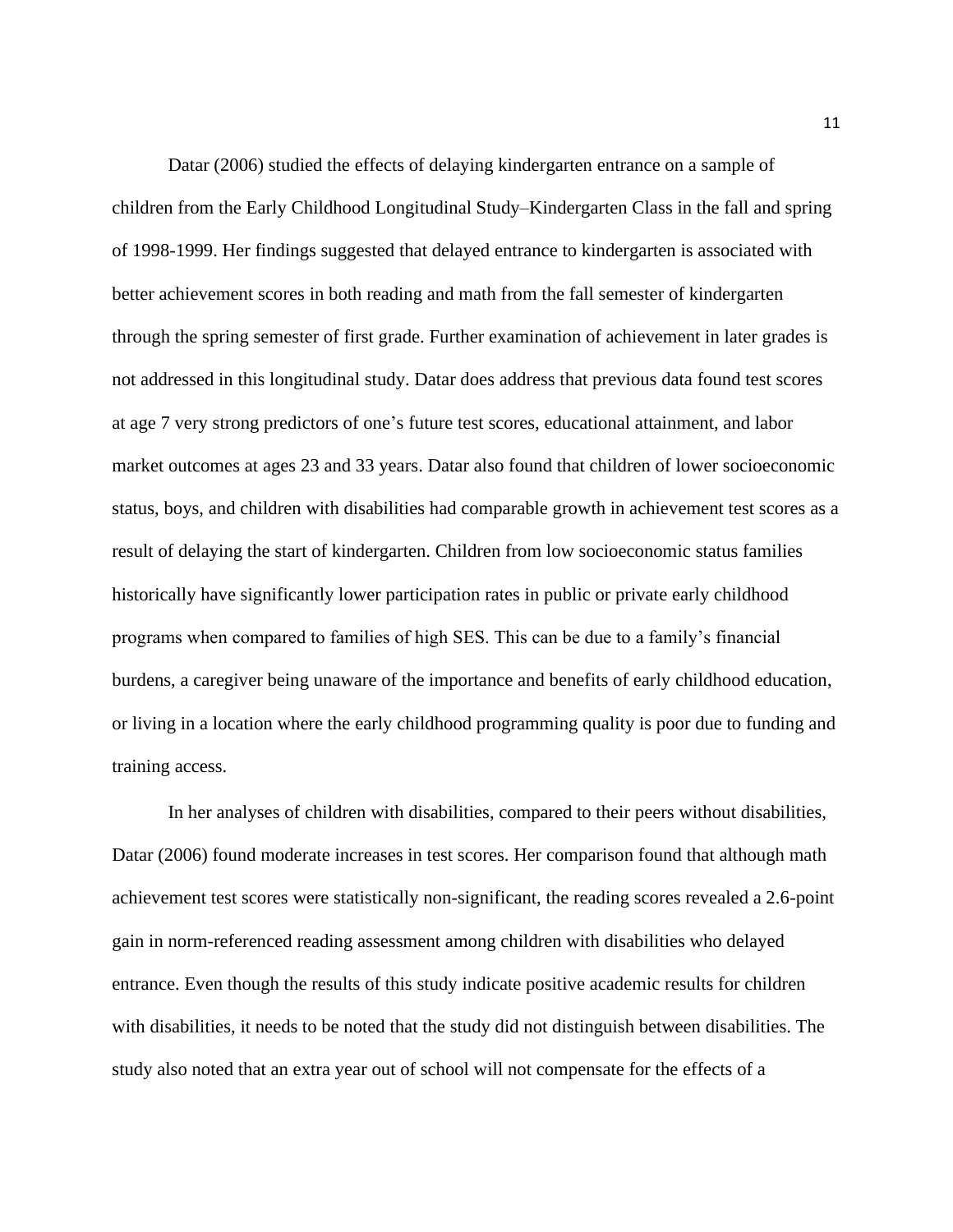Datar (2006) studied the effects of delaying kindergarten entrance on a sample of children from the Early Childhood Longitudinal Study–Kindergarten Class in the fall and spring of 1998-1999. Her findings suggested that delayed entrance to kindergarten is associated with better achievement scores in both reading and math from the fall semester of kindergarten through the spring semester of first grade. Further examination of achievement in later grades is not addressed in this longitudinal study. Datar does address that previous data found test scores at age 7 very strong predictors of one's future test scores, educational attainment, and labor market outcomes at ages 23 and 33 years. Datar also found that children of lower socioeconomic status, boys, and children with disabilities had comparable growth in achievement test scores as a result of delaying the start of kindergarten. Children from low socioeconomic status families historically have significantly lower participation rates in public or private early childhood programs when compared to families of high SES. This can be due to a family's financial burdens, a caregiver being unaware of the importance and benefits of early childhood education, or living in a location where the early childhood programming quality is poor due to funding and training access.

In her analyses of children with disabilities, compared to their peers without disabilities, Datar (2006) found moderate increases in test scores. Her comparison found that although math achievement test scores were statistically non-significant, the reading scores revealed a 2.6-point gain in norm-referenced reading assessment among children with disabilities who delayed entrance. Even though the results of this study indicate positive academic results for children with disabilities, it needs to be noted that the study did not distinguish between disabilities. The study also noted that an extra year out of school will not compensate for the effects of a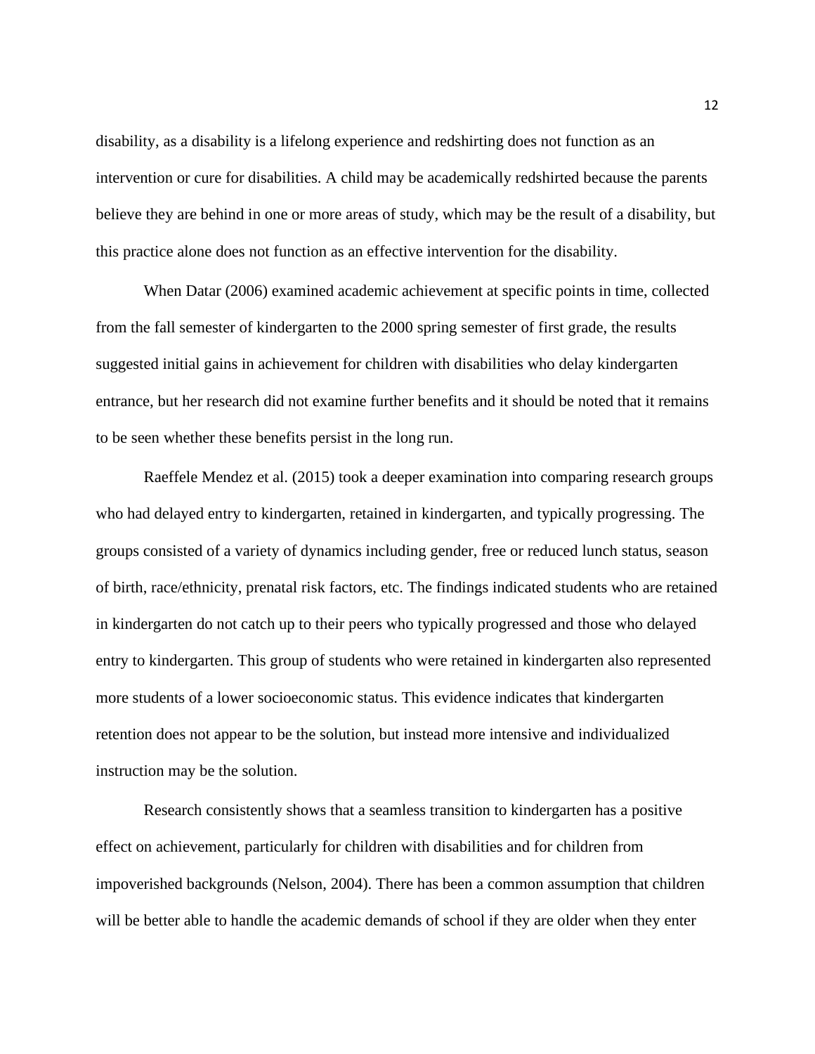disability, as a disability is a lifelong experience and redshirting does not function as an intervention or cure for disabilities. A child may be academically redshirted because the parents believe they are behind in one or more areas of study, which may be the result of a disability, but this practice alone does not function as an effective intervention for the disability.

When Datar (2006) examined academic achievement at specific points in time, collected from the fall semester of kindergarten to the 2000 spring semester of first grade, the results suggested initial gains in achievement for children with disabilities who delay kindergarten entrance, but her research did not examine further benefits and it should be noted that it remains to be seen whether these benefits persist in the long run.

Raeffele Mendez et al. (2015) took a deeper examination into comparing research groups who had delayed entry to kindergarten, retained in kindergarten, and typically progressing. The groups consisted of a variety of dynamics including gender, free or reduced lunch status, season of birth, race/ethnicity, prenatal risk factors, etc. The findings indicated students who are retained in kindergarten do not catch up to their peers who typically progressed and those who delayed entry to kindergarten. This group of students who were retained in kindergarten also represented more students of a lower socioeconomic status. This evidence indicates that kindergarten retention does not appear to be the solution, but instead more intensive and individualized instruction may be the solution.

Research consistently shows that a seamless transition to kindergarten has a positive effect on achievement, particularly for children with disabilities and for children from impoverished backgrounds (Nelson, 2004). There has been a common assumption that children will be better able to handle the academic demands of school if they are older when they enter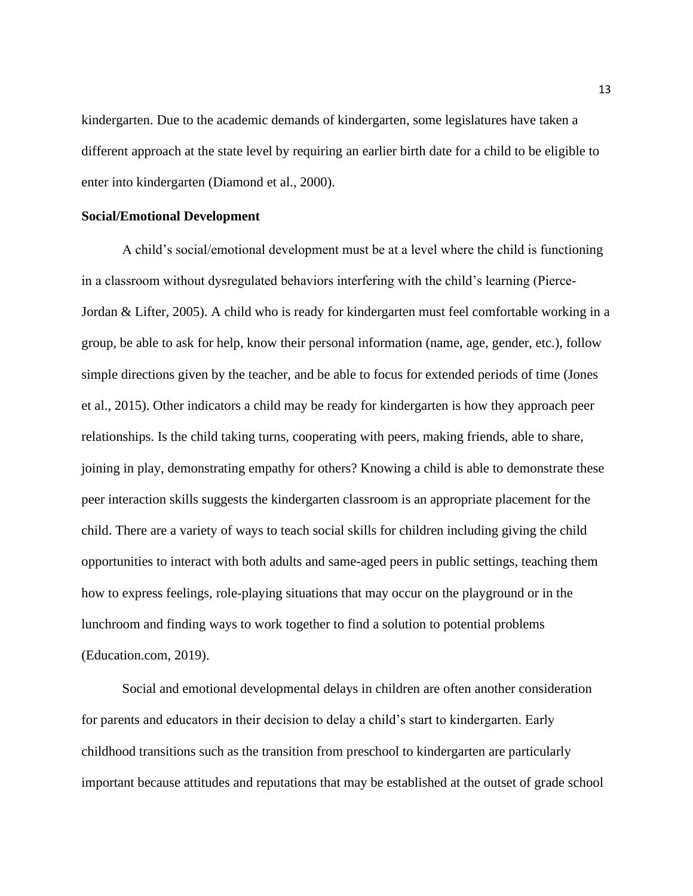kindergarten. Due to the academic demands of kindergarten, some legislatures have taken a different approach at the state level by requiring an earlier birth date for a child to be eligible to enter into kindergarten (Diamond et al., 2000).

**Social/Emotional Development**

A child's social/emotional development must be at a level where the child is functioning in a classroom without dysregulated behaviors interfering with the child's learning (Pierce-Jordan & Lifter, 2005). A child who is ready for kindergarten must feel comfortable working in a group, be able to ask for help, know their personal information (name, age, gender, etc.), follow simple directions given by the teacher, and be able to focus for extended periods of time (Jones et al., 2015). Other indicators a child may be ready for kindergarten is how they approach peer relationships. Is the child taking turns, cooperating with peers, making friends, able to share, joining in play, demonstrating empathy for others? Knowing a child is able to demonstrate these peer interaction skills suggests the kindergarten classroom is an appropriate placement for the child. There are a variety of ways to teach social skills for children including giving the child opportunities to interact with both adults and same-aged peers in public settings, teaching them how to express feelings, role-playing situations that may occur on the playground or in the lunchroom and finding ways to work together to find a solution to potential problems (Education.com, 2019).

Social and emotional developmental delays in children are often another consideration for parents and educators in their decision to delay a child's start to kindergarten. Early childhood transitions such as the transition from preschool to kindergarten are particularly important because attitudes and reputations that may be established at the outset of grade school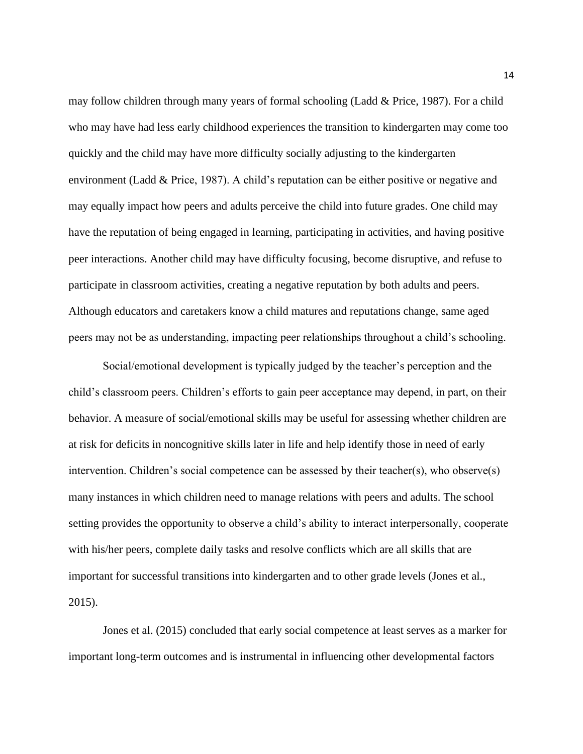may follow children through many years of formal schooling (Ladd & Price, 1987). For a child who may have had less early childhood experiences the transition to kindergarten may come too quickly and the child may have more difficulty socially adjusting to the kindergarten environment (Ladd & Price, 1987). A child's reputation can be either positive or negative and may equally impact how peers and adults perceive the child into future grades. One child may have the reputation of being engaged in learning, participating in activities, and having positive peer interactions. Another child may have difficulty focusing, become disruptive, and refuse to participate in classroom activities, creating a negative reputation by both adults and peers. Although educators and caretakers know a child matures and reputations change, same aged peers may not be as understanding, impacting peer relationships throughout a child's schooling.

Social/emotional development is typically judged by the teacher's perception and the child's classroom peers. Children's efforts to gain peer acceptance may depend, in part, on their behavior. A measure of social/emotional skills may be useful for assessing whether children are at risk for deficits in noncognitive skills later in life and help identify those in need of early intervention. Children's social competence can be assessed by their teacher(s), who observe(s) many instances in which children need to manage relations with peers and adults. The school setting provides the opportunity to observe a child's ability to interact interpersonally, cooperate with his/her peers, complete daily tasks and resolve conflicts which are all skills that are important for successful transitions into kindergarten and to other grade levels (Jones et al., 2015).

Jones et al. (2015) concluded that early social competence at least serves as a marker for important long-term outcomes and is instrumental in influencing other developmental factors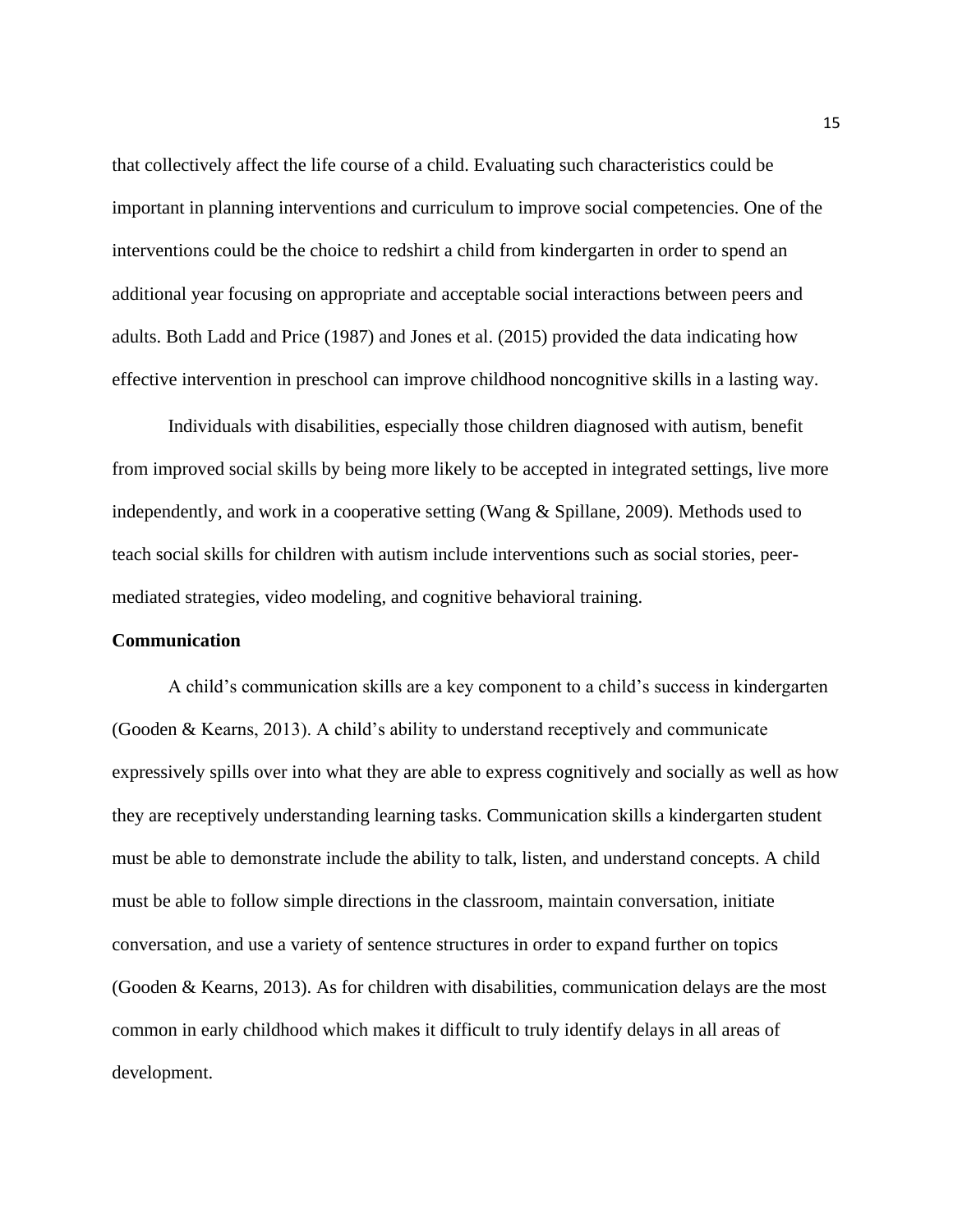that collectively affect the life course of a child. Evaluating such characteristics could be important in planning interventions and curriculum to improve social competencies. One of the interventions could be the choice to redshirt a child from kindergarten in order to spend an additional year focusing on appropriate and acceptable social interactions between peers and adults. Both Ladd and Price (1987) and Jones et al. (2015) provided the data indicating how effective intervention in preschool can improve childhood noncognitive skills in a lasting way.

Individuals with disabilities, especially those children diagnosed with autism, benefit from improved social skills by being more likely to be accepted in integrated settings, live more independently, and work in a cooperative setting (Wang & Spillane, 2009). Methods used to teach social skills for children with autism include interventions such as social stories, peer-mediated strategies, video modeling, and cognitive behavioral training.

**Communication**

A child's communication skills are a key component to a child's success in kindergarten (Gooden & Kearns, 2013). A child's ability to understand receptively and communicate expressively spills over into what they are able to express cognitively and socially as well as how they are receptively understanding learning tasks. Communication skills a kindergarten student must be able to demonstrate include the ability to talk, listen, and understand concepts. A child must be able to follow simple directions in the classroom, maintain conversation, initiate conversation, and use a variety of sentence structures in order to expand further on topics (Gooden & Kearns, 2013). As for children with disabilities, communication delays are the most common in early childhood which makes it difficult to truly identify delays in all areas of development.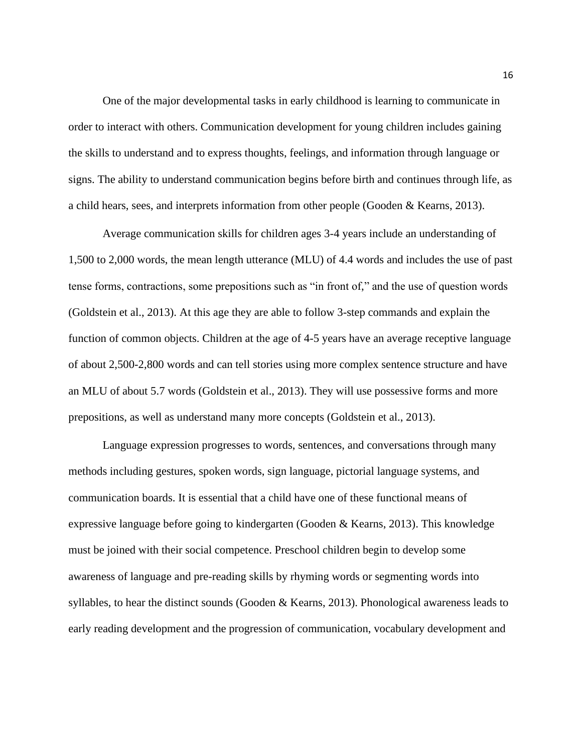One of the major developmental tasks in early childhood is learning to communicate in order to interact with others. Communication development for young children includes gaining the skills to understand and to express thoughts, feelings, and information through language or signs. The ability to understand communication begins before birth and continues through life, as a child hears, sees, and interprets information from other people (Gooden & Kearns, 2013).

Average communication skills for children ages 3-4 years include an understanding of 1,500 to 2,000 words, the mean length utterance (MLU) of 4.4 words and includes the use of past tense forms, contractions, some prepositions such as "in front of," and the use of question words (Goldstein et al., 2013). At this age they are able to follow 3-step commands and explain the function of common objects. Children at the age of 4-5 years have an average receptive language of about 2,500-2,800 words and can tell stories using more complex sentence structure and have an MLU of about 5.7 words (Goldstein et al., 2013). They will use possessive forms and more prepositions, as well as understand many more concepts (Goldstein et al., 2013).

Language expression progresses to words, sentences, and conversations through many methods including gestures, spoken words, sign language, pictorial language systems, and communication boards. It is essential that a child have one of these functional means of expressive language before going to kindergarten (Gooden & Kearns, 2013). This knowledge must be joined with their social competence. Preschool children begin to develop some awareness of language and pre-reading skills by rhyming words or segmenting words into syllables, to hear the distinct sounds (Gooden & Kearns, 2013). Phonological awareness leads to early reading development and the progression of communication, vocabulary development and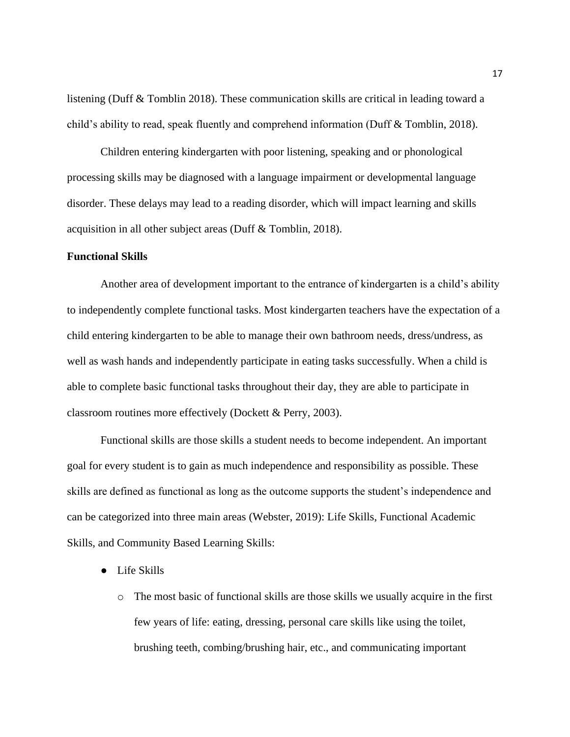listening (Duff & Tomblin 2018). These communication skills are critical in leading toward a child's ability to read, speak fluently and comprehend information (Duff & Tomblin, 2018).

Children entering kindergarten with poor listening, speaking and or phonological processing skills may be diagnosed with a language impairment or developmental language disorder. These delays may lead to a reading disorder, which will impact learning and skills acquisition in all other subject areas (Duff & Tomblin, 2018).

**Functional Skills**

Another area of development important to the entrance of kindergarten is a child's ability to independently complete functional tasks. Most kindergarten teachers have the expectation of a child entering kindergarten to be able to manage their own bathroom needs, dress/undress, as well as wash hands and independently participate in eating tasks successfully. When a child is able to complete basic functional tasks throughout their day, they are able to participate in classroom routines more effectively (Dockett & Perry, 2003).

Functional skills are those skills a student needs to become independent. An important goal for every student is to gain as much independence and responsibility as possible. These skills are defined as functional as long as the outcome supports the student's independence and can be categorized into three main areas (Webster, 2019): Life Skills, Functional Academic Skills, and Community Based Learning Skills:

- Life Skills
  - The most basic of functional skills are those skills we usually acquire in the first few years of life: eating, dressing, personal care skills like using the toilet, brushing teeth, combing/brushing hair, etc., and communicating important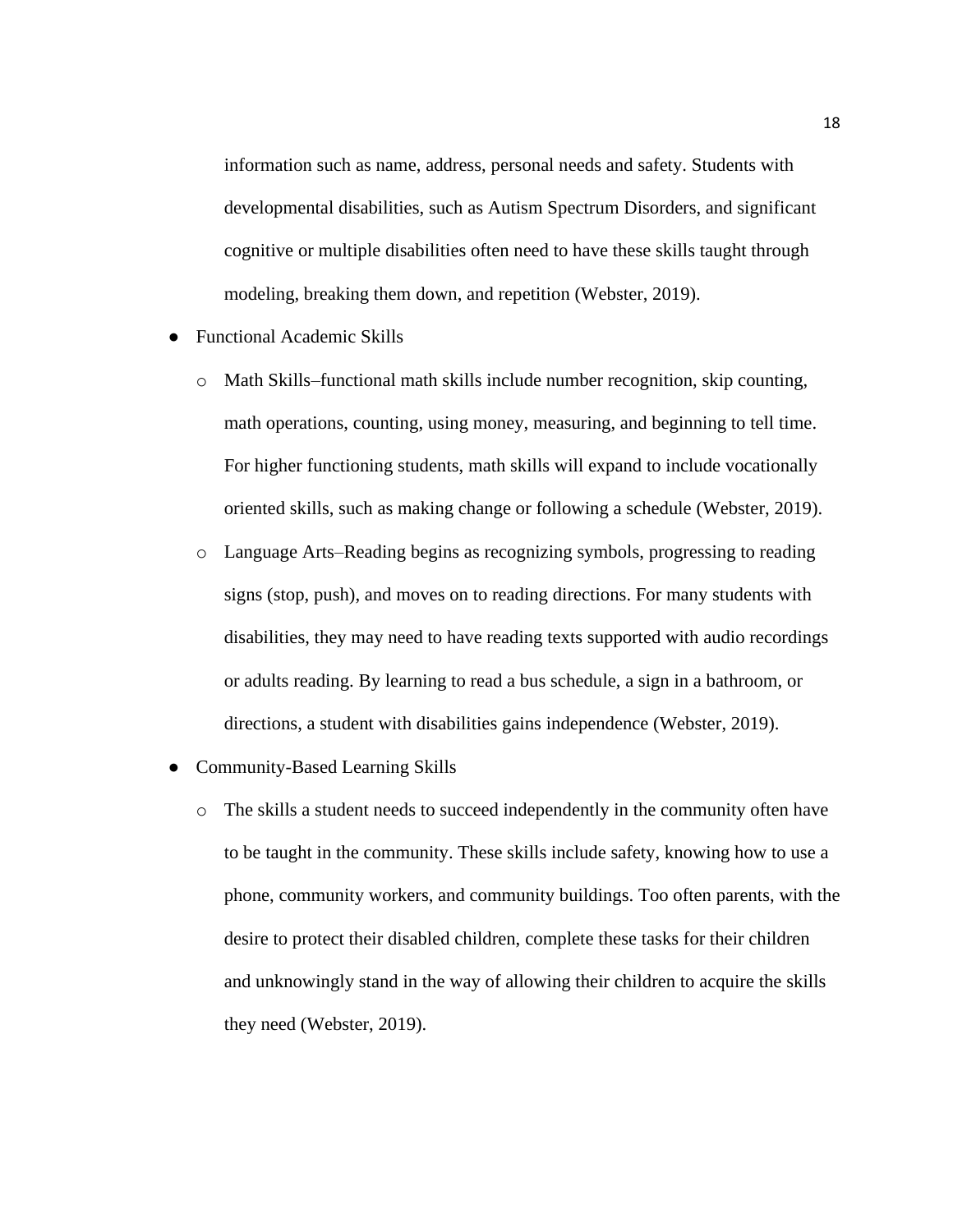information such as name, address, personal needs and safety. Students with developmental disabilities, such as Autism Spectrum Disorders, and significant cognitive or multiple disabilities often need to have these skills taught through modeling, breaking them down, and repetition (Webster, 2019).

- Functional Academic Skills
    - Math Skills–functional math skills include number recognition, skip counting, math operations, counting, using money, measuring, and beginning to tell time. For higher functioning students, math skills will expand to include vocationally oriented skills, such as making change or following a schedule (Webster, 2019).
    - Language Arts–Reading begins as recognizing symbols, progressing to reading signs (stop, push), and moves on to reading directions. For many students with disabilities, they may need to have reading texts supported with audio recordings or adults reading. By learning to read a bus schedule, a sign in a bathroom, or directions, a student with disabilities gains independence (Webster, 2019).
- Community-Based Learning Skills
    - The skills a student needs to succeed independently in the community often have to be taught in the community. These skills include safety, knowing how to use a phone, community workers, and community buildings. Too often parents, with the desire to protect their disabled children, complete these tasks for their children and unknowingly stand in the way of allowing their children to acquire the skills they need (Webster, 2019).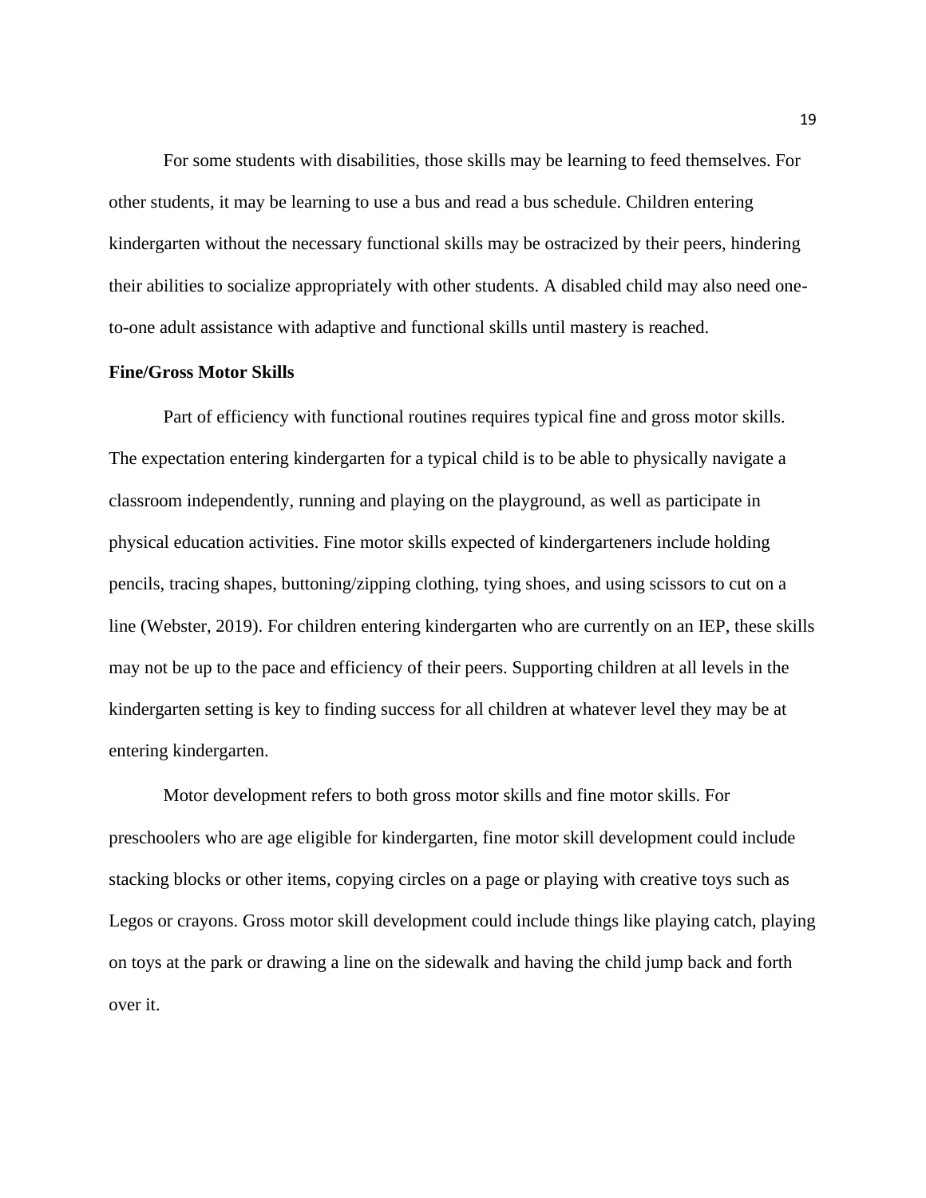For some students with disabilities, those skills may be learning to feed themselves. For other students, it may be learning to use a bus and read a bus schedule. Children entering kindergarten without the necessary functional skills may be ostracized by their peers, hindering their abilities to socialize appropriately with other students. A disabled child may also need one-to-one adult assistance with adaptive and functional skills until mastery is reached.

**Fine/Gross Motor Skills**

Part of efficiency with functional routines requires typical fine and gross motor skills. The expectation entering kindergarten for a typical child is to be able to physically navigate a classroom independently, running and playing on the playground, as well as participate in physical education activities. Fine motor skills expected of kindergarteners include holding pencils, tracing shapes, buttoning/zipping clothing, tying shoes, and using scissors to cut on a line (Webster, 2019). For children entering kindergarten who are currently on an IEP, these skills may not be up to the pace and efficiency of their peers. Supporting children at all levels in the kindergarten setting is key to finding success for all children at whatever level they may be at entering kindergarten.

Motor development refers to both gross motor skills and fine motor skills. For preschoolers who are age eligible for kindergarten, fine motor skill development could include stacking blocks or other items, copying circles on a page or playing with creative toys such as Legos or crayons. Gross motor skill development could include things like playing catch, playing on toys at the park or drawing a line on the sidewalk and having the child jump back and forth over it.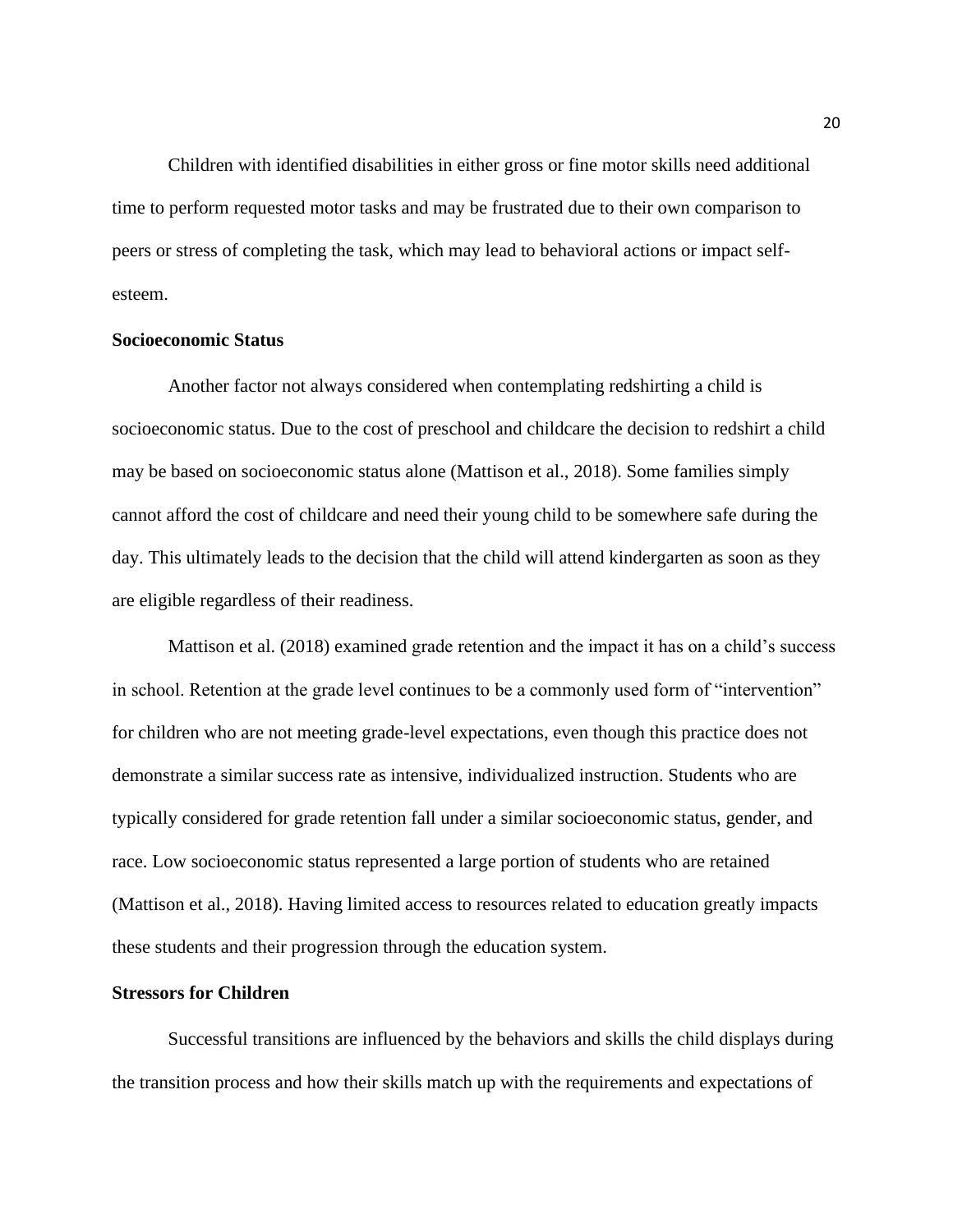Children with identified disabilities in either gross or fine motor skills need additional time to perform requested motor tasks and may be frustrated due to their own comparison to peers or stress of completing the task, which may lead to behavioral actions or impact self-esteem.

### Socioeconomic Status

Another factor not always considered when contemplating redshirting a child is socioeconomic status. Due to the cost of preschool and childcare the decision to redshirt a child may be based on socioeconomic status alone (Mattison et al., 2018). Some families simply cannot afford the cost of childcare and need their young child to be somewhere safe during the day. This ultimately leads to the decision that the child will attend kindergarten as soon as they are eligible regardless of their readiness.

Mattison et al. (2018) examined grade retention and the impact it has on a child's success in school. Retention at the grade level continues to be a commonly used form of "intervention" for children who are not meeting grade-level expectations, even though this practice does not demonstrate a similar success rate as intensive, individualized instruction. Students who are typically considered for grade retention fall under a similar socioeconomic status, gender, and race. Low socioeconomic status represented a large portion of students who are retained (Mattison et al., 2018). Having limited access to resources related to education greatly impacts these students and their progression through the education system.

### Stressors for Children

Successful transitions are influenced by the behaviors and skills the child displays during the transition process and how their skills match up with the requirements and expectations of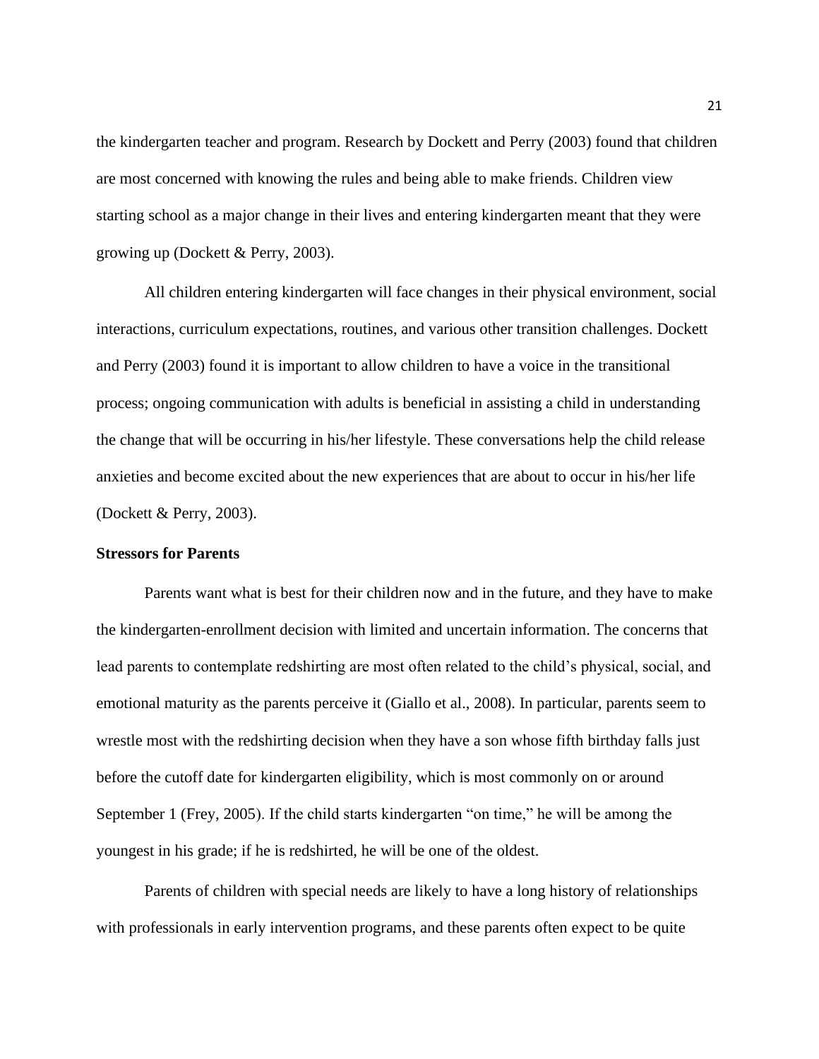the kindergarten teacher and program. Research by Dockett and Perry (2003) found that children are most concerned with knowing the rules and being able to make friends. Children view starting school as a major change in their lives and entering kindergarten meant that they were growing up (Dockett & Perry, 2003).

All children entering kindergarten will face changes in their physical environment, social interactions, curriculum expectations, routines, and various other transition challenges. Dockett and Perry (2003) found it is important to allow children to have a voice in the transitional process; ongoing communication with adults is beneficial in assisting a child in understanding the change that will be occurring in his/her lifestyle. These conversations help the child release anxieties and become excited about the new experiences that are about to occur in his/her life (Dockett & Perry, 2003).

**Stressors for Parents**

Parents want what is best for their children now and in the future, and they have to make the kindergarten-enrollment decision with limited and uncertain information. The concerns that lead parents to contemplate redshirting are most often related to the child's physical, social, and emotional maturity as the parents perceive it (Giallo et al., 2008). In particular, parents seem to wrestle most with the redshirting decision when they have a son whose fifth birthday falls just before the cutoff date for kindergarten eligibility, which is most commonly on or around September 1 (Frey, 2005). If the child starts kindergarten "on time," he will be among the youngest in his grade; if he is redshirted, he will be one of the oldest.

Parents of children with special needs are likely to have a long history of relationships with professionals in early intervention programs, and these parents often expect to be quite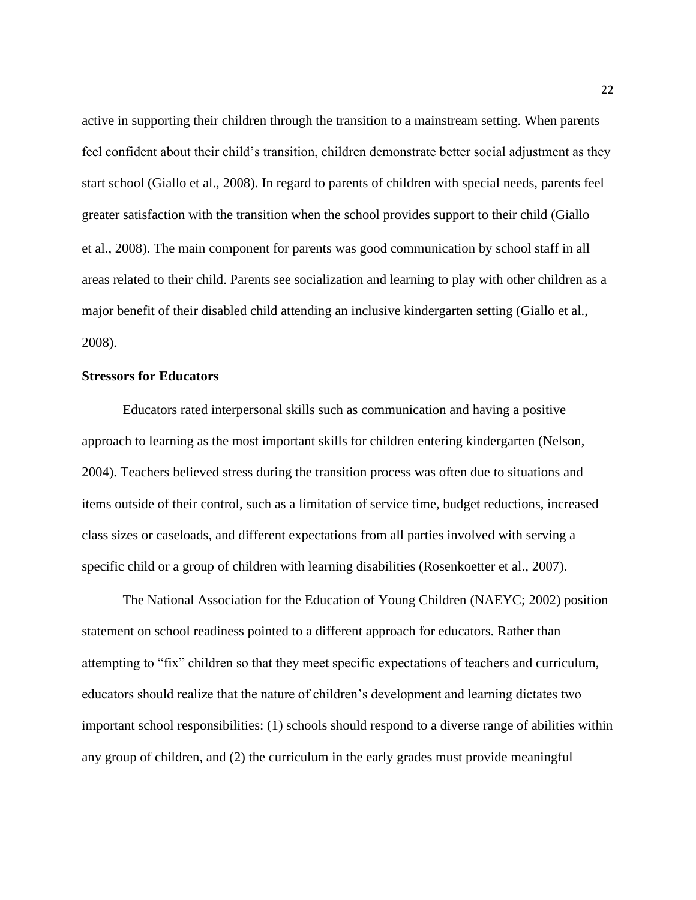active in supporting their children through the transition to a mainstream setting. When parents feel confident about their child's transition, children demonstrate better social adjustment as they start school (Giallo et al., 2008). In regard to parents of children with special needs, parents feel greater satisfaction with the transition when the school provides support to their child (Giallo et al., 2008). The main component for parents was good communication by school staff in all areas related to their child. Parents see socialization and learning to play with other children as a major benefit of their disabled child attending an inclusive kindergarten setting (Giallo et al., 2008).

**Stressors for Educators**

Educators rated interpersonal skills such as communication and having a positive approach to learning as the most important skills for children entering kindergarten (Nelson, 2004). Teachers believed stress during the transition process was often due to situations and items outside of their control, such as a limitation of service time, budget reductions, increased class sizes or caseloads, and different expectations from all parties involved with serving a specific child or a group of children with learning disabilities (Rosenkoetter et al., 2007).

The National Association for the Education of Young Children (NAEYC; 2002) position statement on school readiness pointed to a different approach for educators. Rather than attempting to "fix" children so that they meet specific expectations of teachers and curriculum, educators should realize that the nature of children's development and learning dictates two important school responsibilities: (1) schools should respond to a diverse range of abilities within any group of children, and (2) the curriculum in the early grades must provide meaningful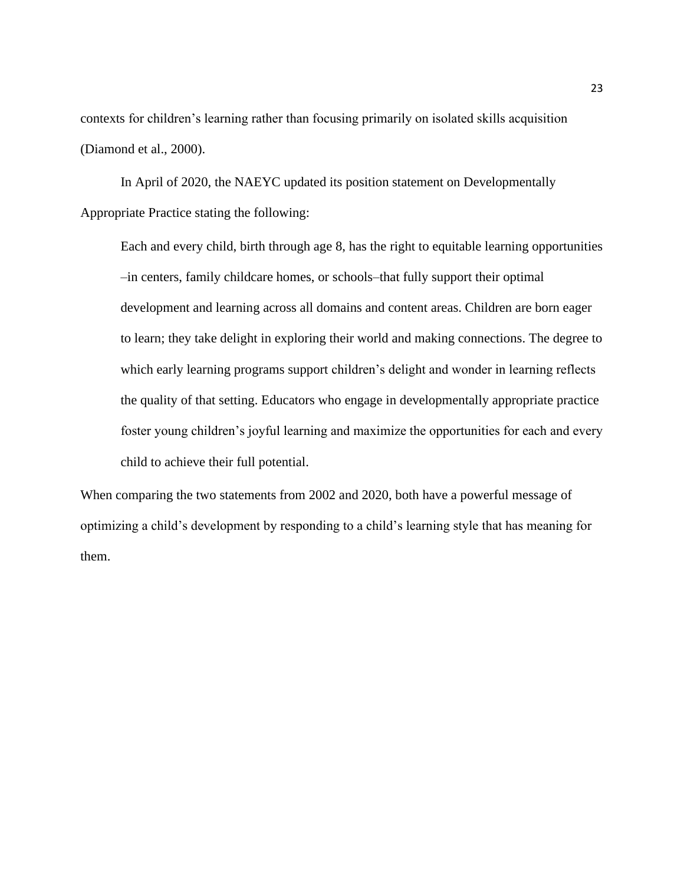contexts for children's learning rather than focusing primarily on isolated skills acquisition (Diamond et al., 2000).

In April of 2020, the NAEYC updated its position statement on Developmentally Appropriate Practice stating the following:

> Each and every child, birth through age 8, has the right to equitable learning opportunities –in centers, family childcare homes, or schools–that fully support their optimal development and learning across all domains and content areas. Children are born eager to learn; they take delight in exploring their world and making connections. The degree to which early learning programs support children's delight and wonder in learning reflects the quality of that setting. Educators who engage in developmentally appropriate practice foster young children's joyful learning and maximize the opportunities for each and every child to achieve their full potential.

When comparing the two statements from 2002 and 2020, both have a powerful message of optimizing a child's development by responding to a child's learning style that has meaning for them.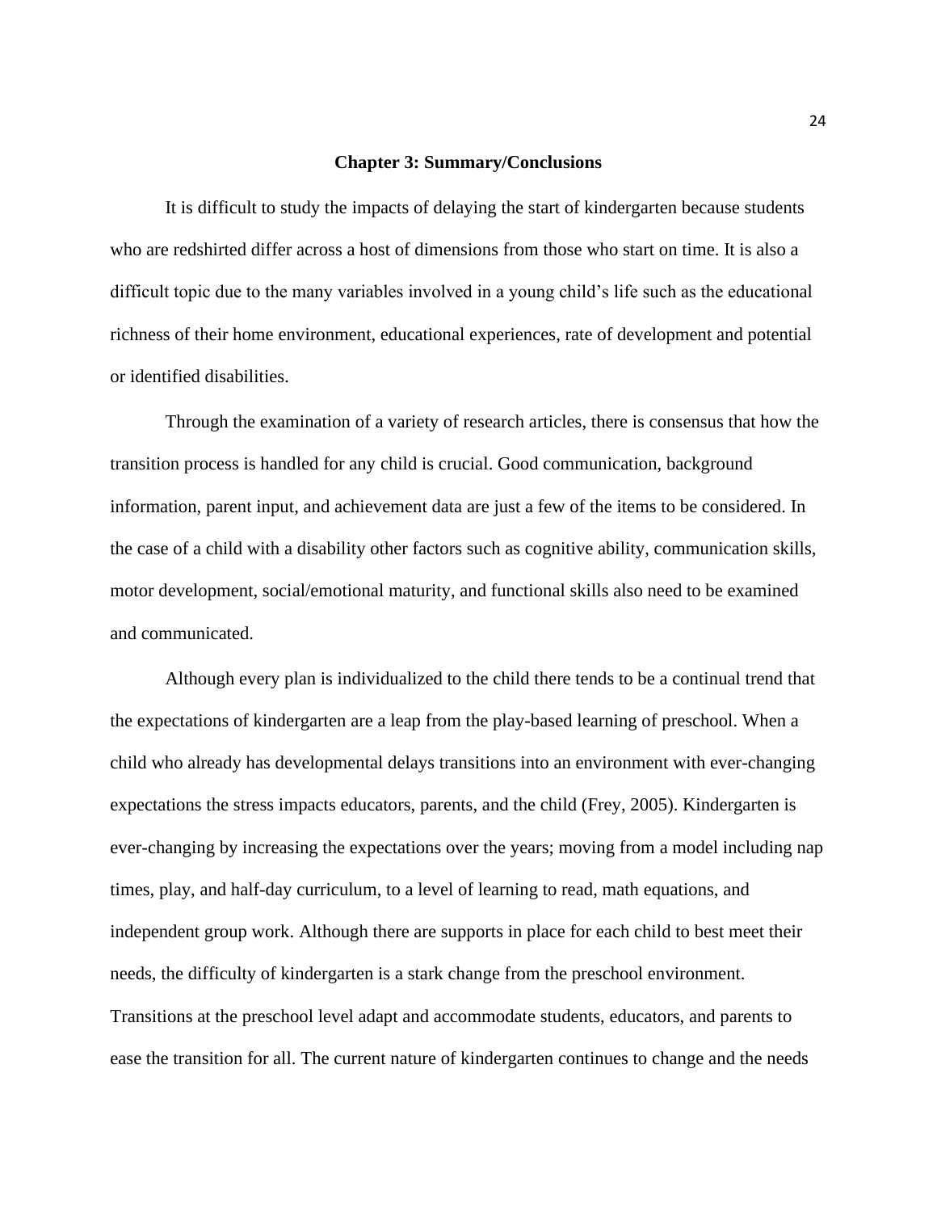## Chapter 3: Summary/Conclusions

It is difficult to study the impacts of delaying the start of kindergarten because students who are redshirted differ across a host of dimensions from those who start on time. It is also a difficult topic due to the many variables involved in a young child's life such as the educational richness of their home environment, educational experiences, rate of development and potential or identified disabilities.

Through the examination of a variety of research articles, there is consensus that how the transition process is handled for any child is crucial. Good communication, background information, parent input, and achievement data are just a few of the items to be considered. In the case of a child with a disability other factors such as cognitive ability, communication skills, motor development, social/emotional maturity, and functional skills also need to be examined and communicated.

Although every plan is individualized to the child there tends to be a continual trend that the expectations of kindergarten are a leap from the play-based learning of preschool. When a child who already has developmental delays transitions into an environment with ever-changing expectations the stress impacts educators, parents, and the child (Frey, 2005). Kindergarten is ever-changing by increasing the expectations over the years; moving from a model including nap times, play, and half-day curriculum, to a level of learning to read, math equations, and independent group work. Although there are supports in place for each child to best meet their needs, the difficulty of kindergarten is a stark change from the preschool environment. Transitions at the preschool level adapt and accommodate students, educators, and parents to ease the transition for all. The current nature of kindergarten continues to change and the needs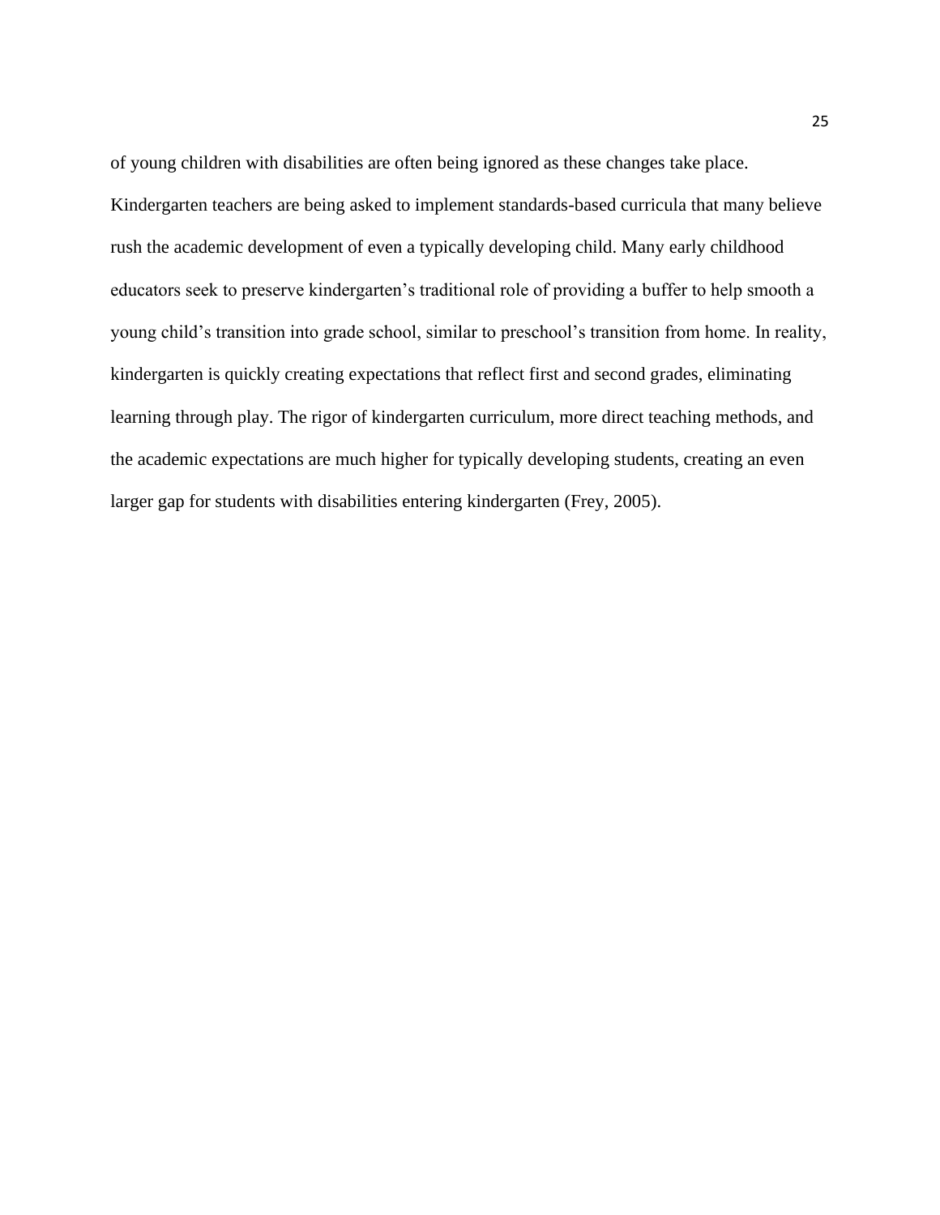of young children with disabilities are often being ignored as these changes take place. Kindergarten teachers are being asked to implement standards-based curricula that many believe rush the academic development of even a typically developing child. Many early childhood educators seek to preserve kindergarten's traditional role of providing a buffer to help smooth a young child's transition into grade school, similar to preschool's transition from home. In reality, kindergarten is quickly creating expectations that reflect first and second grades, eliminating learning through play. The rigor of kindergarten curriculum, more direct teaching methods, and the academic expectations are much higher for typically developing students, creating an even larger gap for students with disabilities entering kindergarten (Frey, 2005).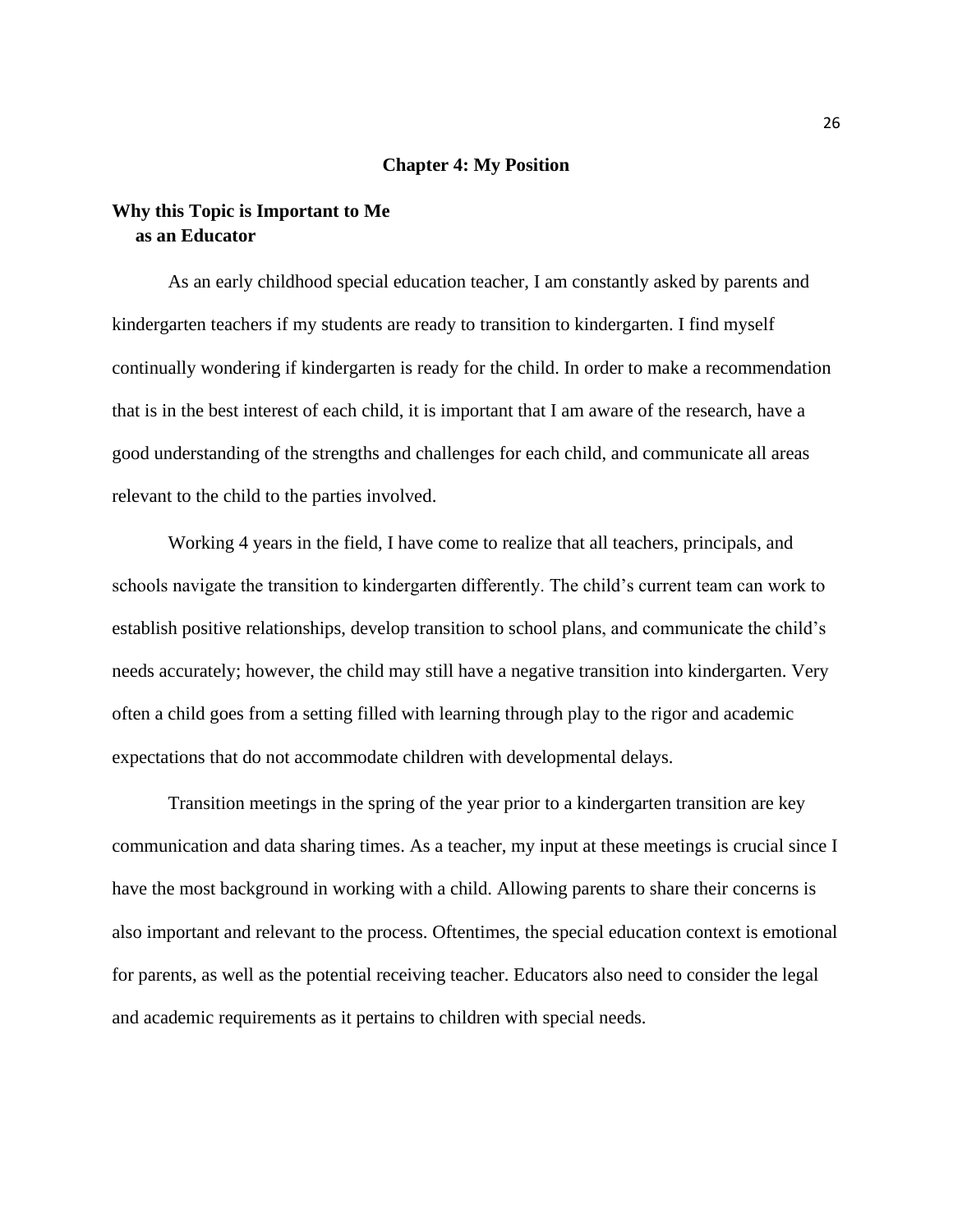# Chapter 4: My Position

## Why this Topic is Important to Me as an Educator

As an early childhood special education teacher, I am constantly asked by parents and kindergarten teachers if my students are ready to transition to kindergarten. I find myself continually wondering if kindergarten is ready for the child. In order to make a recommendation that is in the best interest of each child, it is important that I am aware of the research, have a good understanding of the strengths and challenges for each child, and communicate all areas relevant to the child to the parties involved.

Working 4 years in the field, I have come to realize that all teachers, principals, and schools navigate the transition to kindergarten differently. The child's current team can work to establish positive relationships, develop transition to school plans, and communicate the child's needs accurately; however, the child may still have a negative transition into kindergarten. Very often a child goes from a setting filled with learning through play to the rigor and academic expectations that do not accommodate children with developmental delays.

Transition meetings in the spring of the year prior to a kindergarten transition are key communication and data sharing times. As a teacher, my input at these meetings is crucial since I have the most background in working with a child. Allowing parents to share their concerns is also important and relevant to the process. Oftentimes, the special education context is emotional for parents, as well as the potential receiving teacher. Educators also need to consider the legal and academic requirements as it pertains to children with special needs.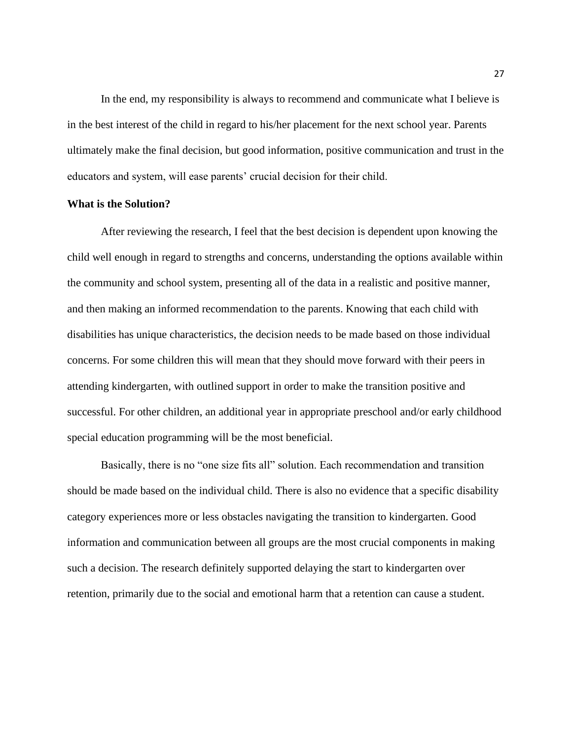In the end, my responsibility is always to recommend and communicate what I believe is in the best interest of the child in regard to his/her placement for the next school year. Parents ultimately make the final decision, but good information, positive communication and trust in the educators and system, will ease parents' crucial decision for their child.

**What is the Solution?**

After reviewing the research, I feel that the best decision is dependent upon knowing the child well enough in regard to strengths and concerns, understanding the options available within the community and school system, presenting all of the data in a realistic and positive manner, and then making an informed recommendation to the parents. Knowing that each child with disabilities has unique characteristics, the decision needs to be made based on those individual concerns. For some children this will mean that they should move forward with their peers in attending kindergarten, with outlined support in order to make the transition positive and successful. For other children, an additional year in appropriate preschool and/or early childhood special education programming will be the most beneficial.

Basically, there is no "one size fits all" solution. Each recommendation and transition should be made based on the individual child. There is also no evidence that a specific disability category experiences more or less obstacles navigating the transition to kindergarten. Good information and communication between all groups are the most crucial components in making such a decision. The research definitely supported delaying the start to kindergarten over retention, primarily due to the social and emotional harm that a retention can cause a student.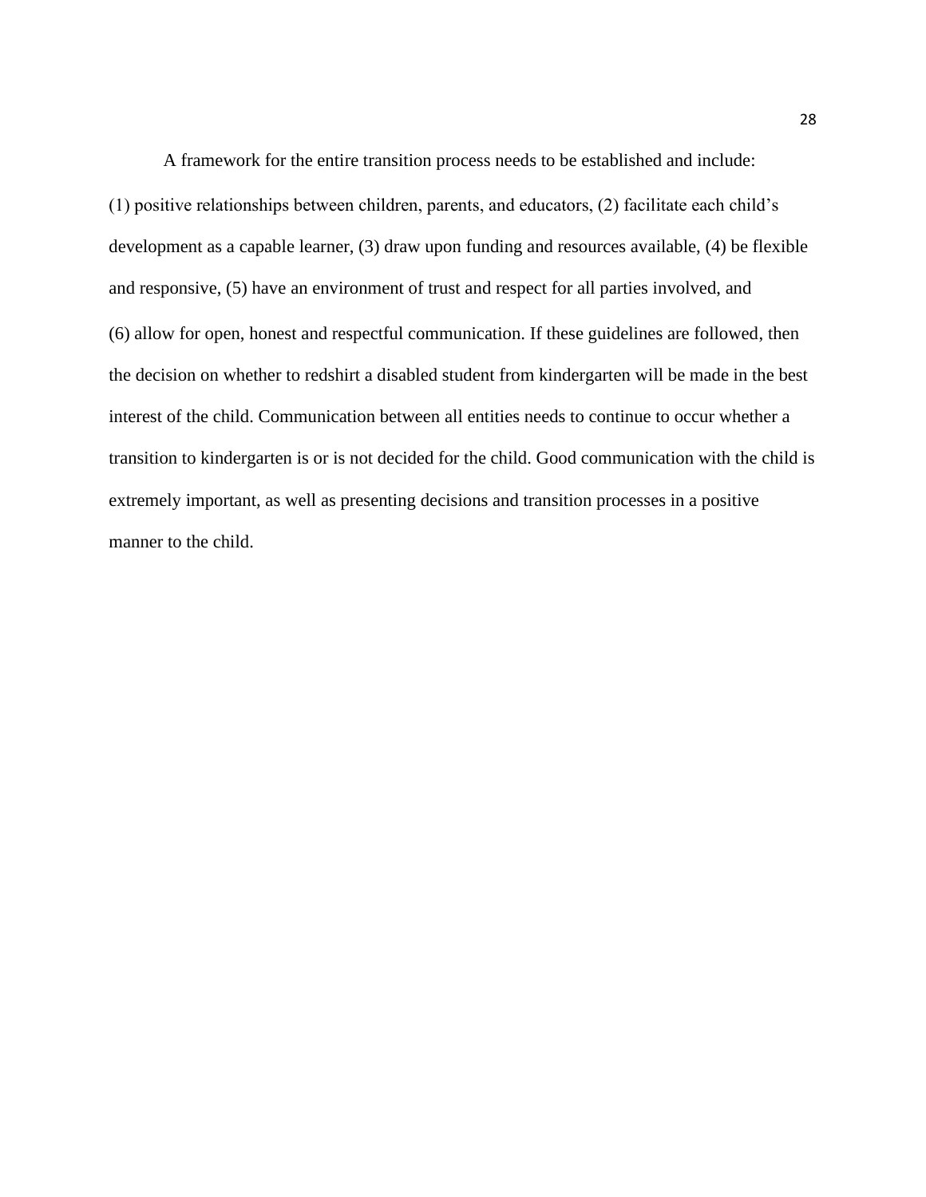A framework for the entire transition process needs to be established and include: (1) positive relationships between children, parents, and educators, (2) facilitate each child's development as a capable learner, (3) draw upon funding and resources available, (4) be flexible and responsive, (5) have an environment of trust and respect for all parties involved, and (6) allow for open, honest and respectful communication. If these guidelines are followed, then the decision on whether to redshirt a disabled student from kindergarten will be made in the best interest of the child. Communication between all entities needs to continue to occur whether a transition to kindergarten is or is not decided for the child. Good communication with the child is extremely important, as well as presenting decisions and transition processes in a positive manner to the child.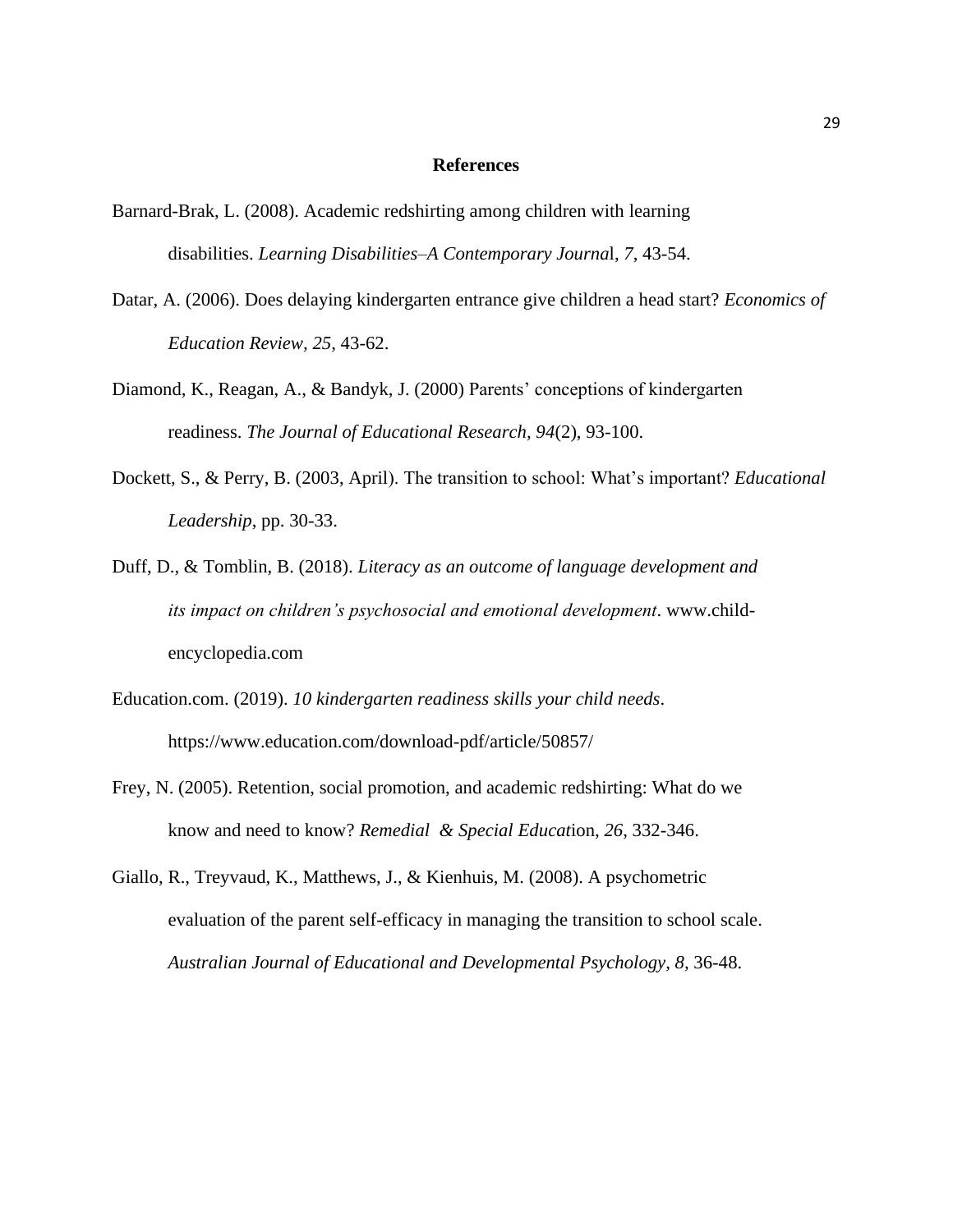# References

Barnard-Brak, L. (2008). Academic redshirting among children with learning disabilities. *Learning Disabilities–A Contemporary Journal*, *7*, 43-54.

Datar, A. (2006). Does delaying kindergarten entrance give children a head start? *Economics of Education Review*, *25*, 43-62.

Diamond, K., Reagan, A., & Bandyk, J. (2000) Parents' conceptions of kindergarten readiness. *The Journal of Educational Research, 94*(2), 93-100.

Dockett, S., & Perry, B. (2003, April). The transition to school: What's important? *Educational Leadership*, pp. 30-33.

Duff, D., & Tomblin, B. (2018). *Literacy as an outcome of language development and its impact on children's psychosocial and emotional development*. www.child-encyclopedia.com

Education.com. (2019). *10 kindergarten readiness skills your child needs*. https://www.education.com/download-pdf/article/50857/

Frey, N. (2005). Retention, social promotion, and academic redshirting: What do we know and need to know? *Remedial & Special Education*, *26*, 332-346.

Giallo, R., Treyvaud, K., Matthews, J., & Kienhuis, M. (2008). A psychometric evaluation of the parent self-efficacy in managing the transition to school scale. *Australian Journal of Educational and Developmental Psychology, 8,* 36-48.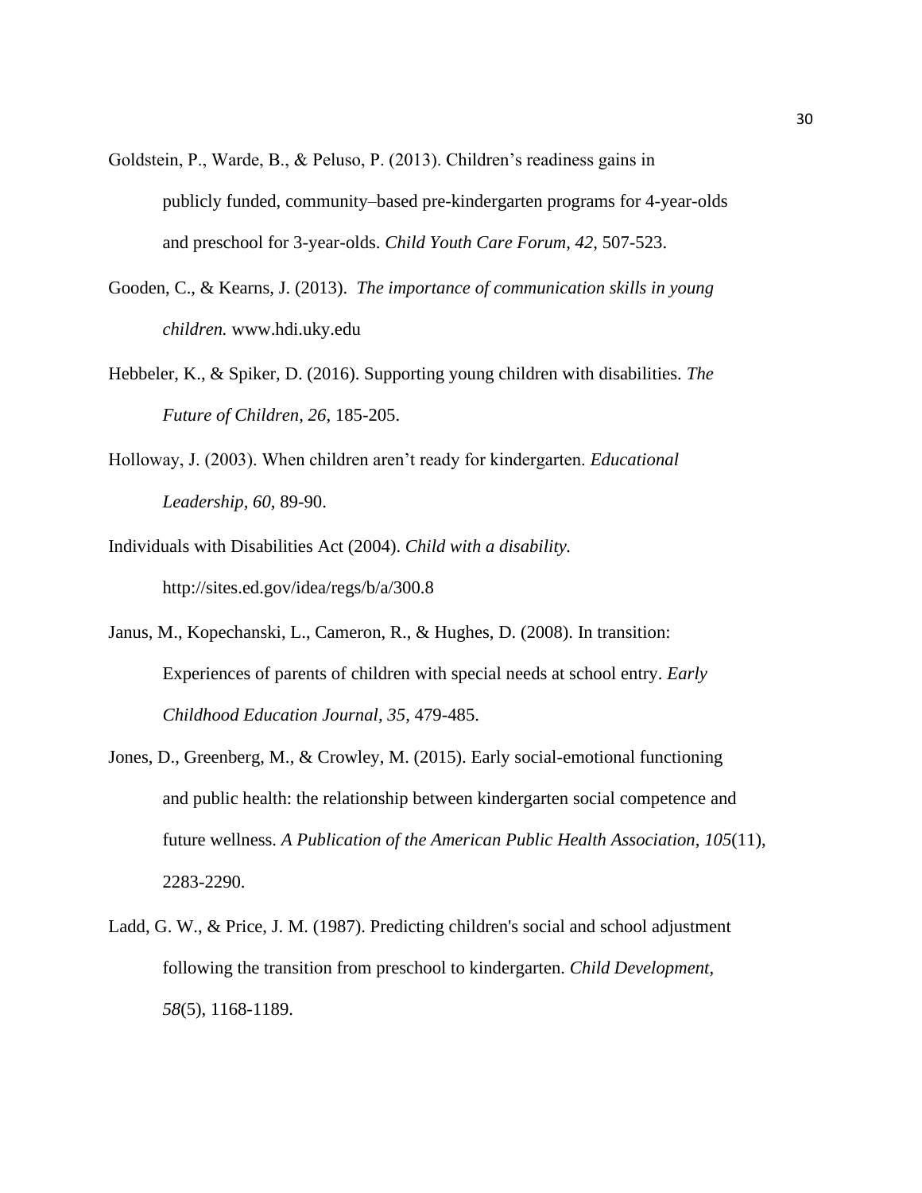Goldstein, P., Warde, B., & Peluso, P. (2013). Children's readiness gains in publicly funded, community–based pre-kindergarten programs for 4-year-olds and preschool for 3-year-olds. *Child Youth Care Forum, 42*, 507-523.

Gooden, C., & Kearns, J. (2013). *The importance of communication skills in young children.* www.hdi.uky.edu

Hebbeler, K., & Spiker, D. (2016). Supporting young children with disabilities. *The Future of Children, 26*, 185-205.

Holloway, J. (2003). When children aren't ready for kindergarten. *Educational Leadership, 60*, 89-90.

Individuals with Disabilities Act (2004). *Child with a disability.* http://sites.ed.gov/idea/regs/b/a/300.8

Janus, M., Kopechanski, L., Cameron, R., & Hughes, D. (2008). In transition: Experiences of parents of children with special needs at school entry. *Early Childhood Education Journal, 35*, 479-485.

Jones, D., Greenberg, M., & Crowley, M. (2015). Early social-emotional functioning and public health: the relationship between kindergarten social competence and future wellness. *A Publication of the American Public Health Association, 105*(11), 2283-2290.

Ladd, G. W., & Price, J. M. (1987). Predicting children's social and school adjustment following the transition from preschool to kindergarten. *Child Development, 58*(5), 1168-1189.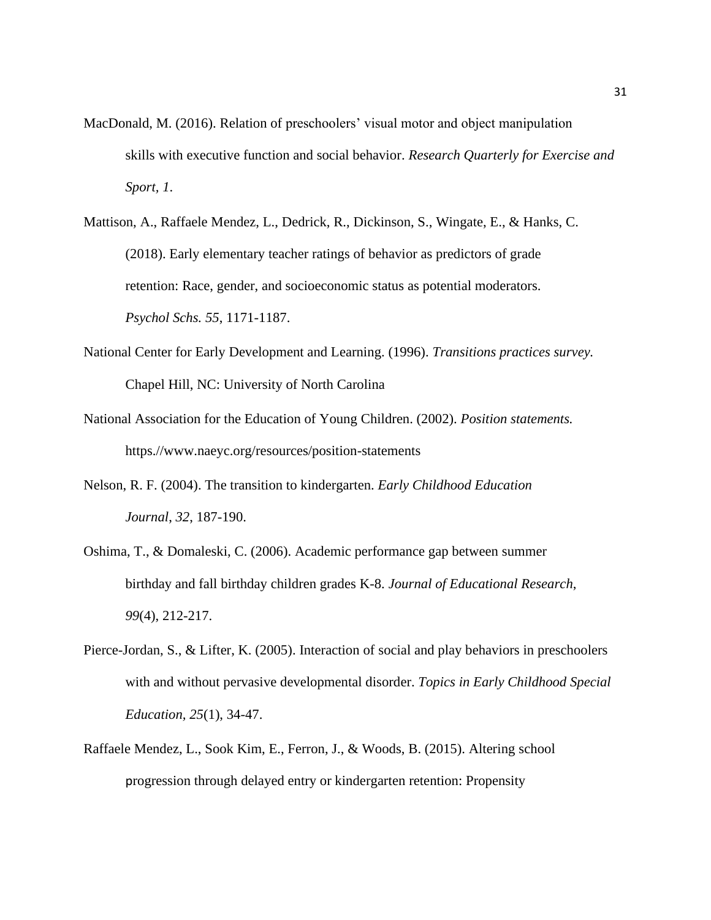MacDonald, M. (2016). Relation of preschoolers' visual motor and object manipulation skills with executive function and social behavior. *Research Quarterly for Exercise and Sport, 1*.

Mattison, A., Raffaele Mendez, L., Dedrick, R., Dickinson, S., Wingate, E., & Hanks, C. (2018). Early elementary teacher ratings of behavior as predictors of grade retention: Race, gender, and socioeconomic status as potential moderators. *Psychol Schs. 55*, 1171-1187.

National Center for Early Development and Learning. (1996). *Transitions practices survey.* Chapel Hill, NC: University of North Carolina

National Association for the Education of Young Children. (2002). *Position statements.* https.//www.naeyc.org/resources/position-statements

Nelson, R. F. (2004). The transition to kindergarten. *Early Childhood Education Journal, 32*, 187-190.

Oshima, T., & Domaleski, C. (2006). Academic performance gap between summer birthday and fall birthday children grades K-8. *Journal of Educational Research*, *99*(4), 212-217.

Pierce-Jordan, S., & Lifter, K. (2005). Interaction of social and play behaviors in preschoolers with and without pervasive developmental disorder. *Topics in Early Childhood Special Education, 25*(1), 34-47.

Raffaele Mendez, L., Sook Kim, E., Ferron, J., & Woods, B. (2015). Altering school progression through delayed entry or kindergarten retention: Propensity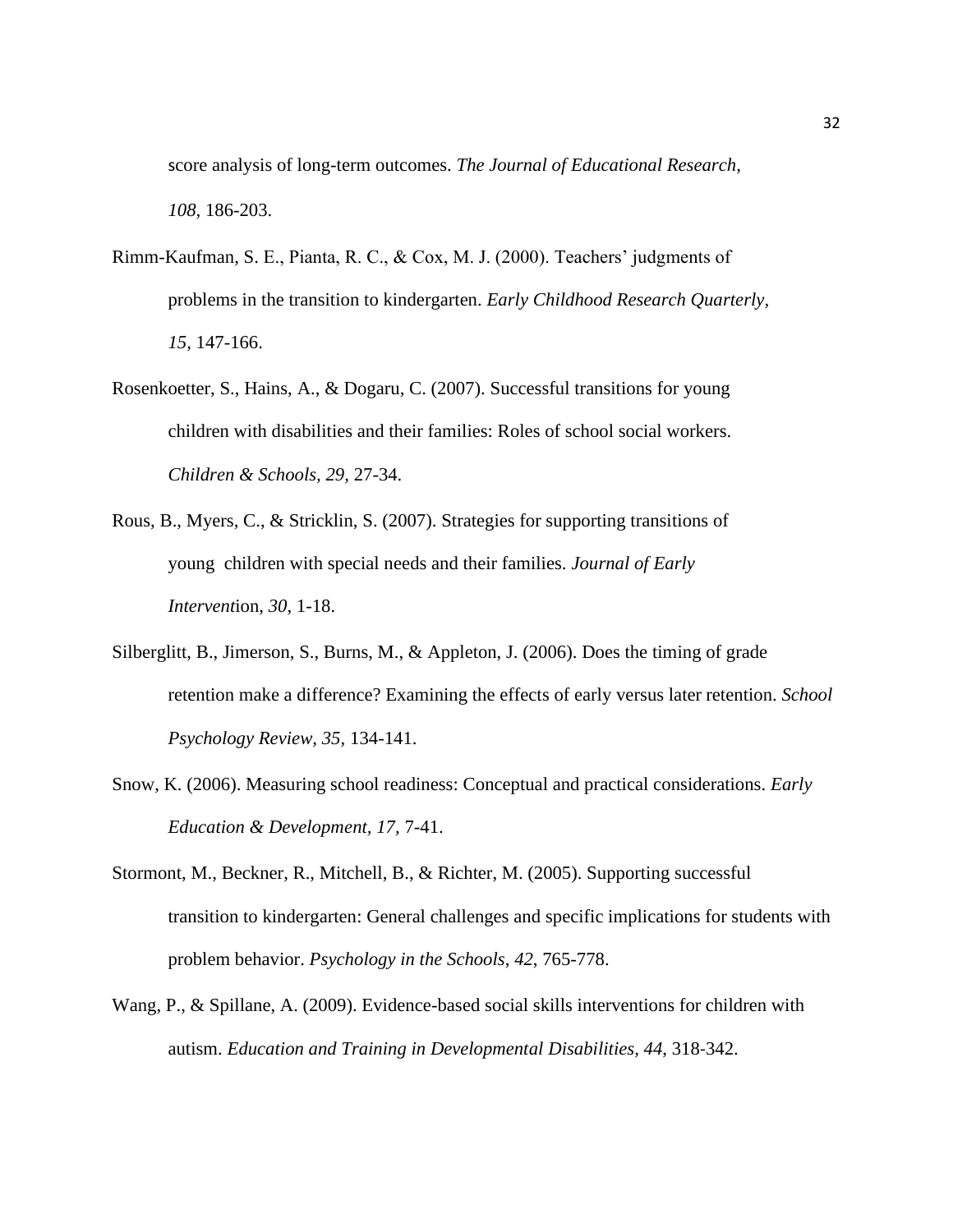score analysis of long-term outcomes. *The Journal of Educational Research*, *108*, 186-203.

Rimm-Kaufman, S. E., Pianta, R. C., & Cox, M. J. (2000). Teachers' judgments of problems in the transition to kindergarten. *Early Childhood Research Quarterly*, *15*, 147-166.

Rosenkoetter, S., Hains, A., & Dogaru, C. (2007). Successful transitions for young children with disabilities and their families: Roles of school social workers. *Children & Schools*, *29*, 27-34.

Rous, B., Myers, C., & Stricklin, S. (2007). Strategies for supporting transitions of young children with special needs and their families. *Journal of Early Intervent*ion, *30*, 1-18.

Silberglitt, B., Jimerson, S., Burns, M., & Appleton, J. (2006). Does the timing of grade retention make a difference? Examining the effects of early versus later retention. *School Psychology Review*, *35*, 134-141.

Snow, K. (2006). Measuring school readiness: Conceptual and practical considerations. *Early Education & Development*, *17*, 7-41.

Stormont, M., Beckner, R., Mitchell, B., & Richter, M. (2005). Supporting successful transition to kindergarten: General challenges and specific implications for students with problem behavior. *Psychology in the Schools*, *42*, 765-778.

Wang, P., & Spillane, A. (2009). Evidence-based social skills interventions for children with autism. *Education and Training in Developmental Disabilities*, *44*, 318-342.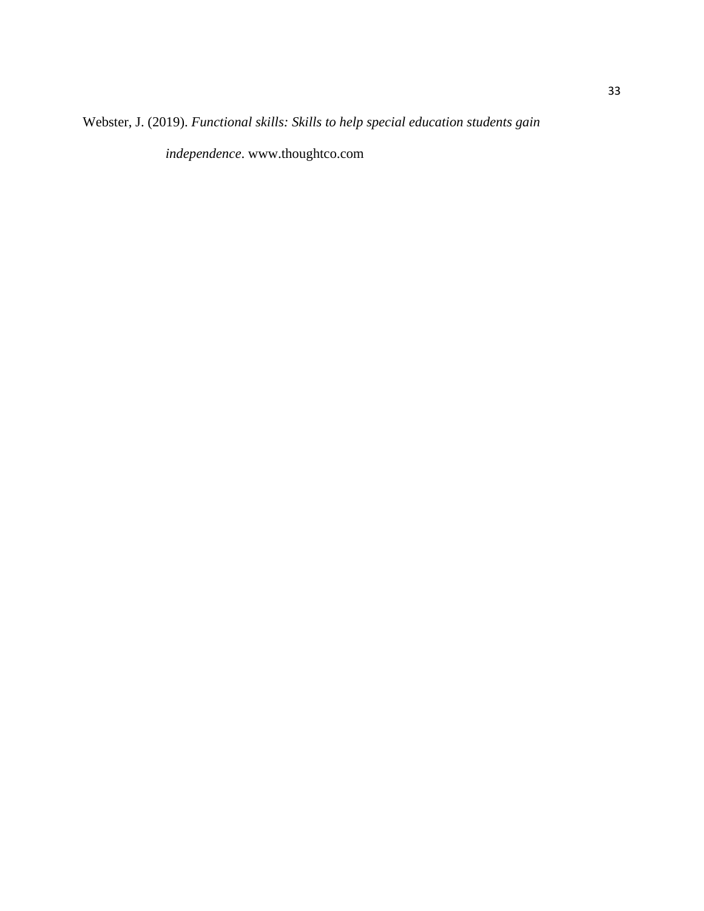Webster, J. (2019). *Functional skills: Skills to help special education students gain independence*. www.thoughtco.com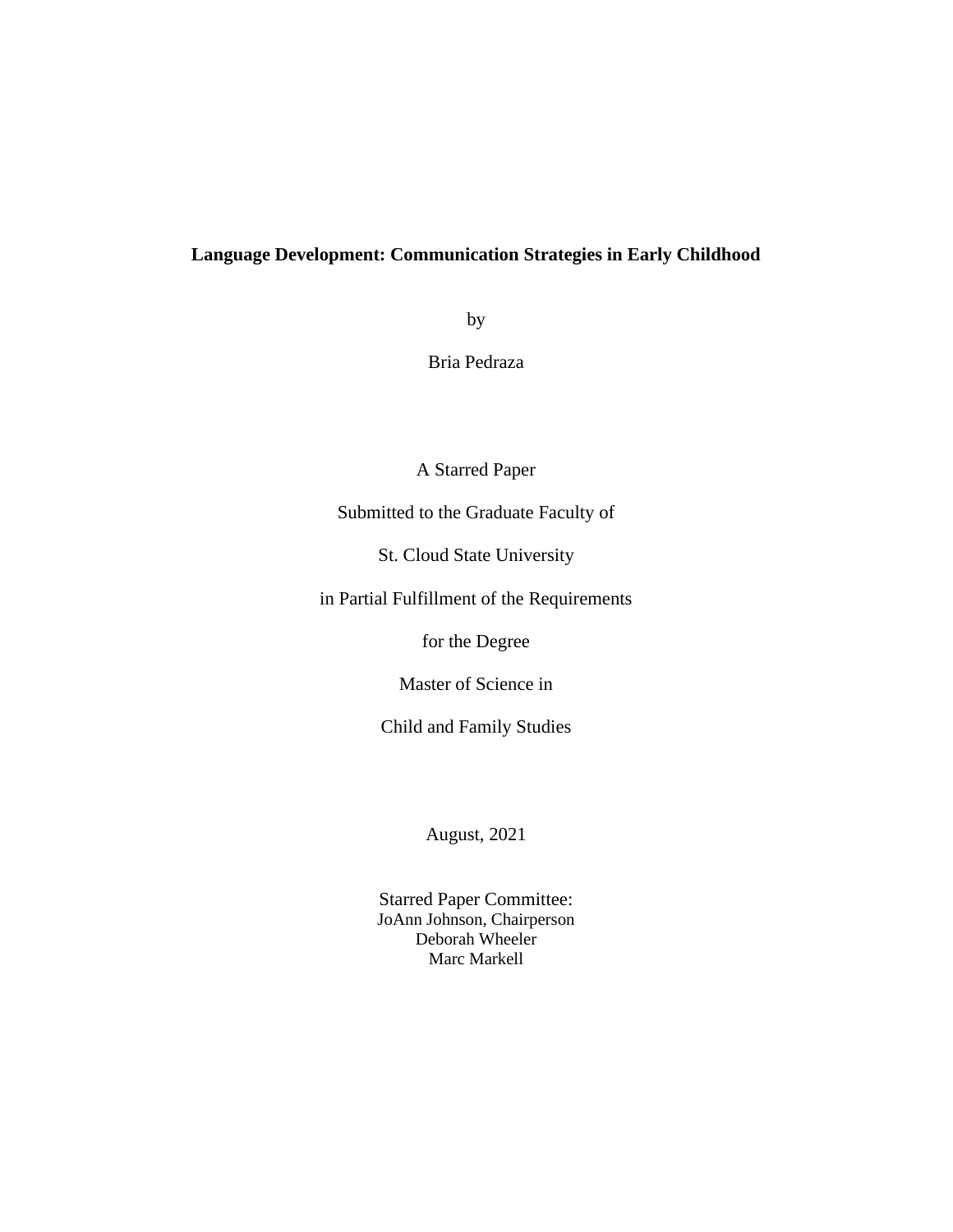**Language Development: Communication Strategies in Early Childhood**

by

Bria Pedraza

A Starred Paper

Submitted to the Graduate Faculty of

St. Cloud State University

in Partial Fulfillment of the Requirements

for the Degree

Master of Science in

Child and Family Studies

August, 2021

Starred Paper Committee:
JoAnn Johnson, Chairperson
Deborah Wheeler
Marc Markell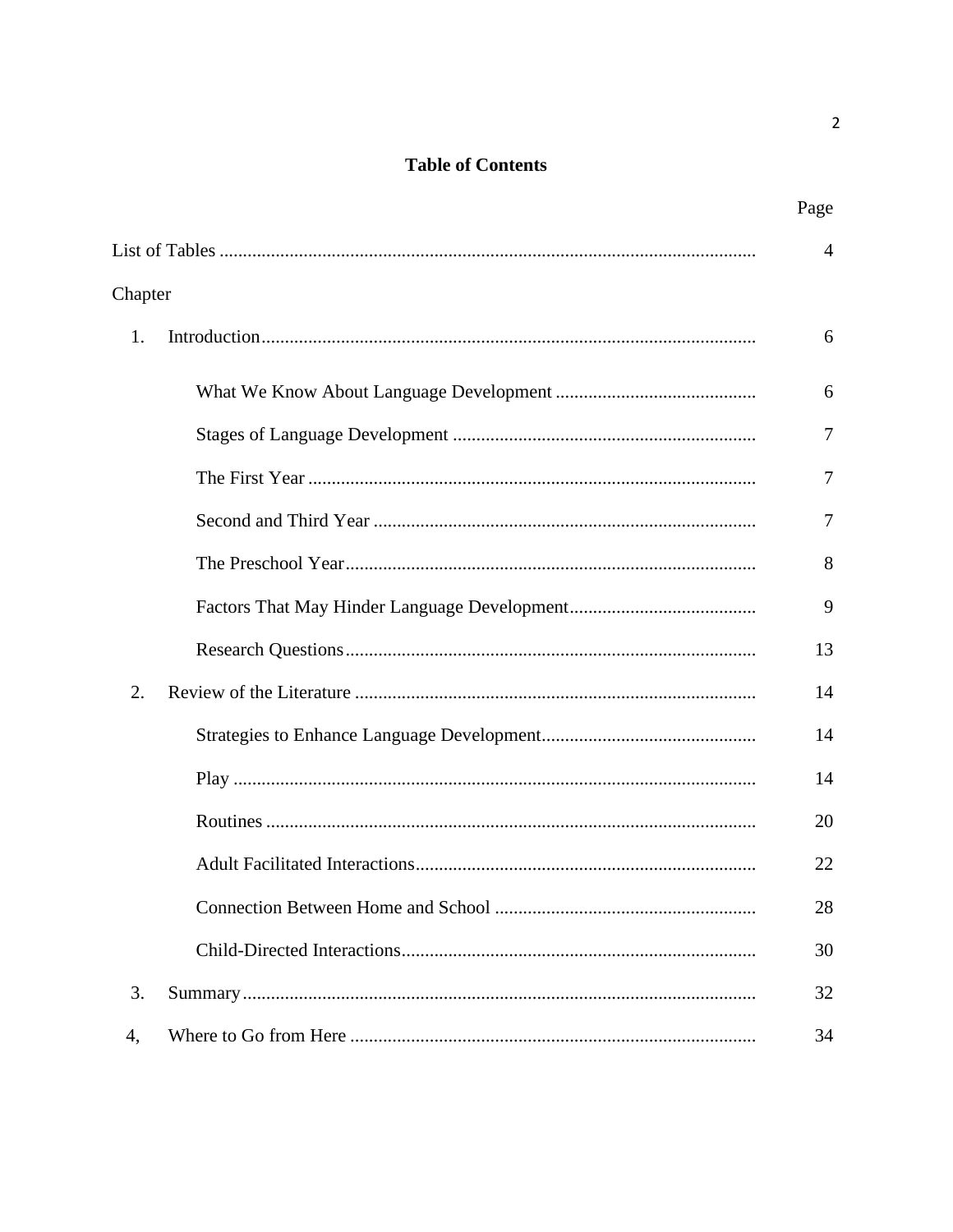# Table of Contents

| | Page |
|---|---|
| List of Tables | 4 |
| Chapter | |
| 1. Introduction | 6 |
| What We Know About Language Development | 6 |
| Stages of Language Development | 7 |
| The First Year | 7 |
| Second and Third Year | 7 |
| The Preschool Year | 8 |
| Factors That May Hinder Language Development | 9 |
| Research Questions | 13 |
| 2. Review of the Literature | 14 |
| Strategies to Enhance Language Development | 14 |
| Play | 14 |
| Routines | 20 |
| Adult Facilitated Interactions | 22 |
| Connection Between Home and School | 28 |
| Child-Directed Interactions | 30 |
| 3. Summary | 32 |
| 4, Where to Go from Here | 34 |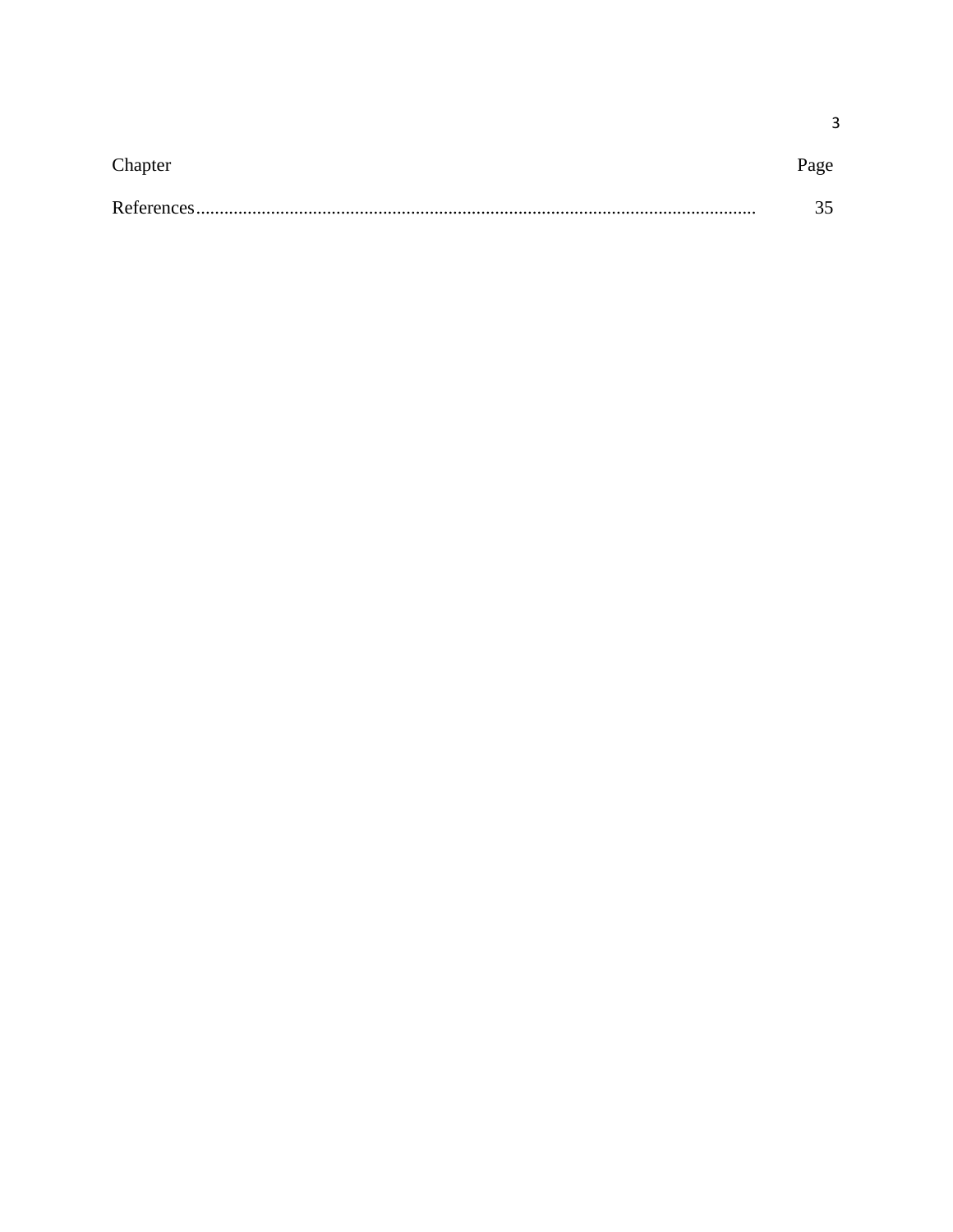| Chapter | Page |
| --- | --- |
| References........................................................................................................... | 35 |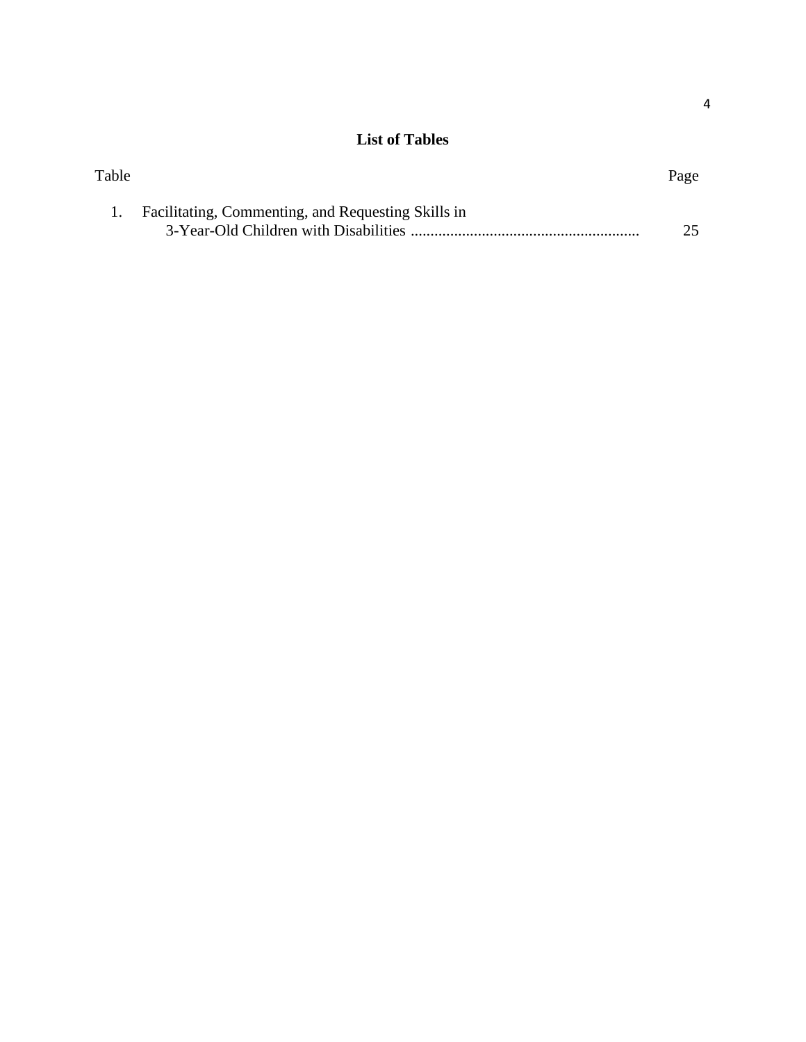## List of Tables

| Table | | Page |
|---|---|---|
| 1. | Facilitating, Commenting, and Requesting Skills in 3-Year-Old Children with Disabilities | 25 |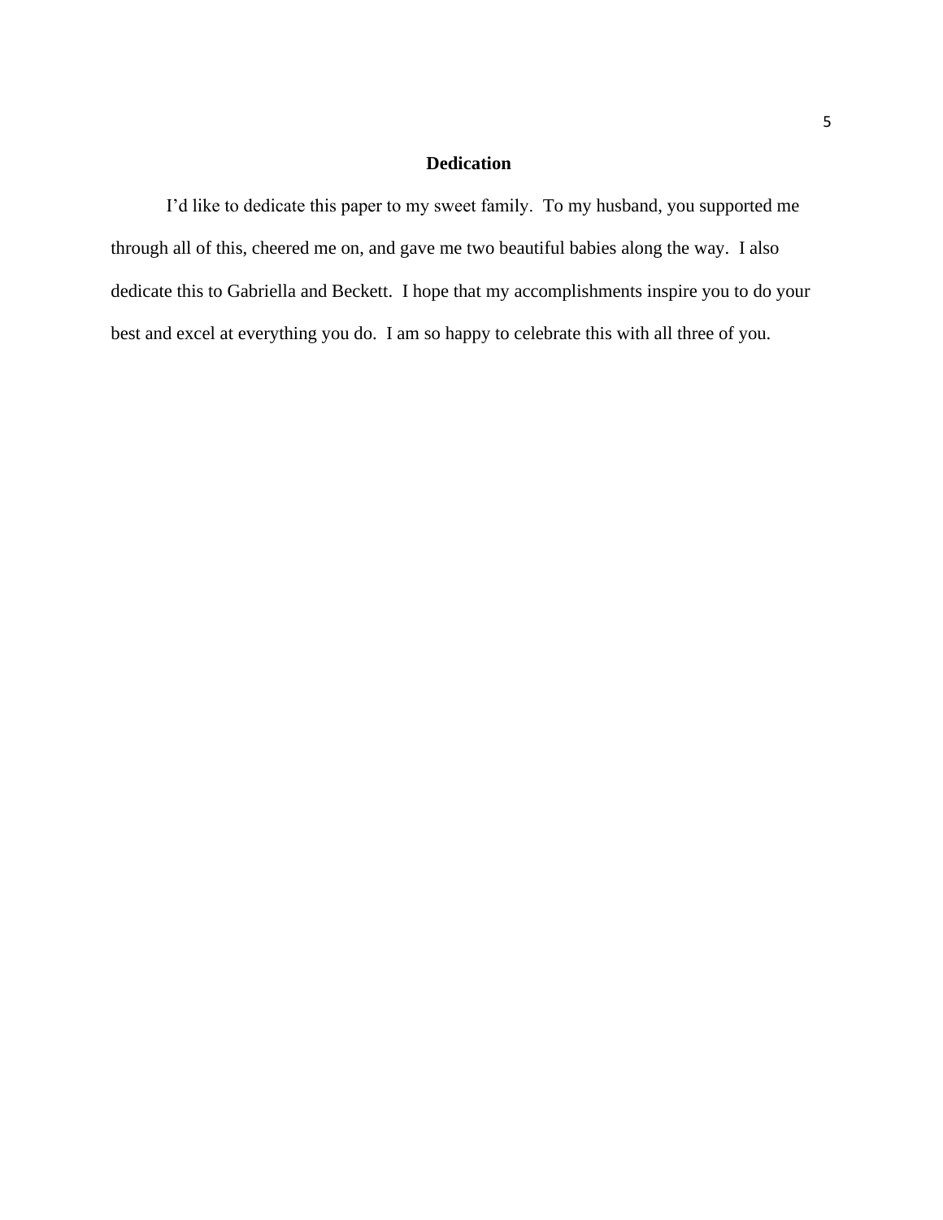## Dedication

I’d like to dedicate this paper to my sweet family.  To my husband, you supported me through all of this, cheered me on, and gave me two beautiful babies along the way.  I also dedicate this to Gabriella and Beckett.  I hope that my accomplishments inspire you to do your best and excel at everything you do.  I am so happy to celebrate this with all three of you.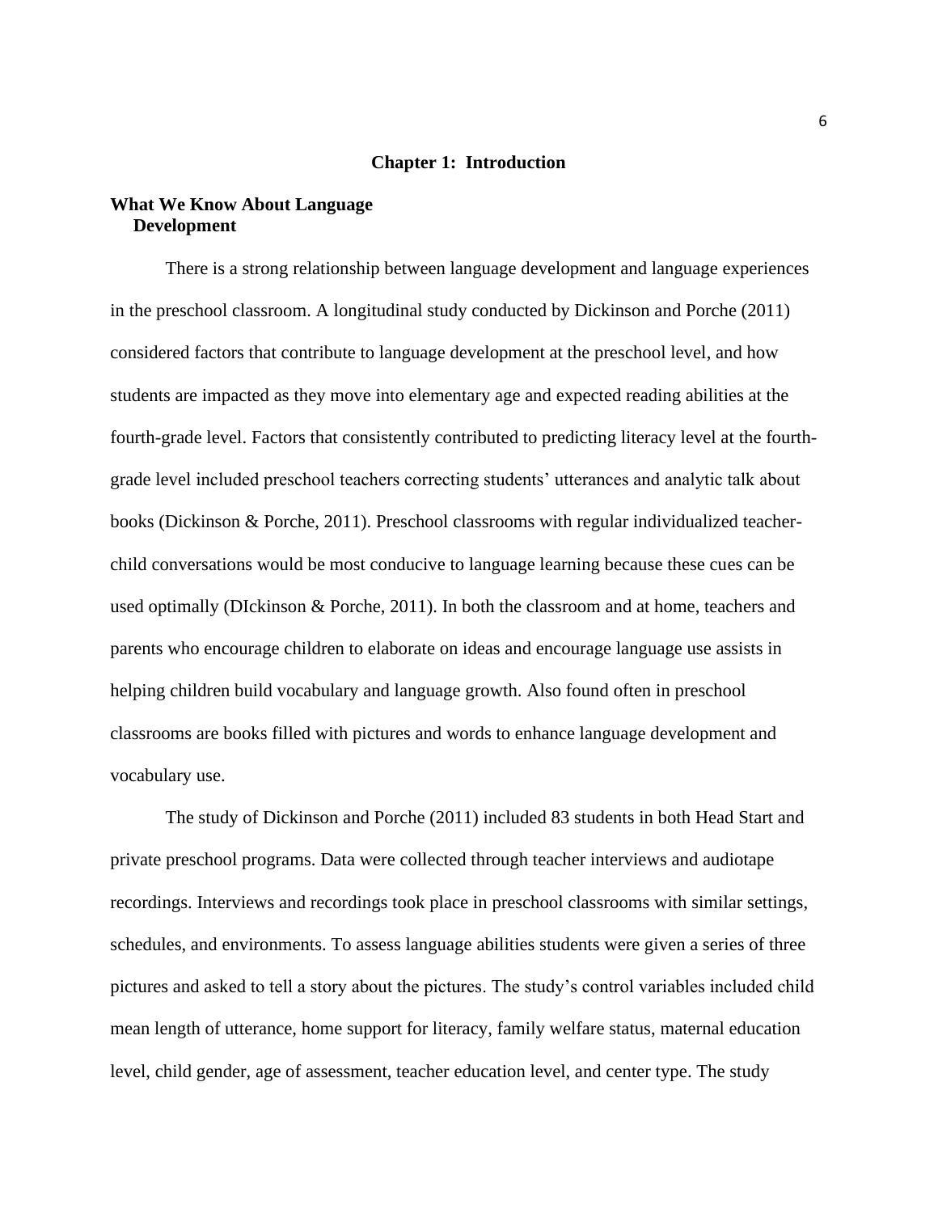# Chapter 1: Introduction

## What We Know About Language Development

There is a strong relationship between language development and language experiences in the preschool classroom. A longitudinal study conducted by Dickinson and Porche (2011) considered factors that contribute to language development at the preschool level, and how students are impacted as they move into elementary age and expected reading abilities at the fourth-grade level. Factors that consistently contributed to predicting literacy level at the fourth-grade level included preschool teachers correcting students' utterances and analytic talk about books (Dickinson & Porche, 2011). Preschool classrooms with regular individualized teacher-child conversations would be most conducive to language learning because these cues can be used optimally (DIckinson & Porche, 2011). In both the classroom and at home, teachers and parents who encourage children to elaborate on ideas and encourage language use assists in helping children build vocabulary and language growth. Also found often in preschool classrooms are books filled with pictures and words to enhance language development and vocabulary use.

The study of Dickinson and Porche (2011) included 83 students in both Head Start and private preschool programs. Data were collected through teacher interviews and audiotape recordings. Interviews and recordings took place in preschool classrooms with similar settings, schedules, and environments. To assess language abilities students were given a series of three pictures and asked to tell a story about the pictures. The study's control variables included child mean length of utterance, home support for literacy, family welfare status, maternal education level, child gender, age of assessment, teacher education level, and center type. The study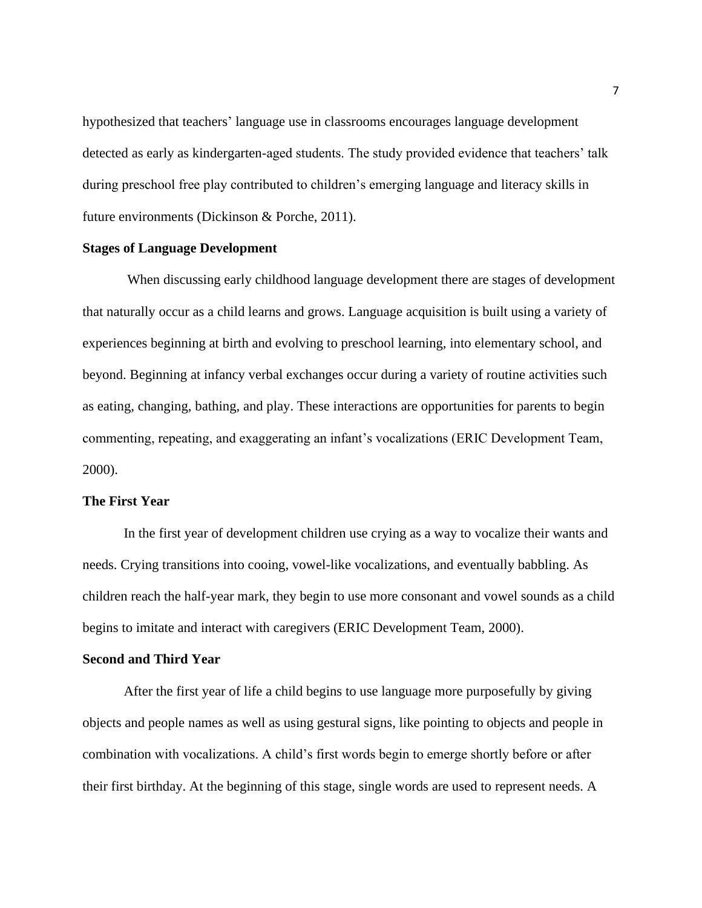hypothesized that teachers' language use in classrooms encourages language development detected as early as kindergarten-aged students. The study provided evidence that teachers' talk during preschool free play contributed to children's emerging language and literacy skills in future environments (Dickinson & Porche, 2011).

**Stages of Language Development**

When discussing early childhood language development there are stages of development that naturally occur as a child learns and grows. Language acquisition is built using a variety of experiences beginning at birth and evolving to preschool learning, into elementary school, and beyond. Beginning at infancy verbal exchanges occur during a variety of routine activities such as eating, changing, bathing, and play. These interactions are opportunities for parents to begin commenting, repeating, and exaggerating an infant's vocalizations (ERIC Development Team, 2000).

**The First Year**

In the first year of development children use crying as a way to vocalize their wants and needs. Crying transitions into cooing, vowel-like vocalizations, and eventually babbling. As children reach the half-year mark, they begin to use more consonant and vowel sounds as a child begins to imitate and interact with caregivers (ERIC Development Team, 2000).

**Second and Third Year**

After the first year of life a child begins to use language more purposefully by giving objects and people names as well as using gestural signs, like pointing to objects and people in combination with vocalizations. A child's first words begin to emerge shortly before or after their first birthday. At the beginning of this stage, single words are used to represent needs. A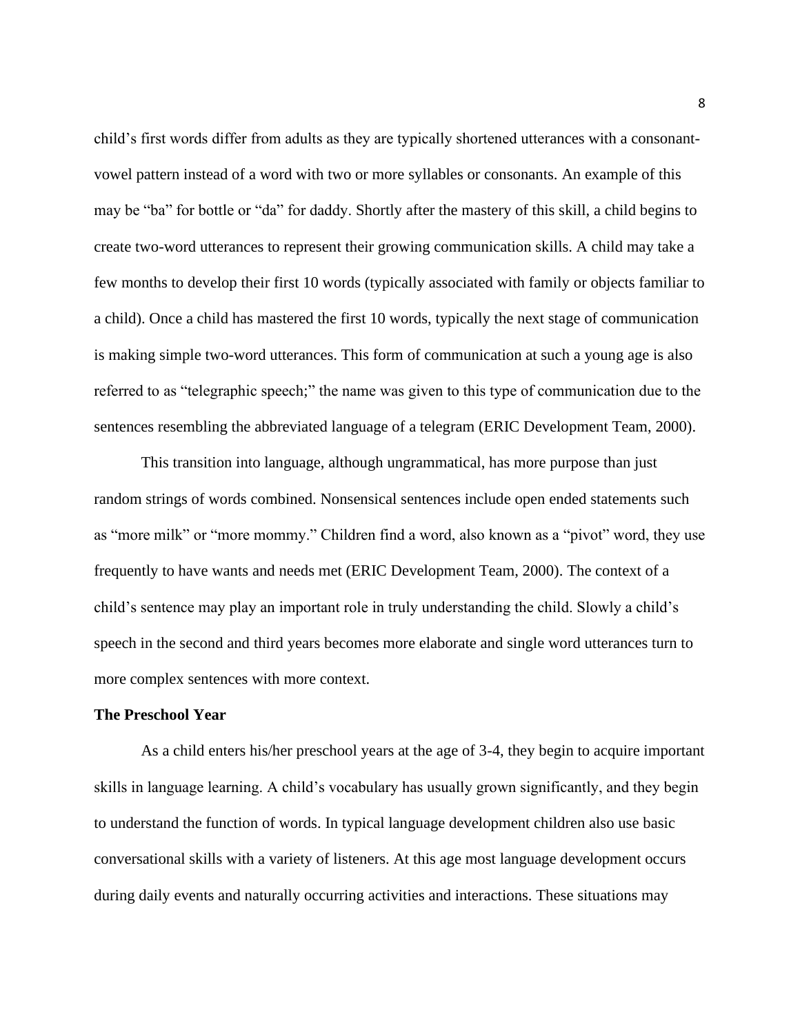child's first words differ from adults as they are typically shortened utterances with a consonant-vowel pattern instead of a word with two or more syllables or consonants. An example of this may be "ba" for bottle or "da" for daddy. Shortly after the mastery of this skill, a child begins to create two-word utterances to represent their growing communication skills. A child may take a few months to develop their first 10 words (typically associated with family or objects familiar to a child). Once a child has mastered the first 10 words, typically the next stage of communication is making simple two-word utterances. This form of communication at such a young age is also referred to as "telegraphic speech;" the name was given to this type of communication due to the sentences resembling the abbreviated language of a telegram (ERIC Development Team, 2000).

This transition into language, although ungrammatical, has more purpose than just random strings of words combined. Nonsensical sentences include open ended statements such as "more milk" or "more mommy." Children find a word, also known as a "pivot" word, they use frequently to have wants and needs met (ERIC Development Team, 2000). The context of a child's sentence may play an important role in truly understanding the child. Slowly a child's speech in the second and third years becomes more elaborate and single word utterances turn to more complex sentences with more context.

**The Preschool Year**

As a child enters his/her preschool years at the age of 3-4, they begin to acquire important skills in language learning. A child's vocabulary has usually grown significantly, and they begin to understand the function of words. In typical language development children also use basic conversational skills with a variety of listeners. At this age most language development occurs during daily events and naturally occurring activities and interactions. These situations may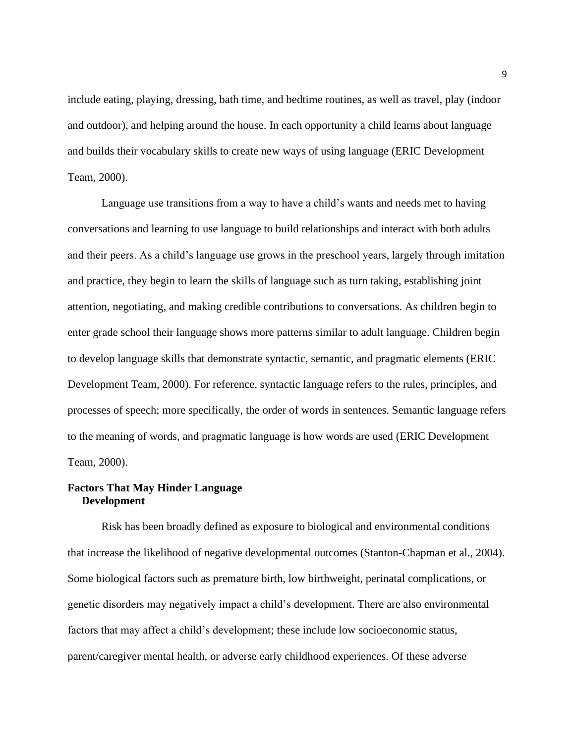include eating, playing, dressing, bath time, and bedtime routines, as well as travel, play (indoor and outdoor), and helping around the house. In each opportunity a child learns about language and builds their vocabulary skills to create new ways of using language (ERIC Development Team, 2000).

Language use transitions from a way to have a child's wants and needs met to having conversations and learning to use language to build relationships and interact with both adults and their peers. As a child's language use grows in the preschool years, largely through imitation and practice, they begin to learn the skills of language such as turn taking, establishing joint attention, negotiating, and making credible contributions to conversations. As children begin to enter grade school their language shows more patterns similar to adult language. Children begin to develop language skills that demonstrate syntactic, semantic, and pragmatic elements (ERIC Development Team, 2000). For reference, syntactic language refers to the rules, principles, and processes of speech; more specifically, the order of words in sentences. Semantic language refers to the meaning of words, and pragmatic language is how words are used (ERIC Development Team, 2000).

### Factors That May Hinder Language Development

Risk has been broadly defined as exposure to biological and environmental conditions that increase the likelihood of negative developmental outcomes (Stanton-Chapman et al., 2004). Some biological factors such as premature birth, low birthweight, perinatal complications, or genetic disorders may negatively impact a child's development. There are also environmental factors that may affect a child's development; these include low socioeconomic status, parent/caregiver mental health, or adverse early childhood experiences. Of these adverse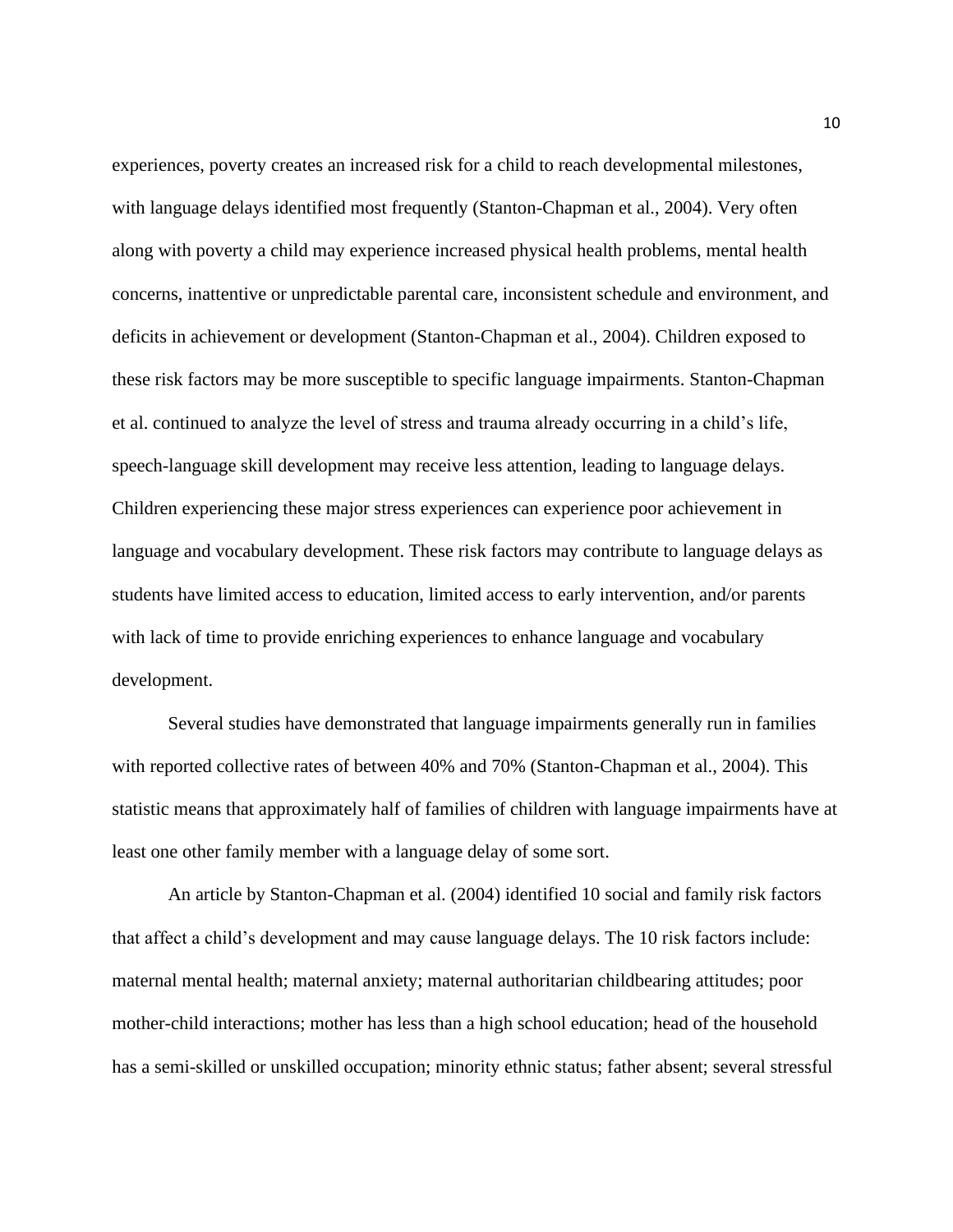experiences, poverty creates an increased risk for a child to reach developmental milestones, with language delays identified most frequently (Stanton-Chapman et al., 2004). Very often along with poverty a child may experience increased physical health problems, mental health concerns, inattentive or unpredictable parental care, inconsistent schedule and environment, and deficits in achievement or development (Stanton-Chapman et al., 2004). Children exposed to these risk factors may be more susceptible to specific language impairments. Stanton-Chapman et al. continued to analyze the level of stress and trauma already occurring in a child's life, speech-language skill development may receive less attention, leading to language delays. Children experiencing these major stress experiences can experience poor achievement in language and vocabulary development. These risk factors may contribute to language delays as students have limited access to education, limited access to early intervention, and/or parents with lack of time to provide enriching experiences to enhance language and vocabulary development.

Several studies have demonstrated that language impairments generally run in families with reported collective rates of between 40% and 70% (Stanton-Chapman et al., 2004). This statistic means that approximately half of families of children with language impairments have at least one other family member with a language delay of some sort.

An article by Stanton-Chapman et al. (2004) identified 10 social and family risk factors that affect a child's development and may cause language delays. The 10 risk factors include: maternal mental health; maternal anxiety; maternal authoritarian childbearing attitudes; poor mother-child interactions; mother has less than a high school education; head of the household has a semi-skilled or unskilled occupation; minority ethnic status; father absent; several stressful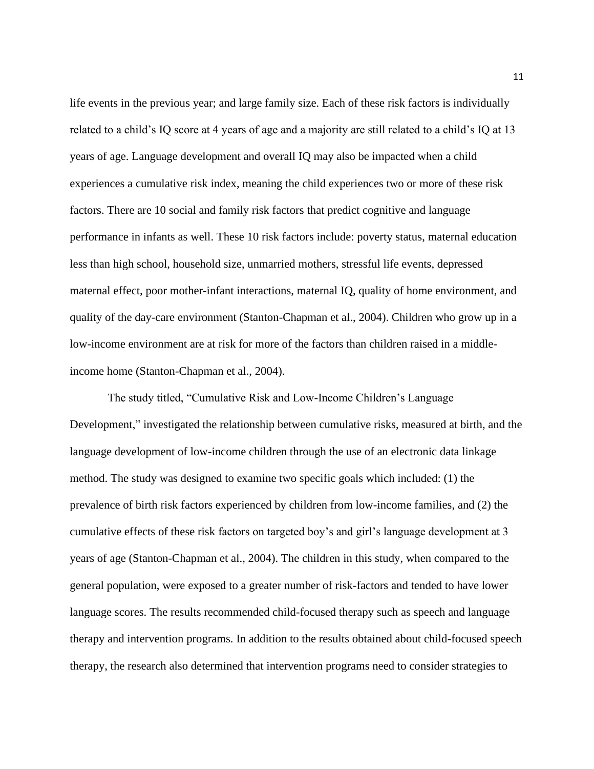life events in the previous year; and large family size. Each of these risk factors is individually related to a child's IQ score at 4 years of age and a majority are still related to a child's IQ at 13 years of age. Language development and overall IQ may also be impacted when a child experiences a cumulative risk index, meaning the child experiences two or more of these risk factors. There are 10 social and family risk factors that predict cognitive and language performance in infants as well. These 10 risk factors include: poverty status, maternal education less than high school, household size, unmarried mothers, stressful life events, depressed maternal effect, poor mother-infant interactions, maternal IQ, quality of home environment, and quality of the day-care environment (Stanton-Chapman et al., 2004). Children who grow up in a low-income environment are at risk for more of the factors than children raised in a middle-income home (Stanton-Chapman et al., 2004).

The study titled, "Cumulative Risk and Low-Income Children's Language Development," investigated the relationship between cumulative risks, measured at birth, and the language development of low-income children through the use of an electronic data linkage method. The study was designed to examine two specific goals which included: (1) the prevalence of birth risk factors experienced by children from low-income families, and (2) the cumulative effects of these risk factors on targeted boy's and girl's language development at 3 years of age (Stanton-Chapman et al., 2004). The children in this study, when compared to the general population, were exposed to a greater number of risk-factors and tended to have lower language scores. The results recommended child-focused therapy such as speech and language therapy and intervention programs. In addition to the results obtained about child-focused speech therapy, the research also determined that intervention programs need to consider strategies to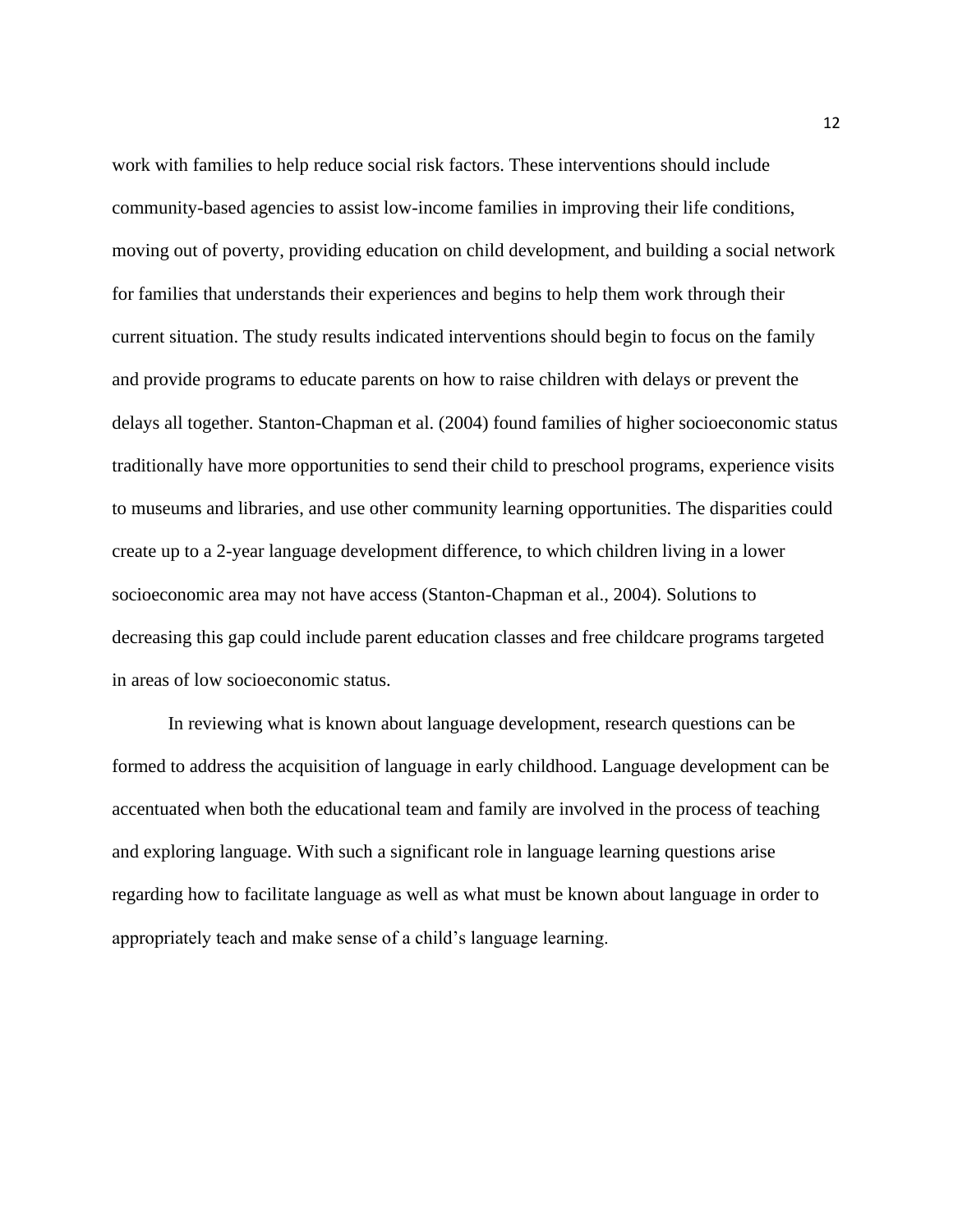work with families to help reduce social risk factors. These interventions should include community-based agencies to assist low-income families in improving their life conditions, moving out of poverty, providing education on child development, and building a social network for families that understands their experiences and begins to help them work through their current situation. The study results indicated interventions should begin to focus on the family and provide programs to educate parents on how to raise children with delays or prevent the delays all together. Stanton-Chapman et al. (2004) found families of higher socioeconomic status traditionally have more opportunities to send their child to preschool programs, experience visits to museums and libraries, and use other community learning opportunities. The disparities could create up to a 2-year language development difference, to which children living in a lower socioeconomic area may not have access (Stanton-Chapman et al., 2004). Solutions to decreasing this gap could include parent education classes and free childcare programs targeted in areas of low socioeconomic status.

In reviewing what is known about language development, research questions can be formed to address the acquisition of language in early childhood. Language development can be accentuated when both the educational team and family are involved in the process of teaching and exploring language. With such a significant role in language learning questions arise regarding how to facilitate language as well as what must be known about language in order to appropriately teach and make sense of a child's language learning.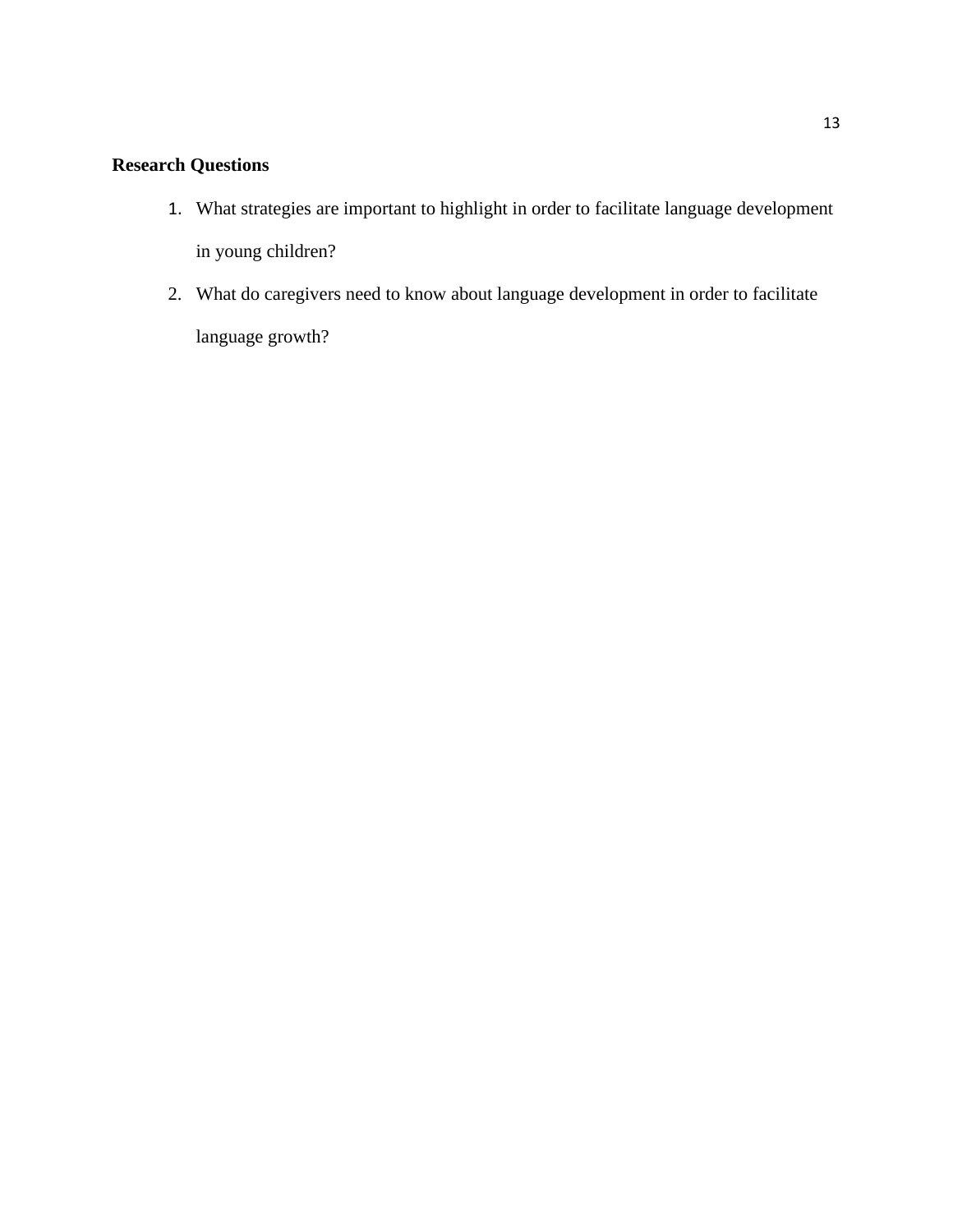**Research Questions**

1. What strategies are important to highlight in order to facilitate language development in young children?
2. What do caregivers need to know about language development in order to facilitate language growth?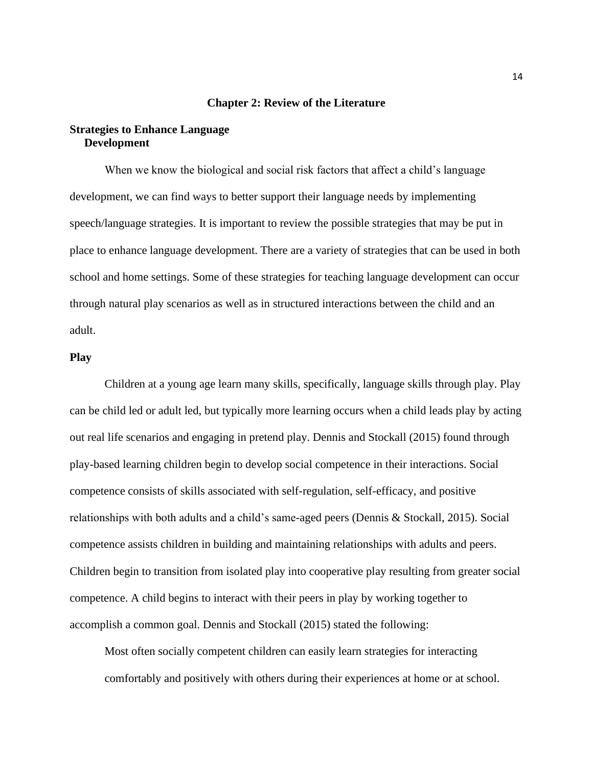# Chapter 2: Review of the Literature

## Strategies to Enhance Language Development

When we know the biological and social risk factors that affect a child's language development, we can find ways to better support their language needs by implementing speech/language strategies. It is important to review the possible strategies that may be put in place to enhance language development. There are a variety of strategies that can be used in both school and home settings. Some of these strategies for teaching language development can occur through natural play scenarios as well as in structured interactions between the child and an adult.

### Play

Children at a young age learn many skills, specifically, language skills through play. Play can be child led or adult led, but typically more learning occurs when a child leads play by acting out real life scenarios and engaging in pretend play. Dennis and Stockall (2015) found through play-based learning children begin to develop social competence in their interactions. Social competence consists of skills associated with self-regulation, self-efficacy, and positive relationships with both adults and a child's same-aged peers (Dennis & Stockall, 2015). Social competence assists children in building and maintaining relationships with adults and peers. Children begin to transition from isolated play into cooperative play resulting from greater social competence. A child begins to interact with their peers in play by working together to accomplish a common goal. Dennis and Stockall (2015) stated the following:

> Most often socially competent children can easily learn strategies for interacting comfortably and positively with others during their experiences at home or at school.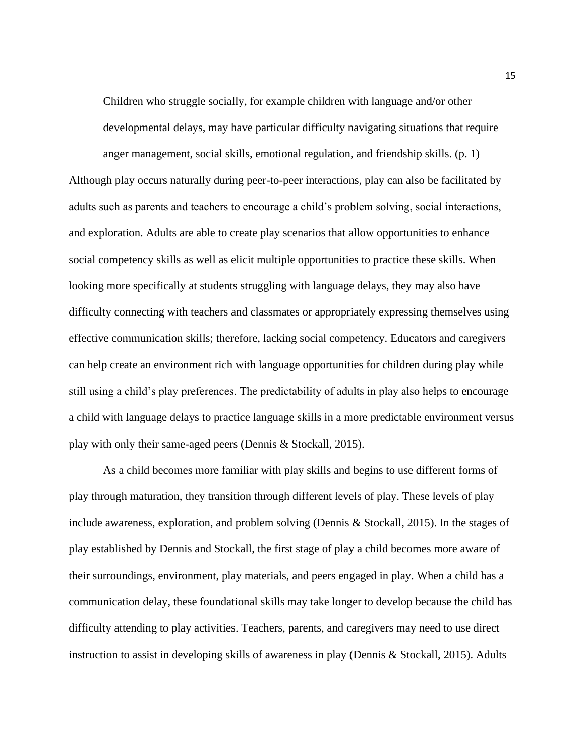> Children who struggle socially, for example children with language and/or other developmental delays, may have particular difficulty navigating situations that require anger management, social skills, emotional regulation, and friendship skills. (p. 1)

Although play occurs naturally during peer-to-peer interactions, play can also be facilitated by adults such as parents and teachers to encourage a child's problem solving, social interactions, and exploration. Adults are able to create play scenarios that allow opportunities to enhance social competency skills as well as elicit multiple opportunities to practice these skills. When looking more specifically at students struggling with language delays, they may also have difficulty connecting with teachers and classmates or appropriately expressing themselves using effective communication skills; therefore, lacking social competency. Educators and caregivers can help create an environment rich with language opportunities for children during play while still using a child's play preferences. The predictability of adults in play also helps to encourage a child with language delays to practice language skills in a more predictable environment versus play with only their same-aged peers (Dennis & Stockall, 2015).

As a child becomes more familiar with play skills and begins to use different forms of play through maturation, they transition through different levels of play. These levels of play include awareness, exploration, and problem solving (Dennis & Stockall, 2015). In the stages of play established by Dennis and Stockall, the first stage of play a child becomes more aware of their surroundings, environment, play materials, and peers engaged in play. When a child has a communication delay, these foundational skills may take longer to develop because the child has difficulty attending to play activities. Teachers, parents, and caregivers may need to use direct instruction to assist in developing skills of awareness in play (Dennis & Stockall, 2015). Adults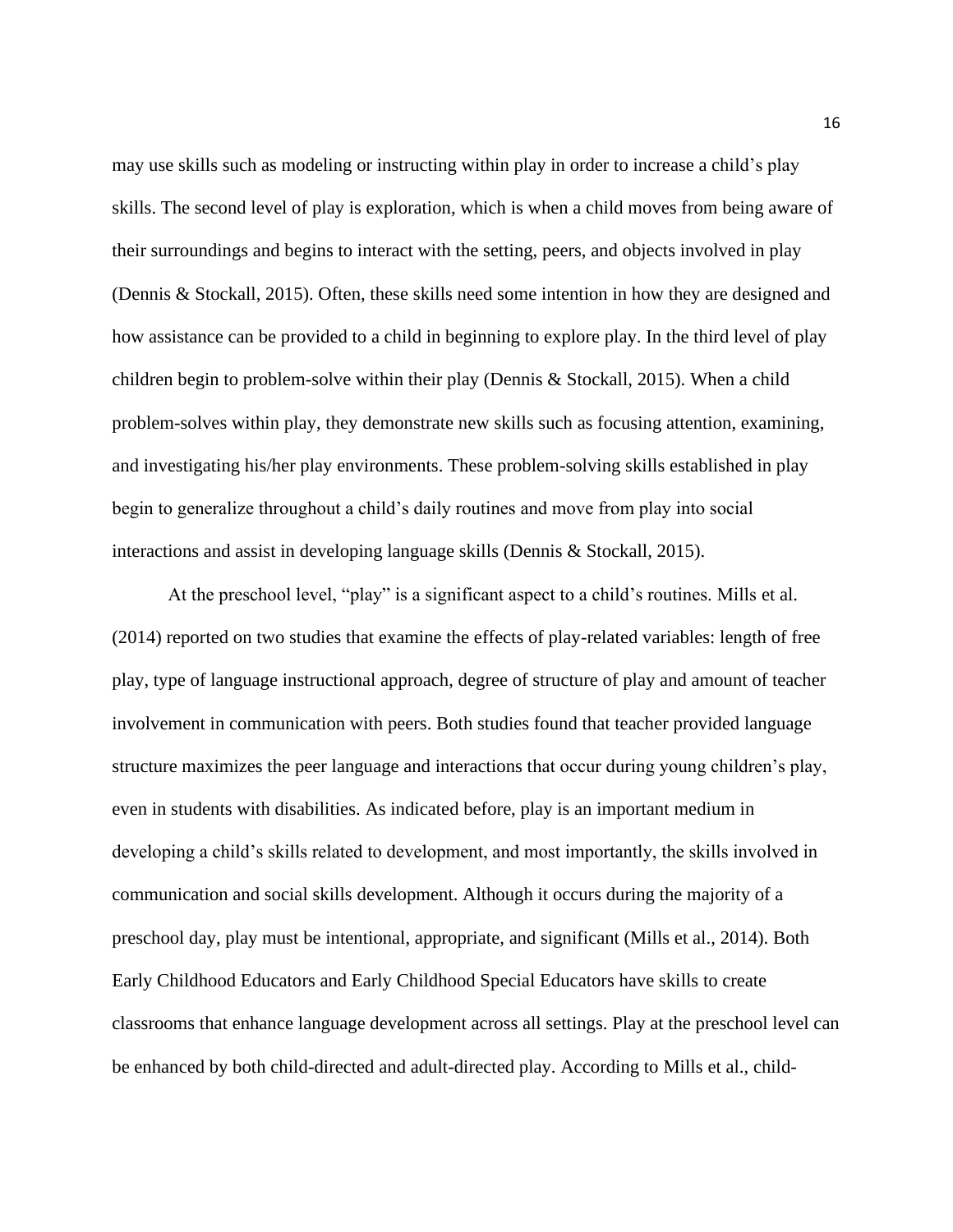may use skills such as modeling or instructing within play in order to increase a child's play skills. The second level of play is exploration, which is when a child moves from being aware of their surroundings and begins to interact with the setting, peers, and objects involved in play (Dennis & Stockall, 2015). Often, these skills need some intention in how they are designed and how assistance can be provided to a child in beginning to explore play. In the third level of play children begin to problem-solve within their play (Dennis & Stockall, 2015). When a child problem-solves within play, they demonstrate new skills such as focusing attention, examining, and investigating his/her play environments. These problem-solving skills established in play begin to generalize throughout a child's daily routines and move from play into social interactions and assist in developing language skills (Dennis & Stockall, 2015).

At the preschool level, "play" is a significant aspect to a child's routines. Mills et al. (2014) reported on two studies that examine the effects of play-related variables: length of free play, type of language instructional approach, degree of structure of play and amount of teacher involvement in communication with peers. Both studies found that teacher provided language structure maximizes the peer language and interactions that occur during young children's play, even in students with disabilities. As indicated before, play is an important medium in developing a child's skills related to development, and most importantly, the skills involved in communication and social skills development. Although it occurs during the majority of a preschool day, play must be intentional, appropriate, and significant (Mills et al., 2014). Both Early Childhood Educators and Early Childhood Special Educators have skills to create classrooms that enhance language development across all settings. Play at the preschool level can be enhanced by both child-directed and adult-directed play. According to Mills et al., child-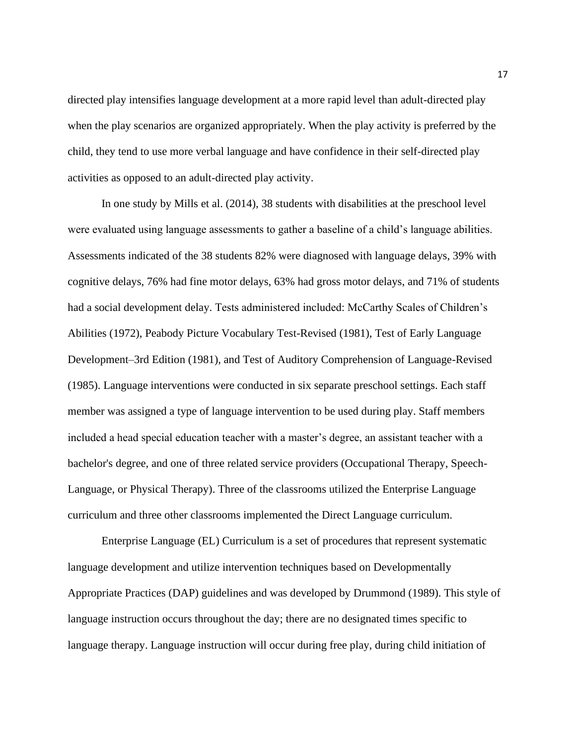directed play intensifies language development at a more rapid level than adult-directed play when the play scenarios are organized appropriately. When the play activity is preferred by the child, they tend to use more verbal language and have confidence in their self-directed play activities as opposed to an adult-directed play activity.

In one study by Mills et al. (2014), 38 students with disabilities at the preschool level were evaluated using language assessments to gather a baseline of a child's language abilities. Assessments indicated of the 38 students 82% were diagnosed with language delays, 39% with cognitive delays, 76% had fine motor delays, 63% had gross motor delays, and 71% of students had a social development delay. Tests administered included: McCarthy Scales of Children's Abilities (1972), Peabody Picture Vocabulary Test-Revised (1981), Test of Early Language Development–3rd Edition (1981), and Test of Auditory Comprehension of Language-Revised (1985). Language interventions were conducted in six separate preschool settings. Each staff member was assigned a type of language intervention to be used during play. Staff members included a head special education teacher with a master's degree, an assistant teacher with a bachelor's degree, and one of three related service providers (Occupational Therapy, Speech-Language, or Physical Therapy). Three of the classrooms utilized the Enterprise Language curriculum and three other classrooms implemented the Direct Language curriculum.

Enterprise Language (EL) Curriculum is a set of procedures that represent systematic language development and utilize intervention techniques based on Developmentally Appropriate Practices (DAP) guidelines and was developed by Drummond (1989). This style of language instruction occurs throughout the day; there are no designated times specific to language therapy. Language instruction will occur during free play, during child initiation of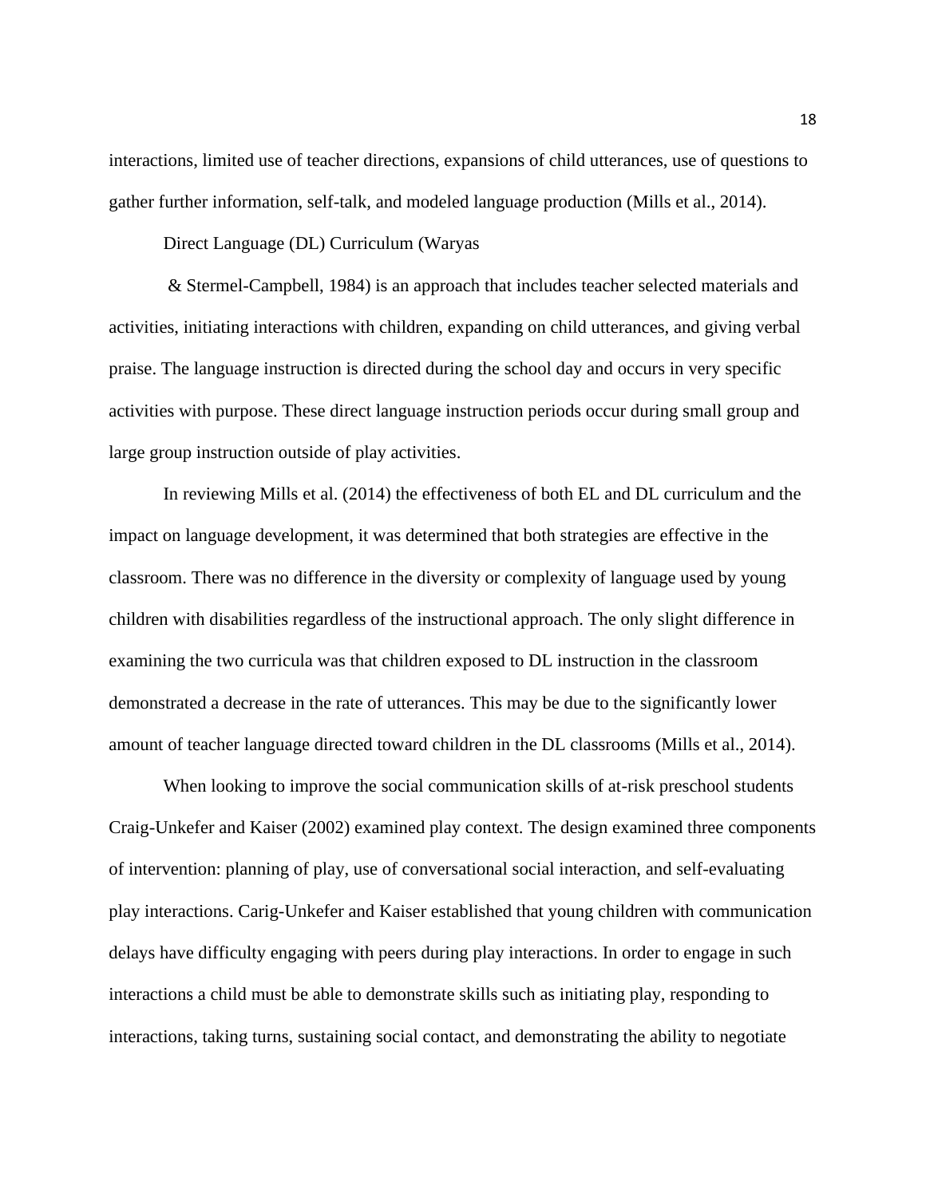interactions, limited use of teacher directions, expansions of child utterances, use of questions to gather further information, self-talk, and modeled language production (Mills et al., 2014).

Direct Language (DL) Curriculum (Waryas

& Stermel-Campbell, 1984) is an approach that includes teacher selected materials and activities, initiating interactions with children, expanding on child utterances, and giving verbal praise. The language instruction is directed during the school day and occurs in very specific activities with purpose. These direct language instruction periods occur during small group and large group instruction outside of play activities.

In reviewing Mills et al. (2014) the effectiveness of both EL and DL curriculum and the impact on language development, it was determined that both strategies are effective in the classroom. There was no difference in the diversity or complexity of language used by young children with disabilities regardless of the instructional approach. The only slight difference in examining the two curricula was that children exposed to DL instruction in the classroom demonstrated a decrease in the rate of utterances. This may be due to the significantly lower amount of teacher language directed toward children in the DL classrooms (Mills et al., 2014).

When looking to improve the social communication skills of at-risk preschool students Craig-Unkefer and Kaiser (2002) examined play context. The design examined three components of intervention: planning of play, use of conversational social interaction, and self-evaluating play interactions. Carig-Unkefer and Kaiser established that young children with communication delays have difficulty engaging with peers during play interactions. In order to engage in such interactions a child must be able to demonstrate skills such as initiating play, responding to interactions, taking turns, sustaining social contact, and demonstrating the ability to negotiate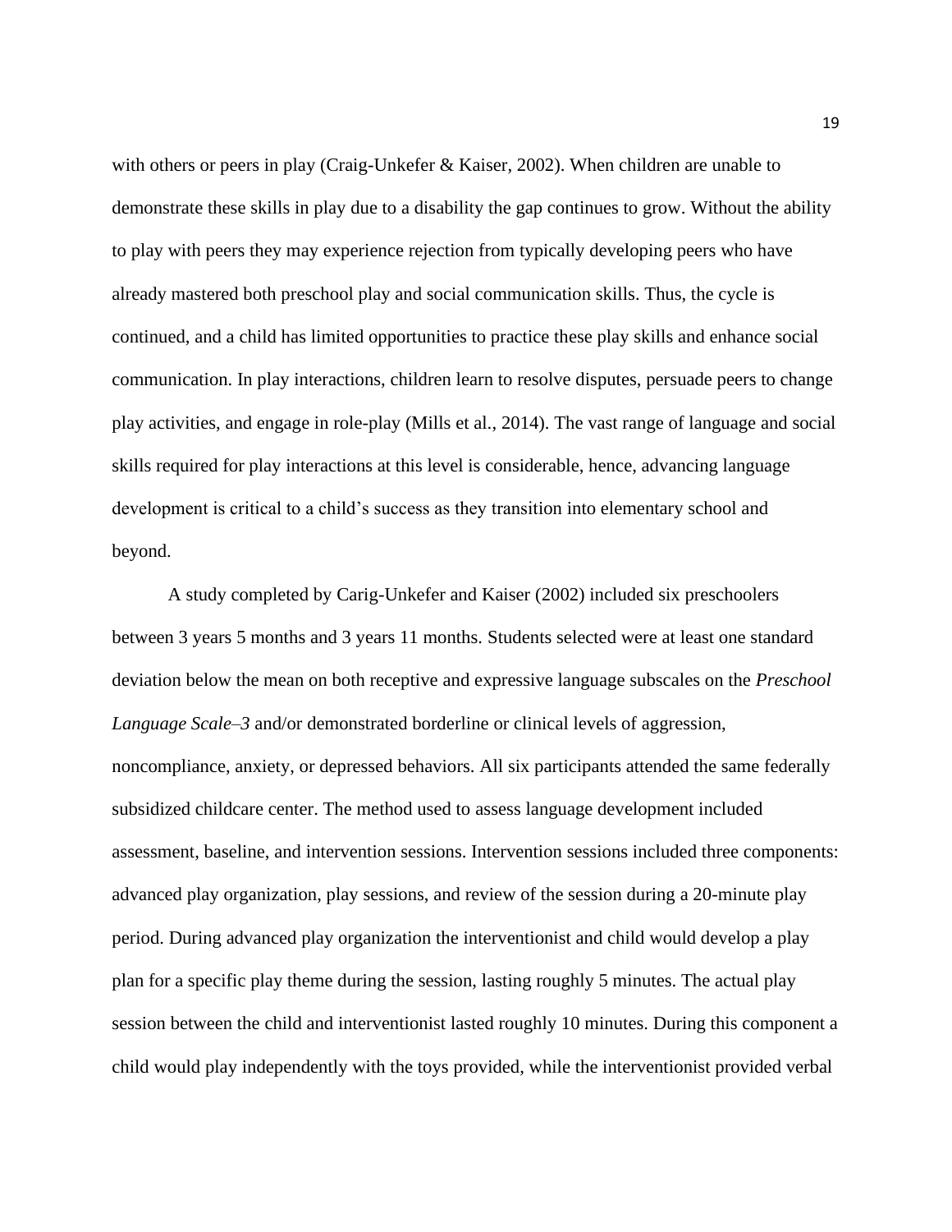with others or peers in play (Craig-Unkefer & Kaiser, 2002). When children are unable to demonstrate these skills in play due to a disability the gap continues to grow. Without the ability to play with peers they may experience rejection from typically developing peers who have already mastered both preschool play and social communication skills. Thus, the cycle is continued, and a child has limited opportunities to practice these play skills and enhance social communication. In play interactions, children learn to resolve disputes, persuade peers to change play activities, and engage in role-play (Mills et al., 2014). The vast range of language and social skills required for play interactions at this level is considerable, hence, advancing language development is critical to a child's success as they transition into elementary school and beyond.

A study completed by Carig-Unkefer and Kaiser (2002) included six preschoolers between 3 years 5 months and 3 years 11 months. Students selected were at least one standard deviation below the mean on both receptive and expressive language subscales on the *Preschool Language Scale–3* and/or demonstrated borderline or clinical levels of aggression, noncompliance, anxiety, or depressed behaviors. All six participants attended the same federally subsidized childcare center. The method used to assess language development included assessment, baseline, and intervention sessions. Intervention sessions included three components: advanced play organization, play sessions, and review of the session during a 20-minute play period. During advanced play organization the interventionist and child would develop a play plan for a specific play theme during the session, lasting roughly 5 minutes. The actual play session between the child and interventionist lasted roughly 10 minutes. During this component a child would play independently with the toys provided, while the interventionist provided verbal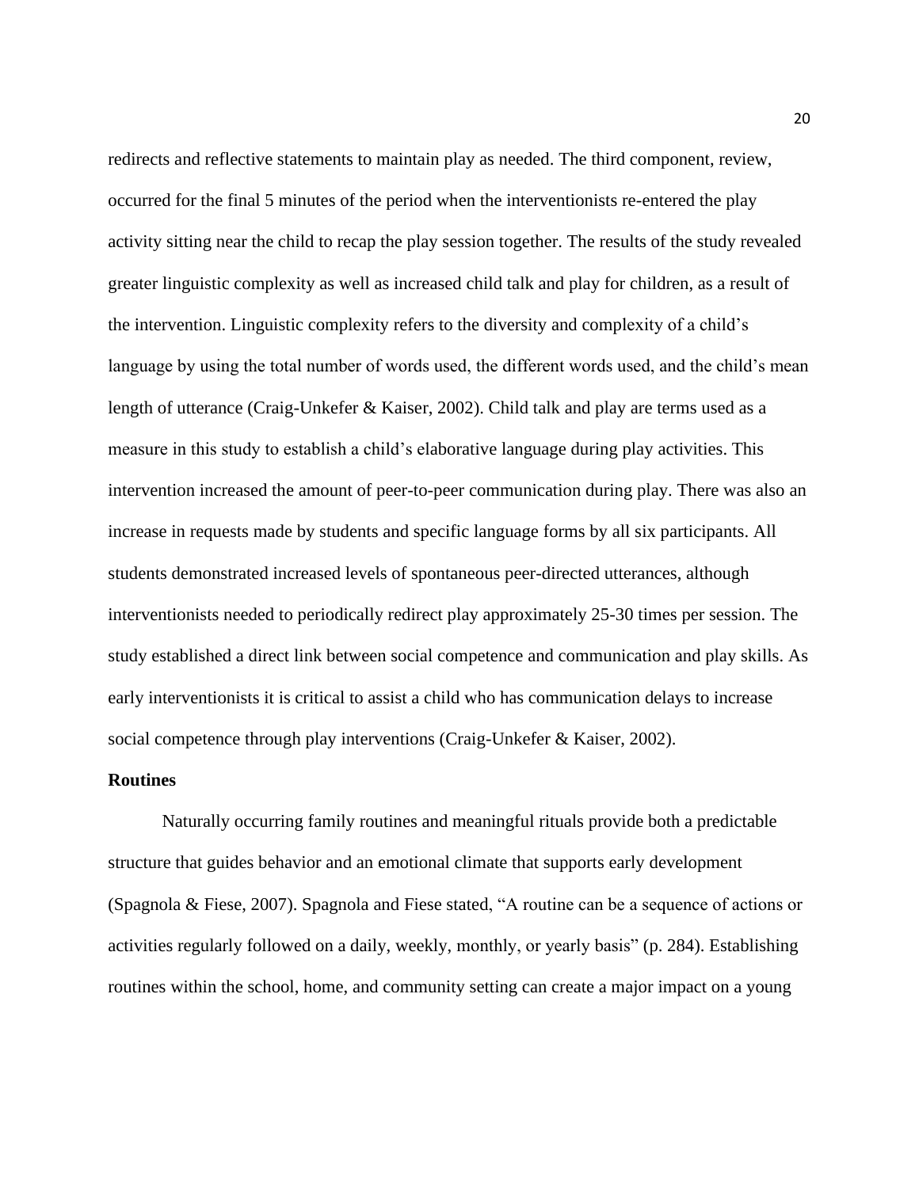redirects and reflective statements to maintain play as needed. The third component, review, occurred for the final 5 minutes of the period when the interventionists re-entered the play activity sitting near the child to recap the play session together. The results of the study revealed greater linguistic complexity as well as increased child talk and play for children, as a result of the intervention. Linguistic complexity refers to the diversity and complexity of a child's language by using the total number of words used, the different words used, and the child's mean length of utterance (Craig-Unkefer & Kaiser, 2002). Child talk and play are terms used as a measure in this study to establish a child's elaborative language during play activities. This intervention increased the amount of peer-to-peer communication during play. There was also an increase in requests made by students and specific language forms by all six participants. All students demonstrated increased levels of spontaneous peer-directed utterances, although interventionists needed to periodically redirect play approximately 25-30 times per session. The study established a direct link between social competence and communication and play skills. As early interventionists it is critical to assist a child who has communication delays to increase social competence through play interventions (Craig-Unkefer & Kaiser, 2002).

**Routines**

Naturally occurring family routines and meaningful rituals provide both a predictable structure that guides behavior and an emotional climate that supports early development (Spagnola & Fiese, 2007). Spagnola and Fiese stated, "A routine can be a sequence of actions or activities regularly followed on a daily, weekly, monthly, or yearly basis" (p. 284). Establishing routines within the school, home, and community setting can create a major impact on a young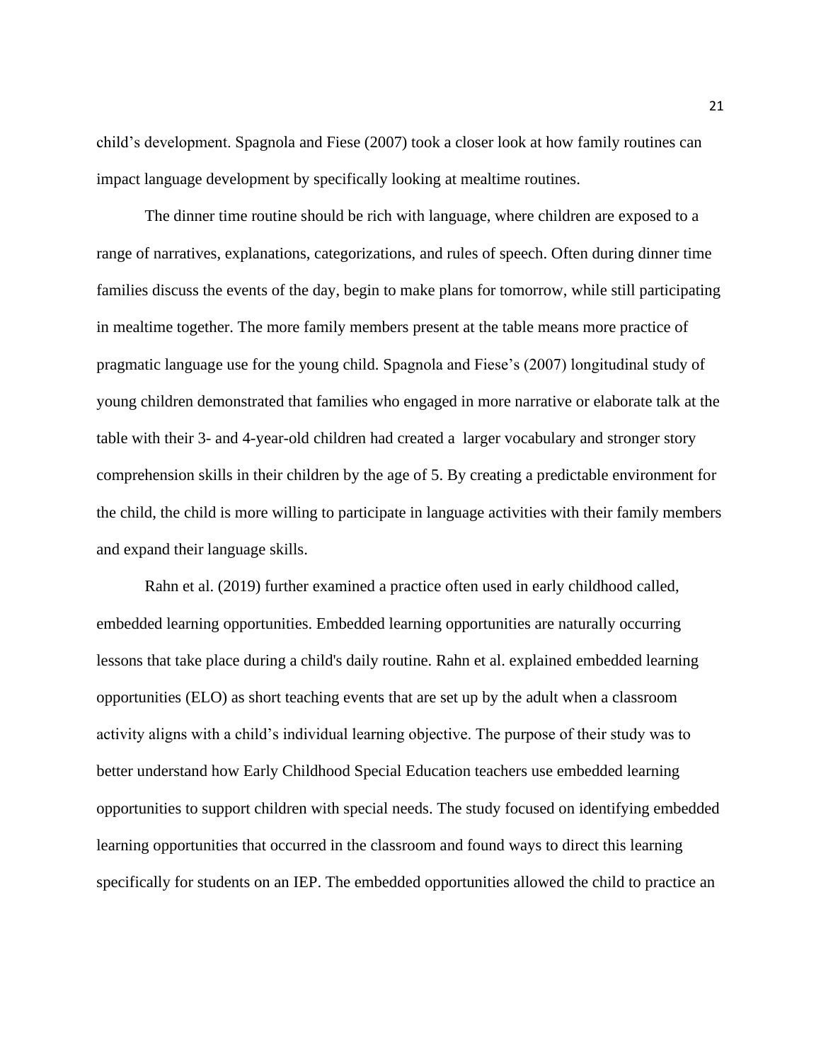child's development. Spagnola and Fiese (2007) took a closer look at how family routines can impact language development by specifically looking at mealtime routines.

The dinner time routine should be rich with language, where children are exposed to a range of narratives, explanations, categorizations, and rules of speech. Often during dinner time families discuss the events of the day, begin to make plans for tomorrow, while still participating in mealtime together. The more family members present at the table means more practice of pragmatic language use for the young child. Spagnola and Fiese's (2007) longitudinal study of young children demonstrated that families who engaged in more narrative or elaborate talk at the table with their 3- and 4-year-old children had created a larger vocabulary and stronger story comprehension skills in their children by the age of 5. By creating a predictable environment for the child, the child is more willing to participate in language activities with their family members and expand their language skills.

Rahn et al. (2019) further examined a practice often used in early childhood called, embedded learning opportunities. Embedded learning opportunities are naturally occurring lessons that take place during a child's daily routine. Rahn et al. explained embedded learning opportunities (ELO) as short teaching events that are set up by the adult when a classroom activity aligns with a child's individual learning objective. The purpose of their study was to better understand how Early Childhood Special Education teachers use embedded learning opportunities to support children with special needs. The study focused on identifying embedded learning opportunities that occurred in the classroom and found ways to direct this learning specifically for students on an IEP. The embedded opportunities allowed the child to practice an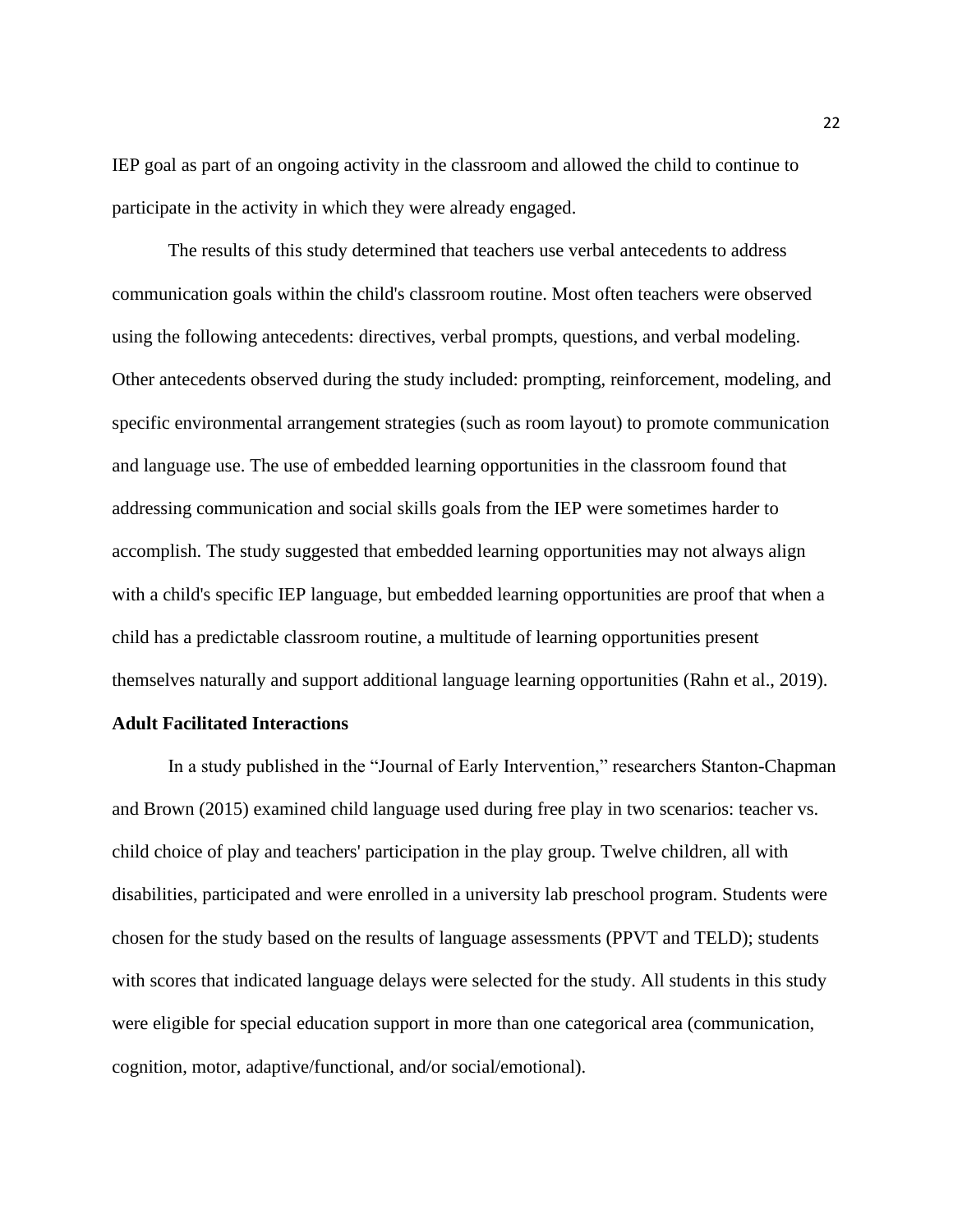IEP goal as part of an ongoing activity in the classroom and allowed the child to continue to participate in the activity in which they were already engaged.

The results of this study determined that teachers use verbal antecedents to address communication goals within the child's classroom routine. Most often teachers were observed using the following antecedents: directives, verbal prompts, questions, and verbal modeling. Other antecedents observed during the study included: prompting, reinforcement, modeling, and specific environmental arrangement strategies (such as room layout) to promote communication and language use. The use of embedded learning opportunities in the classroom found that addressing communication and social skills goals from the IEP were sometimes harder to accomplish. The study suggested that embedded learning opportunities may not always align with a child's specific IEP language, but embedded learning opportunities are proof that when a child has a predictable classroom routine, a multitude of learning opportunities present themselves naturally and support additional language learning opportunities (Rahn et al., 2019).

**Adult Facilitated Interactions**

In a study published in the "Journal of Early Intervention," researchers Stanton-Chapman and Brown (2015) examined child language used during free play in two scenarios: teacher vs. child choice of play and teachers' participation in the play group. Twelve children, all with disabilities, participated and were enrolled in a university lab preschool program. Students were chosen for the study based on the results of language assessments (PPVT and TELD); students with scores that indicated language delays were selected for the study. All students in this study were eligible for special education support in more than one categorical area (communication, cognition, motor, adaptive/functional, and/or social/emotional).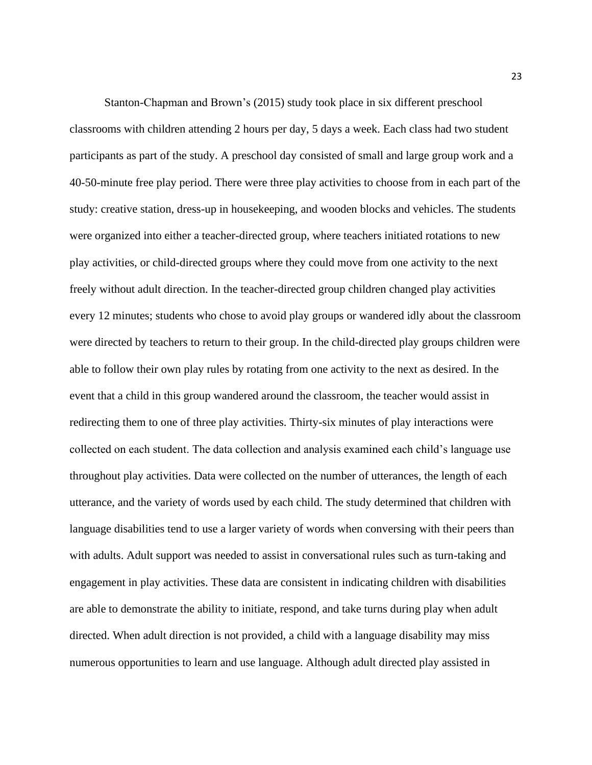Stanton-Chapman and Brown's (2015) study took place in six different preschool classrooms with children attending 2 hours per day, 5 days a week. Each class had two student participants as part of the study. A preschool day consisted of small and large group work and a 40-50-minute free play period. There were three play activities to choose from in each part of the study: creative station, dress-up in housekeeping, and wooden blocks and vehicles. The students were organized into either a teacher-directed group, where teachers initiated rotations to new play activities, or child-directed groups where they could move from one activity to the next freely without adult direction. In the teacher-directed group children changed play activities every 12 minutes; students who chose to avoid play groups or wandered idly about the classroom were directed by teachers to return to their group. In the child-directed play groups children were able to follow their own play rules by rotating from one activity to the next as desired. In the event that a child in this group wandered around the classroom, the teacher would assist in redirecting them to one of three play activities. Thirty-six minutes of play interactions were collected on each student. The data collection and analysis examined each child's language use throughout play activities. Data were collected on the number of utterances, the length of each utterance, and the variety of words used by each child. The study determined that children with language disabilities tend to use a larger variety of words when conversing with their peers than with adults. Adult support was needed to assist in conversational rules such as turn-taking and engagement in play activities. These data are consistent in indicating children with disabilities are able to demonstrate the ability to initiate, respond, and take turns during play when adult directed. When adult direction is not provided, a child with a language disability may miss numerous opportunities to learn and use language. Although adult directed play assisted in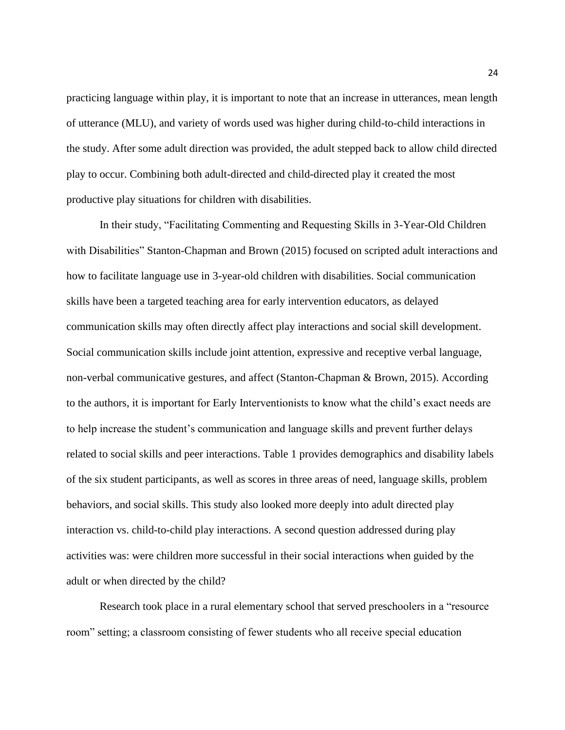practicing language within play, it is important to note that an increase in utterances, mean length of utterance (MLU), and variety of words used was higher during child-to-child interactions in the study. After some adult direction was provided, the adult stepped back to allow child directed play to occur. Combining both adult-directed and child-directed play it created the most productive play situations for children with disabilities.

In their study, "Facilitating Commenting and Requesting Skills in 3-Year-Old Children with Disabilities" Stanton-Chapman and Brown (2015) focused on scripted adult interactions and how to facilitate language use in 3-year-old children with disabilities. Social communication skills have been a targeted teaching area for early intervention educators, as delayed communication skills may often directly affect play interactions and social skill development. Social communication skills include joint attention, expressive and receptive verbal language, non-verbal communicative gestures, and affect (Stanton-Chapman & Brown, 2015). According to the authors, it is important for Early Interventionists to know what the child's exact needs are to help increase the student's communication and language skills and prevent further delays related to social skills and peer interactions. Table 1 provides demographics and disability labels of the six student participants, as well as scores in three areas of need, language skills, problem behaviors, and social skills. This study also looked more deeply into adult directed play interaction vs. child-to-child play interactions. A second question addressed during play activities was: were children more successful in their social interactions when guided by the adult or when directed by the child?

Research took place in a rural elementary school that served preschoolers in a "resource room" setting; a classroom consisting of fewer students who all receive special education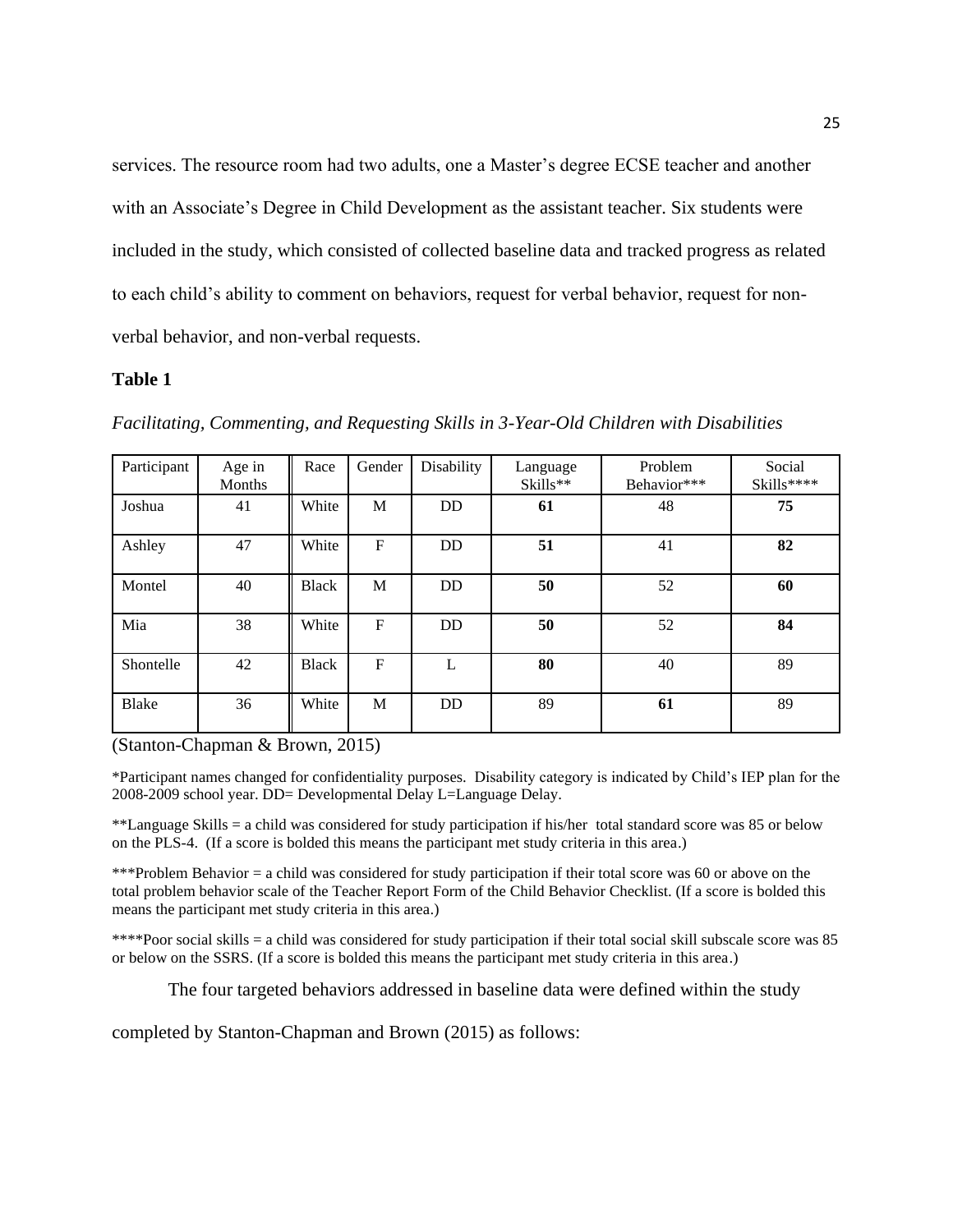services. The resource room had two adults, one a Master's degree ECSE teacher and another with an Associate's Degree in Child Development as the assistant teacher. Six students were included in the study, which consisted of collected baseline data and tracked progress as related to each child's ability to comment on behaviors, request for verbal behavior, request for non-verbal behavior, and non-verbal requests.

**Table 1**

*Facilitating, Commenting, and Requesting Skills in 3-Year-Old Children with Disabilities*

| Participant | Age in Months | Race | Gender | Disability | Language Skills** | Problem Behavior*** | Social Skills**** |
|---|---|---|---|---|---|---|---|
| Joshua | 41 | White | M | DD | **61** | 48 | **75** |
| Ashley | 47 | White | F | DD | **51** | 41 | **82** |
| Montel | 40 | Black | M | DD | **50** | 52 | **60** |
| Mia | 38 | White | F | DD | **50** | 52 | **84** |
| Shontelle | 42 | Black | F | L | **80** | 40 | 89 |
| Blake | 36 | White | M | DD | 89 | **61** | 89 |

(Stanton-Chapman & Brown, 2015)

*Participant names changed for confidentiality purposes. Disability category is indicated by Child's IEP plan for the 2008-2009 school year. DD= Developmental Delay L=Language Delay.

**Language Skills = a child was considered for study participation if his/her total standard score was 85 or below on the PLS-4. (If a score is bolded this means the participant met study criteria in this area.)

***Problem Behavior = a child was considered for study participation if their total score was 60 or above on the total problem behavior scale of the Teacher Report Form of the Child Behavior Checklist. (If a score is bolded this means the participant met study criteria in this area.)

****Poor social skills = a child was considered for study participation if their total social skill subscale score was 85 or below on the SSRS. (If a score is bolded this means the participant met study criteria in this area.)

The four targeted behaviors addressed in baseline data were defined within the study completed by Stanton-Chapman and Brown (2015) as follows: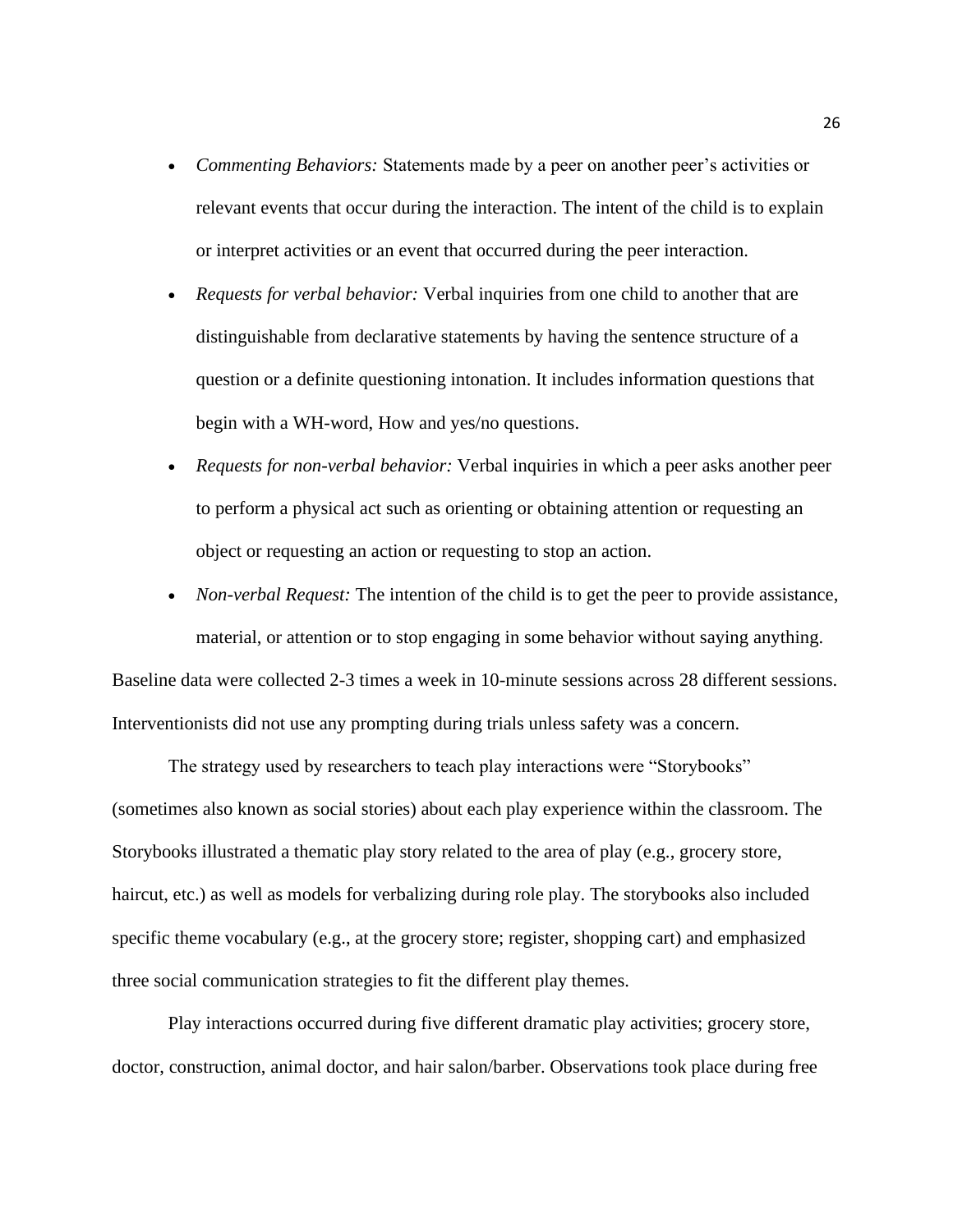- *Commenting Behaviors:* Statements made by a peer on another peer's activities or relevant events that occur during the interaction. The intent of the child is to explain or interpret activities or an event that occurred during the peer interaction.
- *Requests for verbal behavior:* Verbal inquiries from one child to another that are distinguishable from declarative statements by having the sentence structure of a question or a definite questioning intonation. It includes information questions that begin with a WH-word, How and yes/no questions.
- *Requests for non-verbal behavior:* Verbal inquiries in which a peer asks another peer to perform a physical act such as orienting or obtaining attention or requesting an object or requesting an action or requesting to stop an action.
- *Non-verbal Request:* The intention of the child is to get the peer to provide assistance, material, or attention or to stop engaging in some behavior without saying anything.

Baseline data were collected 2-3 times a week in 10-minute sessions across 28 different sessions. Interventionists did not use any prompting during trials unless safety was a concern.

The strategy used by researchers to teach play interactions were "Storybooks" (sometimes also known as social stories) about each play experience within the classroom. The Storybooks illustrated a thematic play story related to the area of play (e.g., grocery store, haircut, etc.) as well as models for verbalizing during role play. The storybooks also included specific theme vocabulary (e.g., at the grocery store; register, shopping cart) and emphasized three social communication strategies to fit the different play themes.

Play interactions occurred during five different dramatic play activities; grocery store, doctor, construction, animal doctor, and hair salon/barber. Observations took place during free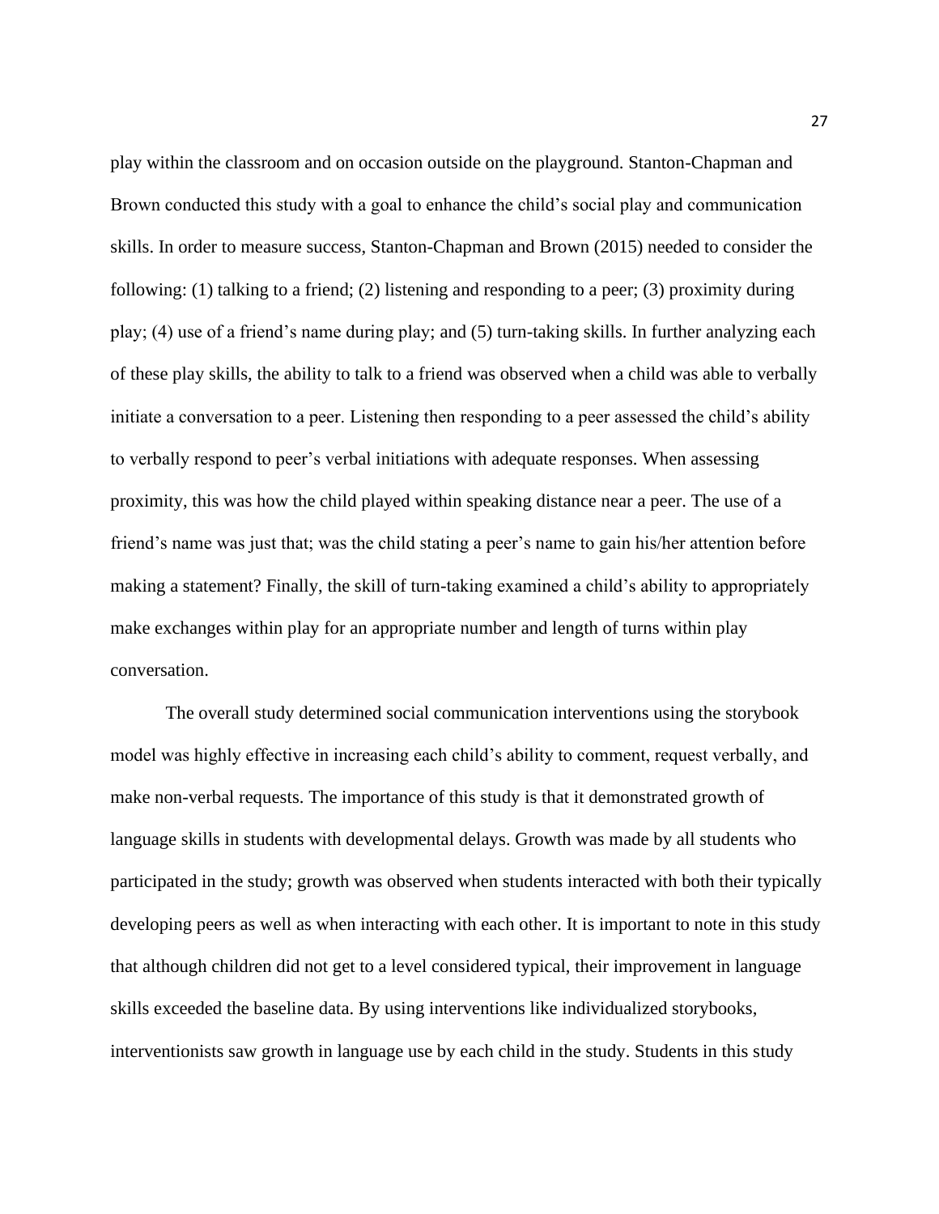play within the classroom and on occasion outside on the playground. Stanton-Chapman and Brown conducted this study with a goal to enhance the child's social play and communication skills. In order to measure success, Stanton-Chapman and Brown (2015) needed to consider the following: (1) talking to a friend; (2) listening and responding to a peer; (3) proximity during play; (4) use of a friend's name during play; and (5) turn-taking skills. In further analyzing each of these play skills, the ability to talk to a friend was observed when a child was able to verbally initiate a conversation to a peer. Listening then responding to a peer assessed the child's ability to verbally respond to peer's verbal initiations with adequate responses. When assessing proximity, this was how the child played within speaking distance near a peer. The use of a friend's name was just that; was the child stating a peer's name to gain his/her attention before making a statement? Finally, the skill of turn-taking examined a child's ability to appropriately make exchanges within play for an appropriate number and length of turns within play conversation.

The overall study determined social communication interventions using the storybook model was highly effective in increasing each child's ability to comment, request verbally, and make non-verbal requests. The importance of this study is that it demonstrated growth of language skills in students with developmental delays. Growth was made by all students who participated in the study; growth was observed when students interacted with both their typically developing peers as well as when interacting with each other. It is important to note in this study that although children did not get to a level considered typical, their improvement in language skills exceeded the baseline data. By using interventions like individualized storybooks, interventionists saw growth in language use by each child in the study. Students in this study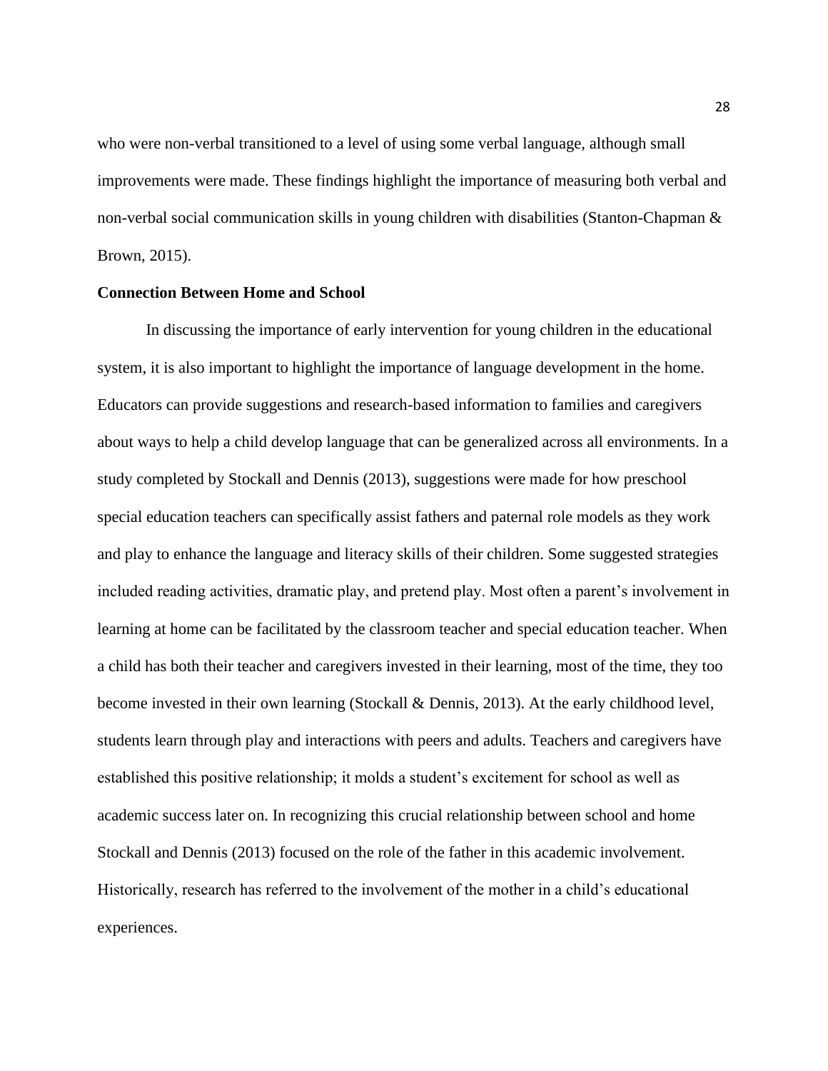who were non-verbal transitioned to a level of using some verbal language, although small improvements were made. These findings highlight the importance of measuring both verbal and non-verbal social communication skills in young children with disabilities (Stanton-Chapman & Brown, 2015).

**Connection Between Home and School**

In discussing the importance of early intervention for young children in the educational system, it is also important to highlight the importance of language development in the home. Educators can provide suggestions and research-based information to families and caregivers about ways to help a child develop language that can be generalized across all environments. In a study completed by Stockall and Dennis (2013), suggestions were made for how preschool special education teachers can specifically assist fathers and paternal role models as they work and play to enhance the language and literacy skills of their children. Some suggested strategies included reading activities, dramatic play, and pretend play. Most often a parent's involvement in learning at home can be facilitated by the classroom teacher and special education teacher. When a child has both their teacher and caregivers invested in their learning, most of the time, they too become invested in their own learning (Stockall & Dennis, 2013). At the early childhood level, students learn through play and interactions with peers and adults. Teachers and caregivers have established this positive relationship; it molds a student's excitement for school as well as academic success later on. In recognizing this crucial relationship between school and home Stockall and Dennis (2013) focused on the role of the father in this academic involvement. Historically, research has referred to the involvement of the mother in a child's educational experiences.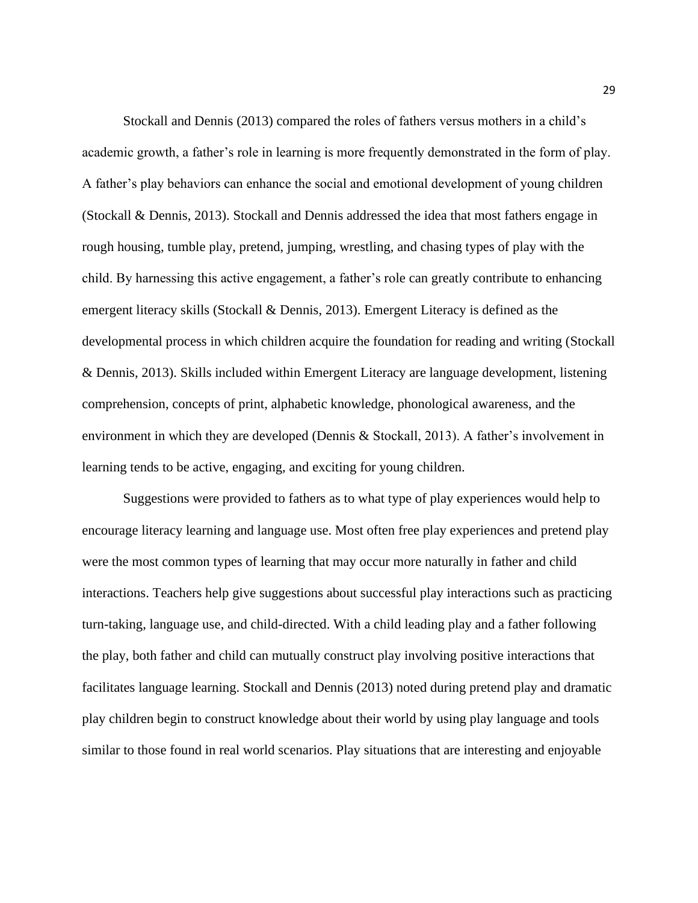Stockall and Dennis (2013) compared the roles of fathers versus mothers in a child's academic growth, a father's role in learning is more frequently demonstrated in the form of play. A father's play behaviors can enhance the social and emotional development of young children (Stockall & Dennis, 2013). Stockall and Dennis addressed the idea that most fathers engage in rough housing, tumble play, pretend, jumping, wrestling, and chasing types of play with the child. By harnessing this active engagement, a father's role can greatly contribute to enhancing emergent literacy skills (Stockall & Dennis, 2013). Emergent Literacy is defined as the developmental process in which children acquire the foundation for reading and writing (Stockall & Dennis, 2013). Skills included within Emergent Literacy are language development, listening comprehension, concepts of print, alphabetic knowledge, phonological awareness, and the environment in which they are developed (Dennis & Stockall, 2013). A father's involvement in learning tends to be active, engaging, and exciting for young children.

Suggestions were provided to fathers as to what type of play experiences would help to encourage literacy learning and language use. Most often free play experiences and pretend play were the most common types of learning that may occur more naturally in father and child interactions. Teachers help give suggestions about successful play interactions such as practicing turn-taking, language use, and child-directed. With a child leading play and a father following the play, both father and child can mutually construct play involving positive interactions that facilitates language learning. Stockall and Dennis (2013) noted during pretend play and dramatic play children begin to construct knowledge about their world by using play language and tools similar to those found in real world scenarios. Play situations that are interesting and enjoyable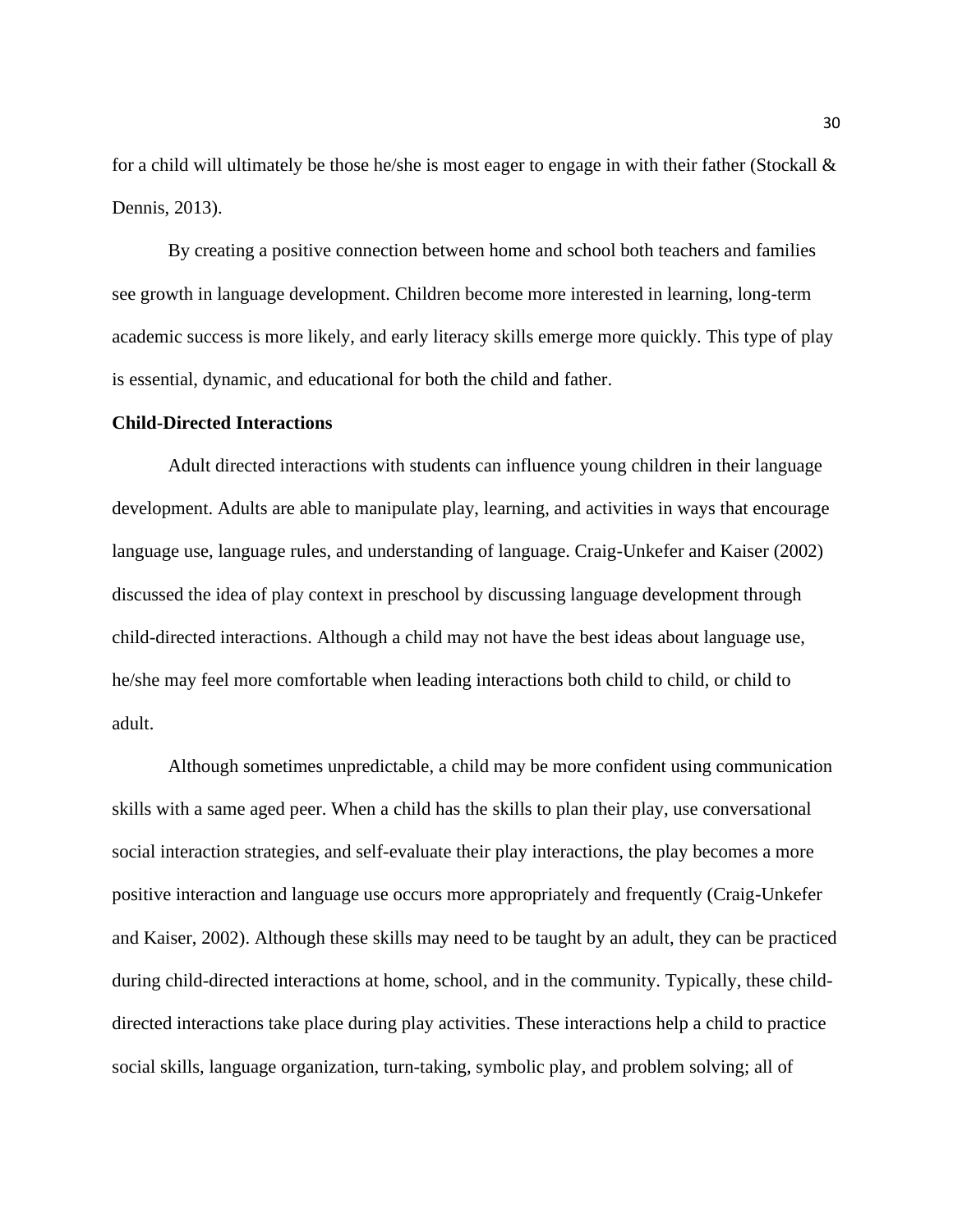for a child will ultimately be those he/she is most eager to engage in with their father (Stockall & Dennis, 2013).

By creating a positive connection between home and school both teachers and families see growth in language development. Children become more interested in learning, long-term academic success is more likely, and early literacy skills emerge more quickly. This type of play is essential, dynamic, and educational for both the child and father.

**Child-Directed Interactions**

Adult directed interactions with students can influence young children in their language development. Adults are able to manipulate play, learning, and activities in ways that encourage language use, language rules, and understanding of language. Craig-Unkefer and Kaiser (2002) discussed the idea of play context in preschool by discussing language development through child-directed interactions. Although a child may not have the best ideas about language use, he/she may feel more comfortable when leading interactions both child to child, or child to adult.

Although sometimes unpredictable, a child may be more confident using communication skills with a same aged peer. When a child has the skills to plan their play, use conversational social interaction strategies, and self-evaluate their play interactions, the play becomes a more positive interaction and language use occurs more appropriately and frequently (Craig-Unkefer and Kaiser, 2002). Although these skills may need to be taught by an adult, they can be practiced during child-directed interactions at home, school, and in the community. Typically, these child-directed interactions take place during play activities. These interactions help a child to practice social skills, language organization, turn-taking, symbolic play, and problem solving; all of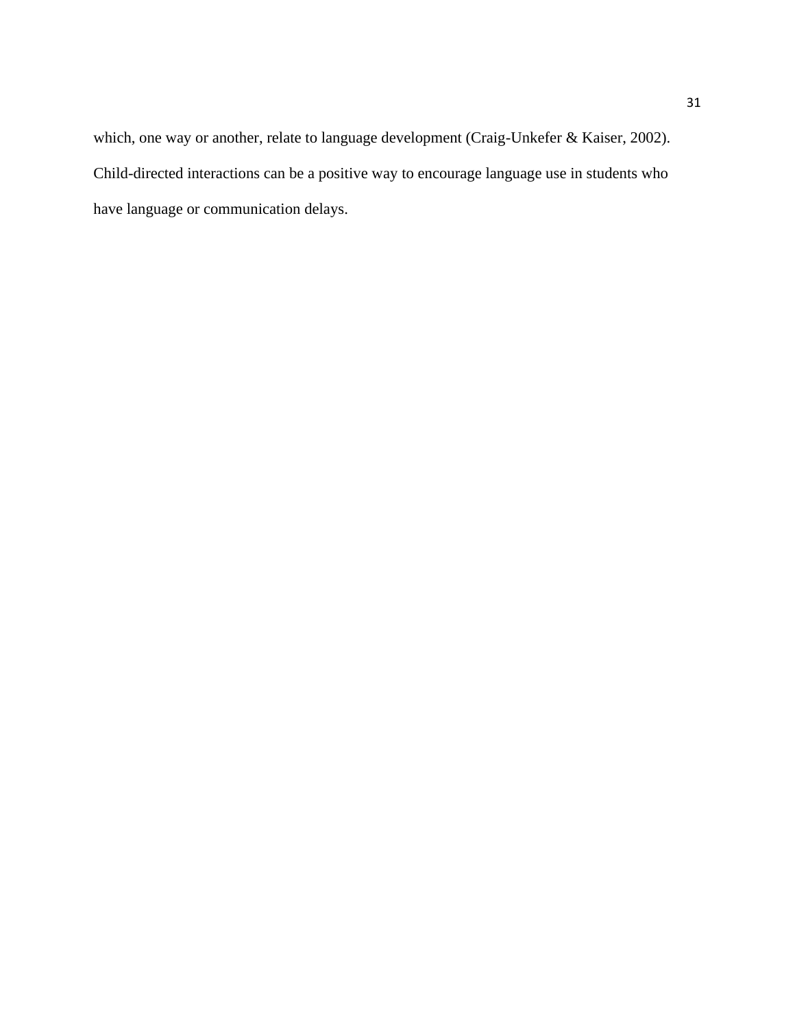which, one way or another, relate to language development (Craig-Unkefer & Kaiser, 2002). Child-directed interactions can be a positive way to encourage language use in students who have language or communication delays.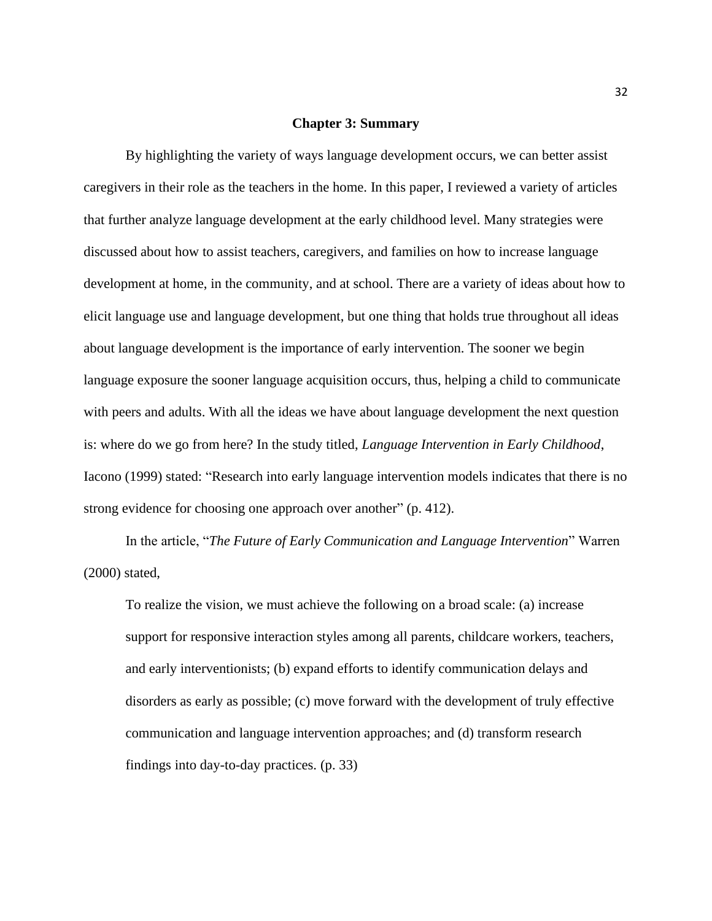## Chapter 3: Summary

By highlighting the variety of ways language development occurs, we can better assist caregivers in their role as the teachers in the home. In this paper, I reviewed a variety of articles that further analyze language development at the early childhood level. Many strategies were discussed about how to assist teachers, caregivers, and families on how to increase language development at home, in the community, and at school. There are a variety of ideas about how to elicit language use and language development, but one thing that holds true throughout all ideas about language development is the importance of early intervention. The sooner we begin language exposure the sooner language acquisition occurs, thus, helping a child to communicate with peers and adults. With all the ideas we have about language development the next question is: where do we go from here? In the study titled, *Language Intervention in Early Childhood*, Iacono (1999) stated: "Research into early language intervention models indicates that there is no strong evidence for choosing one approach over another" (p. 412).

In the article, "*The Future of Early Communication and Language Intervention*" Warren (2000) stated,

> To realize the vision, we must achieve the following on a broad scale: (a) increase support for responsive interaction styles among all parents, childcare workers, teachers, and early interventionists; (b) expand efforts to identify communication delays and disorders as early as possible; (c) move forward with the development of truly effective communication and language intervention approaches; and (d) transform research findings into day-to-day practices. (p. 33)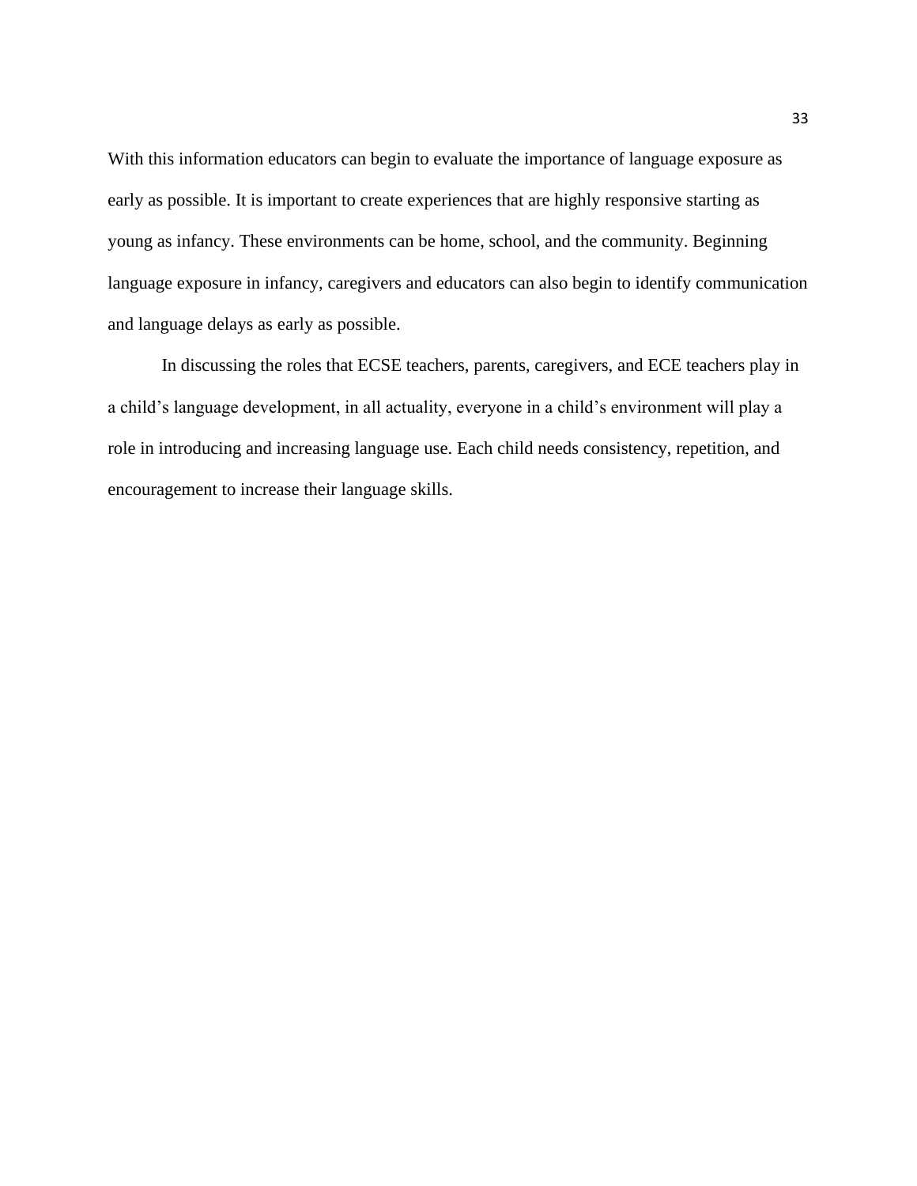With this information educators can begin to evaluate the importance of language exposure as early as possible. It is important to create experiences that are highly responsive starting as young as infancy. These environments can be home, school, and the community. Beginning language exposure in infancy, caregivers and educators can also begin to identify communication and language delays as early as possible.

In discussing the roles that ECSE teachers, parents, caregivers, and ECE teachers play in a child's language development, in all actuality, everyone in a child's environment will play a role in introducing and increasing language use. Each child needs consistency, repetition, and encouragement to increase their language skills.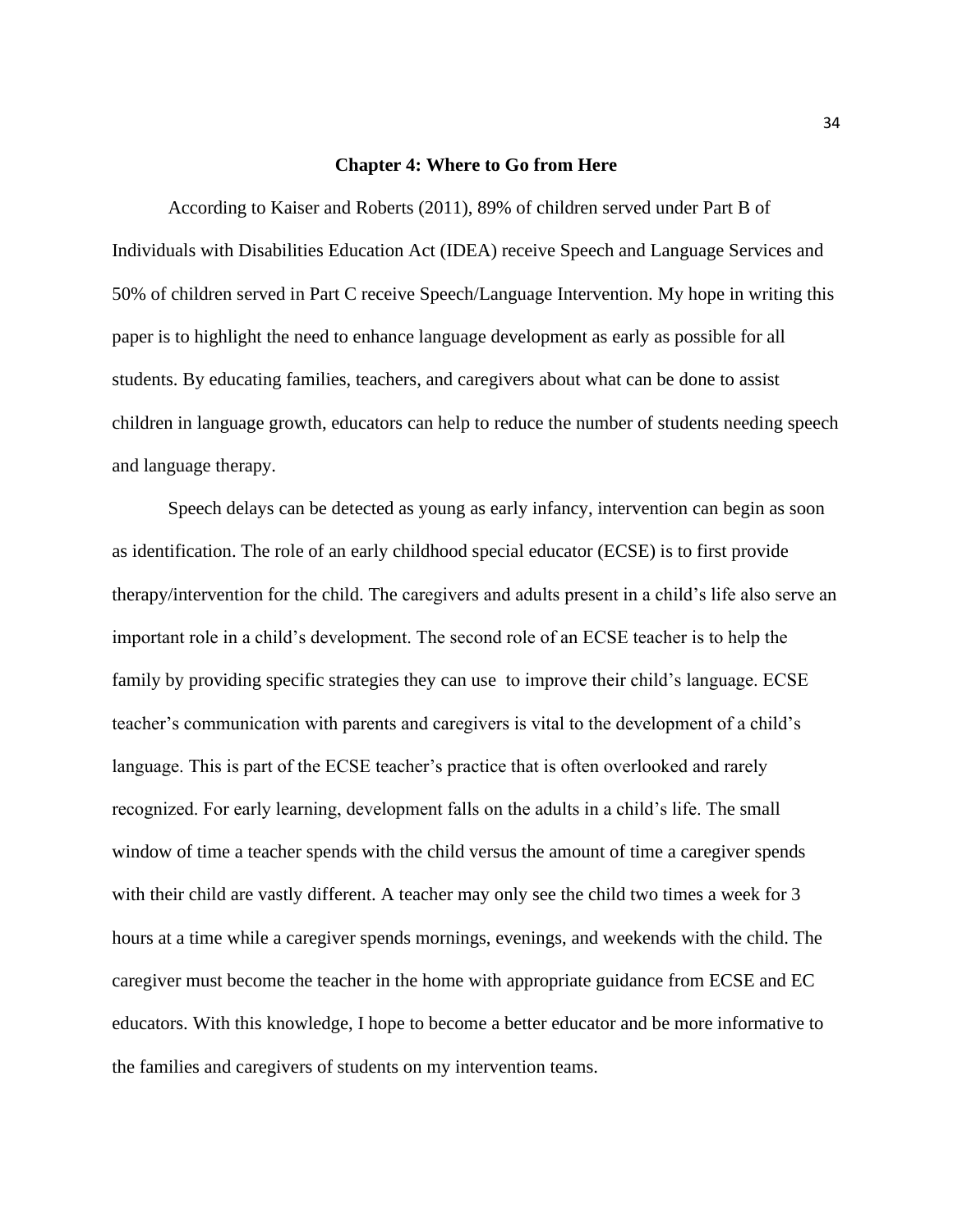# Chapter 4: Where to Go from Here

According to Kaiser and Roberts (2011), 89% of children served under Part B of Individuals with Disabilities Education Act (IDEA) receive Speech and Language Services and 50% of children served in Part C receive Speech/Language Intervention. My hope in writing this paper is to highlight the need to enhance language development as early as possible for all students. By educating families, teachers, and caregivers about what can be done to assist children in language growth, educators can help to reduce the number of students needing speech and language therapy.

Speech delays can be detected as young as early infancy, intervention can begin as soon as identification. The role of an early childhood special educator (ECSE) is to first provide therapy/intervention for the child. The caregivers and adults present in a child's life also serve an important role in a child's development. The second role of an ECSE teacher is to help the family by providing specific strategies they can use to improve their child's language. ECSE teacher's communication with parents and caregivers is vital to the development of a child's language. This is part of the ECSE teacher's practice that is often overlooked and rarely recognized. For early learning, development falls on the adults in a child's life. The small window of time a teacher spends with the child versus the amount of time a caregiver spends with their child are vastly different. A teacher may only see the child two times a week for 3 hours at a time while a caregiver spends mornings, evenings, and weekends with the child. The caregiver must become the teacher in the home with appropriate guidance from ECSE and EC educators. With this knowledge, I hope to become a better educator and be more informative to the families and caregivers of students on my intervention teams.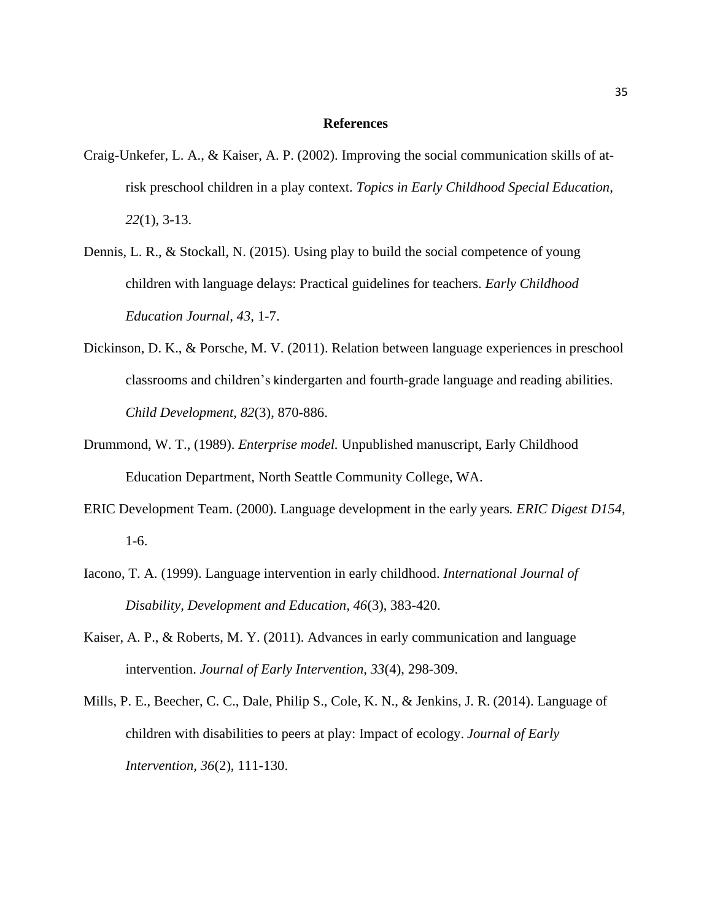# References

Craig-Unkefer, L. A., & Kaiser, A. P. (2002). Improving the social communication skills of at-risk preschool children in a play context. *Topics in Early Childhood Special Education, 22*(1), 3-13.

Dennis, L. R., & Stockall, N. (2015). Using play to build the social competence of young children with language delays: Practical guidelines for teachers. *Early Childhood Education Journal*, *43,* 1-7.

Dickinson, D. K., & Porsche, M. V. (2011). Relation between language experiences in preschool classrooms and children's kindergarten and fourth-grade language and reading abilities. *Child Development, 82*(3), 870-886.

Drummond, W. T., (1989). *Enterprise model.* Unpublished manuscript, Early Childhood Education Department, North Seattle Community College, WA.

ERIC Development Team. (2000). Language development in the early years*. ERIC Digest D154,* 1-6.

Iacono, T. A. (1999). Language intervention in early childhood. *International Journal of Disability, Development and Education, 46*(3), 383-420.

Kaiser, A. P., & Roberts, M. Y. (2011). Advances in early communication and language intervention. *Journal of Early Intervention, 33*(4), 298-309.

Mills, P. E., Beecher, C. C., Dale, Philip S., Cole, K. N., & Jenkins, J. R. (2014). Language of children with disabilities to peers at play: Impact of ecology. *Journal of Early Intervention, 36*(2), 111-130.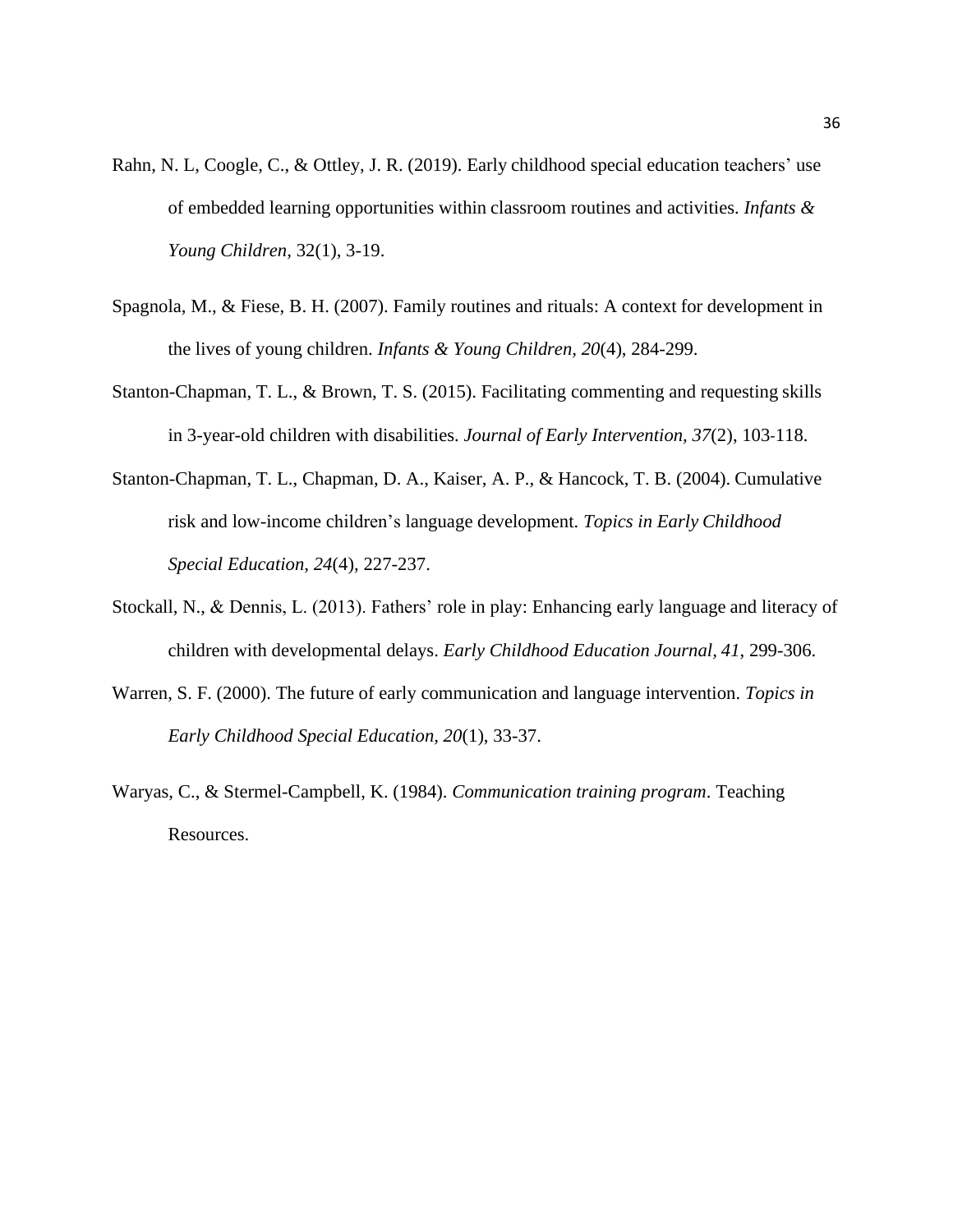Rahn, N. L, Coogle, C., & Ottley, J. R. (2019). Early childhood special education teachers' use of embedded learning opportunities within classroom routines and activities. *Infants & Young Children,* 32(1), 3-19.

Spagnola, M., & Fiese, B. H. (2007). Family routines and rituals: A context for development in the lives of young children. *Infants & Young Children, 20*(4), 284-299.

Stanton-Chapman, T. L., & Brown, T. S. (2015). Facilitating commenting and requesting skills in 3-year-old children with disabilities. *Journal of Early Intervention, 37*(2), 103-118.

Stanton-Chapman, T. L., Chapman, D. A., Kaiser, A. P., & Hancock, T. B. (2004). Cumulative risk and low-income children's language development. *Topics in Early Childhood Special Education, 24*(4), 227-237.

Stockall, N., & Dennis, L. (2013). Fathers' role in play: Enhancing early language and literacy of children with developmental delays. *Early Childhood Education Journal, 41*, 299-306.

Warren, S. F. (2000). The future of early communication and language intervention. *Topics in Early Childhood Special Education, 20*(1), 33-37.

Waryas, C., & Stermel-Campbell, K. (1984). *Communication training program*. Teaching Resources.